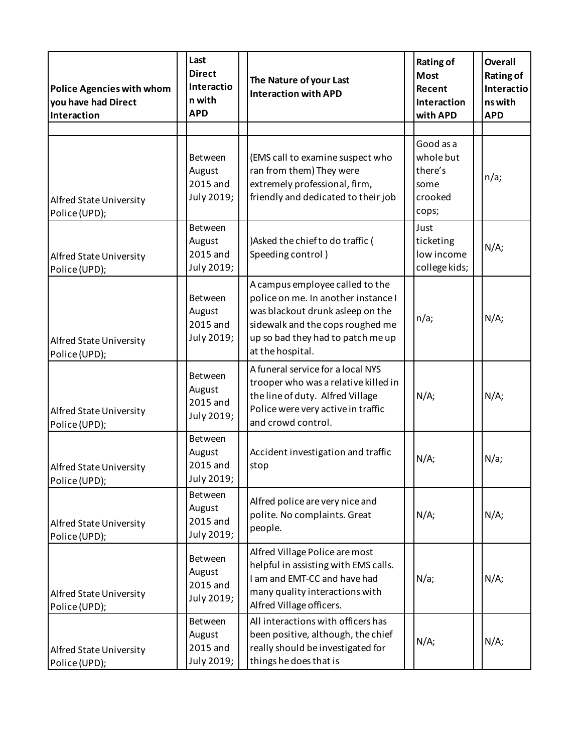| Police Agencies with whom you have had Direct Interaction | Last Direct Interaction with APD | The Nature of your Last Interaction with APD | Rating of Most Recent Interaction with APD | Overall Rating of Interactions with APD |
|---|---|---|---|---|
| | | | | |
| Alfred State University Police (UPD); | Between August 2015 and July 2019; | (EMS call to examine suspect who ran from them) They were extremely professional, firm, friendly and dedicated to their job | Good as a whole but there's some crooked cops; | n/a; |
| Alfred State University Police (UPD); | Between August 2015 and July 2019; | )Asked the chief to do traffic ( Speeding control ) | Just ticketing low income college kids; | N/A; |
| Alfred State University Police (UPD); | Between August 2015 and July 2019; | A campus employee called to the police on me. In another instance I was blackout drunk asleep on the sidewalk and the cops roughed me up so bad they had to patch me up at the hospital. | n/a; | N/A; |
| Alfred State University Police (UPD); | Between August 2015 and July 2019; | A funeral service for a local NYS trooper who was a relative killed in the line of duty. Alfred Village Police were very active in traffic and crowd control. | N/A; | N/A; |
| Alfred State University Police (UPD); | Between August 2015 and July 2019; | Accident investigation and traffic stop | N/A; | N/a; |
| Alfred State University Police (UPD); | Between August 2015 and July 2019; | Alfred police are very nice and polite. No complaints. Great people. | N/A; | N/A; |
| Alfred State University Police (UPD); | Between August 2015 and July 2019; | Alfred Village Police are most helpful in assisting with EMS calls. I am and EMT-CC and have had many quality interactions with Alfred Village officers. | N/a; | N/A; |
| Alfred State University Police (UPD); | Between August 2015 and July 2019; | All interactions with officers has been positive, although, the chief really should be investigated for things he does that is | N/A; | N/A; |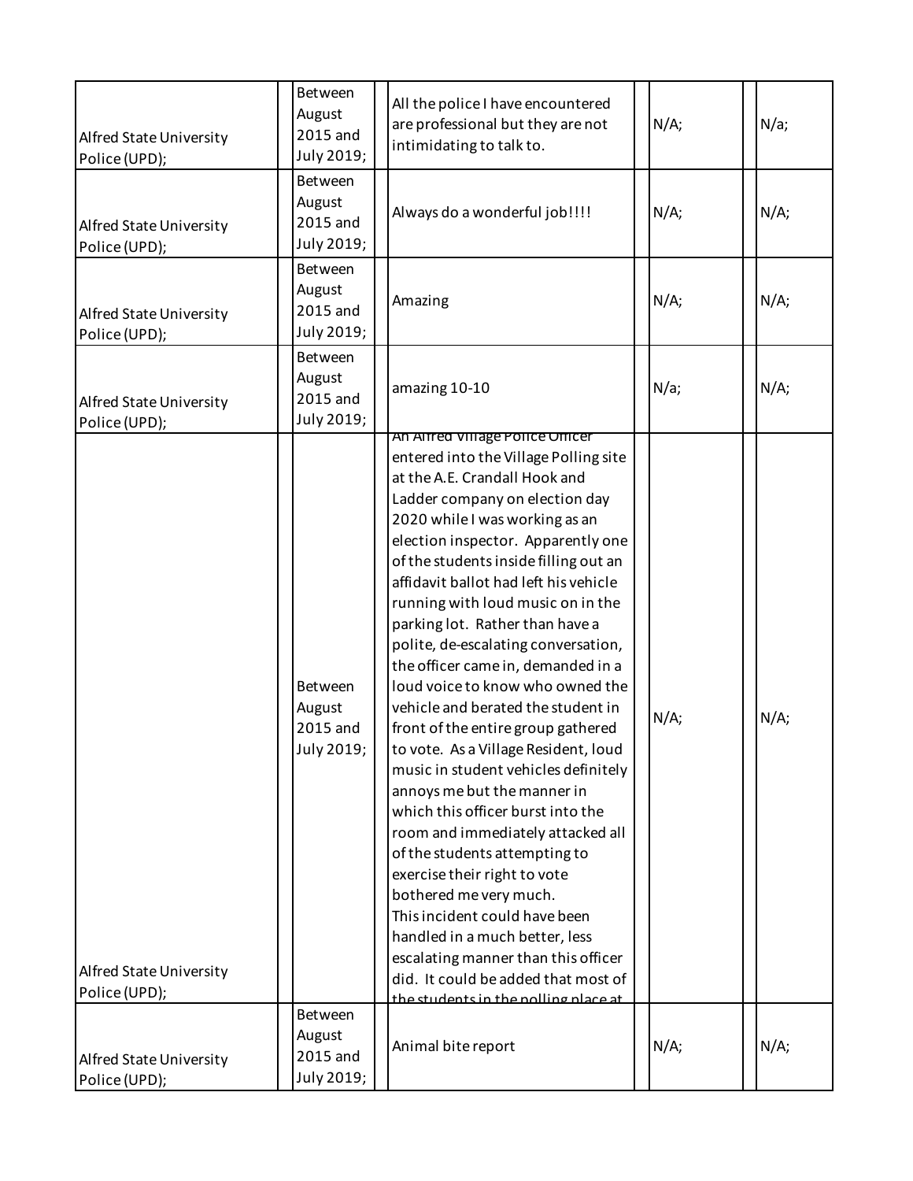| | | | | | | | | |
|---|---|---|---|---|---|---|---|---|
| Alfred State University Police (UPD); | | Between August 2015 and July 2019; | | All the police I have encountered are professional but they are not intimidating to talk to. | | N/A; | | N/a; |
| Alfred State University Police (UPD); | | Between August 2015 and July 2019; | | Always do a wonderful job!!!! | | N/A; | | N/A; |
| Alfred State University Police (UPD); | | Between August 2015 and July 2019; | | Amazing | | N/A; | | N/A; |
| Alfred State University Police (UPD); | | Between August 2015 and July 2019; | | amazing 10-10 | | N/a; | | N/A; |
| Alfred State University Police (UPD); | | Between August 2015 and July 2019; | | An Alfred Village Police Officer entered into the Village Polling site at the A.E. Crandall Hook and Ladder company on election day 2020 while I was working as an election inspector. Apparently one of the students inside filling out an affidavit ballot had left his vehicle running with loud music on in the parking lot. Rather than have a polite, de-escalating conversation, the officer came in, demanded in a loud voice to know who owned the vehicle and berated the student in front of the entire group gathered to vote. As a Village Resident, loud music in student vehicles definitely annoys me but the manner in which this officer burst into the room and immediately attacked all of the students attempting to exercise their right to vote bothered me very much. This incident could have been handled in a much better, less escalating manner than this officer did. It could be added that most of the students in the polling place at | | N/A; | | N/A; |
| Alfred State University Police (UPD); | | Between August 2015 and July 2019; | | Animal bite report | | N/A; | | N/A; |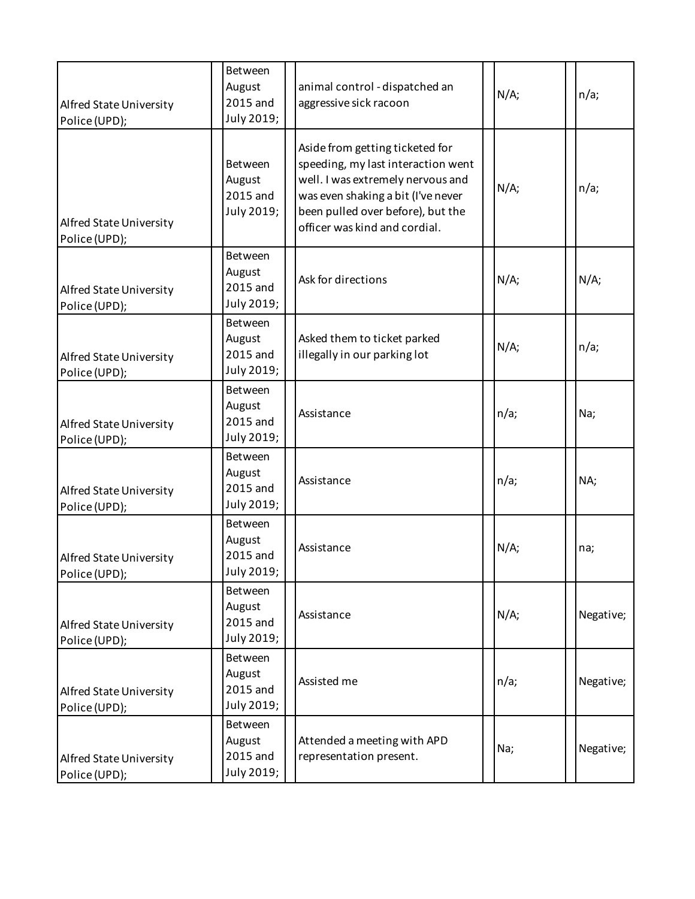| | | | | | | | | |
|---|---|---|---|---|---|---|---|---|
| Alfred State University Police (UPD); | | Between August 2015 and July 2019; | | animal control - dispatched an aggressive sick racoon | | N/A; | | n/a; |
| Alfred State University Police (UPD); | | Between August 2015 and July 2019; | | Aside from getting ticketed for speeding, my last interaction went well. I was extremely nervous and was even shaking a bit (I've never been pulled over before), but the officer was kind and cordial. | | N/A; | | n/a; |
| Alfred State University Police (UPD); | | Between August 2015 and July 2019; | | Ask for directions | | N/A; | | N/A; |
| Alfred State University Police (UPD); | | Between August 2015 and July 2019; | | Asked them to ticket parked illegally in our parking lot | | N/A; | | n/a; |
| Alfred State University Police (UPD); | | Between August 2015 and July 2019; | | Assistance | | n/a; | | Na; |
| Alfred State University Police (UPD); | | Between August 2015 and July 2019; | | Assistance | | n/a; | | NA; |
| Alfred State University Police (UPD); | | Between August 2015 and July 2019; | | Assistance | | N/A; | | na; |
| Alfred State University Police (UPD); | | Between August 2015 and July 2019; | | Assistance | | N/A; | | Negative; |
| Alfred State University Police (UPD); | | Between August 2015 and July 2019; | | Assisted me | | n/a; | | Negative; |
| Alfred State University Police (UPD); | | Between August 2015 and July 2019; | | Attended a meeting with APD representation present. | | Na; | | Negative; |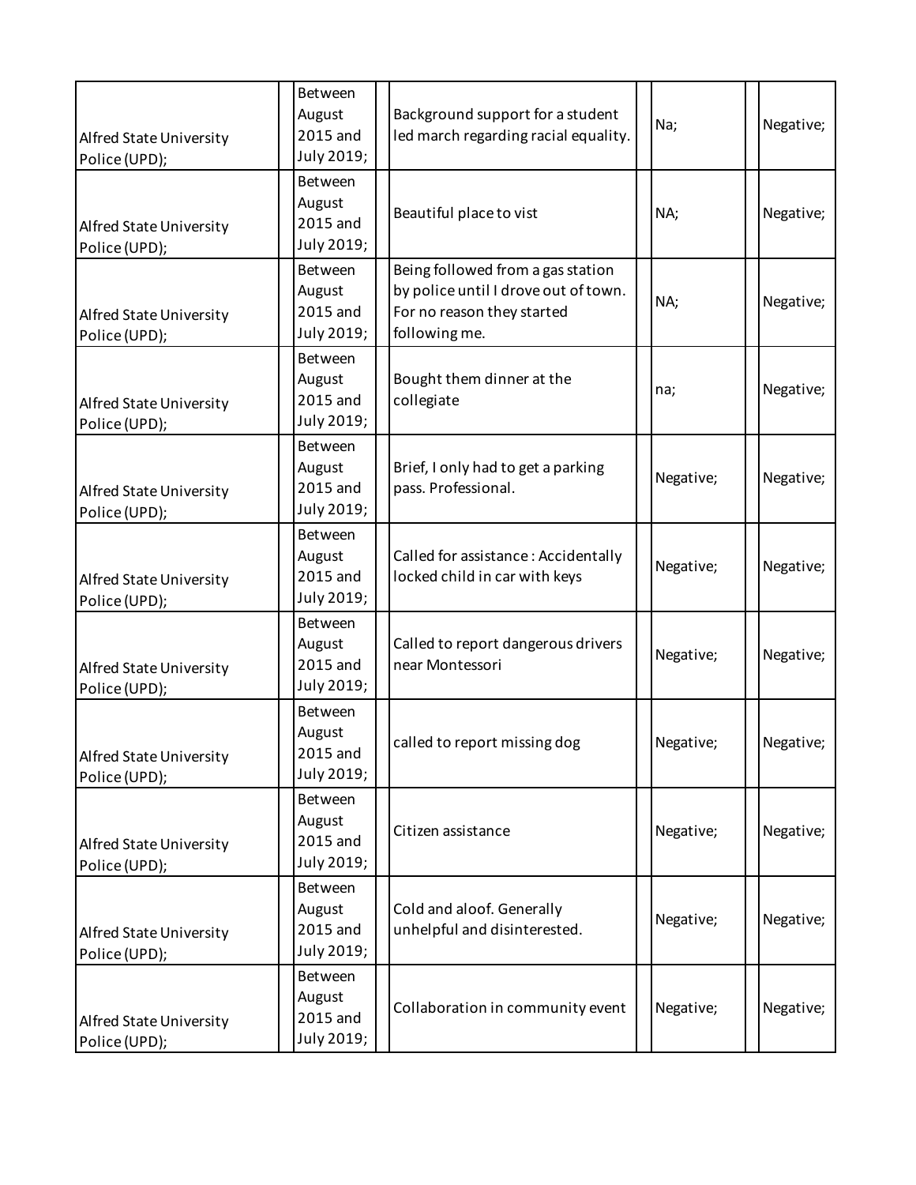| | | | | | | | | |
|---|---|---|---|---|---|---|---|---|
| Alfred State University Police (UPD); | | Between August 2015 and July 2019; | | Background support for a student led march regarding racial equality. | | Na; | | Negative; |
| Alfred State University Police (UPD); | | Between August 2015 and July 2019; | | Beautiful place to vist | | NA; | | Negative; |
| Alfred State University Police (UPD); | | Between August 2015 and July 2019; | | Being followed from a gas station by police until I drove out of town. For no reason they started following me. | | NA; | | Negative; |
| Alfred State University Police (UPD); | | Between August 2015 and July 2019; | | Bought them dinner at the collegiate | | na; | | Negative; |
| Alfred State University Police (UPD); | | Between August 2015 and July 2019; | | Brief, I only had to get a parking pass. Professional. | | Negative; | | Negative; |
| Alfred State University Police (UPD); | | Between August 2015 and July 2019; | | Called for assistance : Accidentally locked child in car with keys | | Negative; | | Negative; |
| Alfred State University Police (UPD); | | Between August 2015 and July 2019; | | Called to report dangerous drivers near Montessori | | Negative; | | Negative; |
| Alfred State University Police (UPD); | | Between August 2015 and July 2019; | | called to report missing dog | | Negative; | | Negative; |
| Alfred State University Police (UPD); | | Between August 2015 and July 2019; | | Citizen assistance | | Negative; | | Negative; |
| Alfred State University Police (UPD); | | Between August 2015 and July 2019; | | Cold and aloof. Generally unhelpful and disinterested. | | Negative; | | Negative; |
| Alfred State University Police (UPD); | | Between August 2015 and July 2019; | | Collaboration in community event | | Negative; | | Negative; |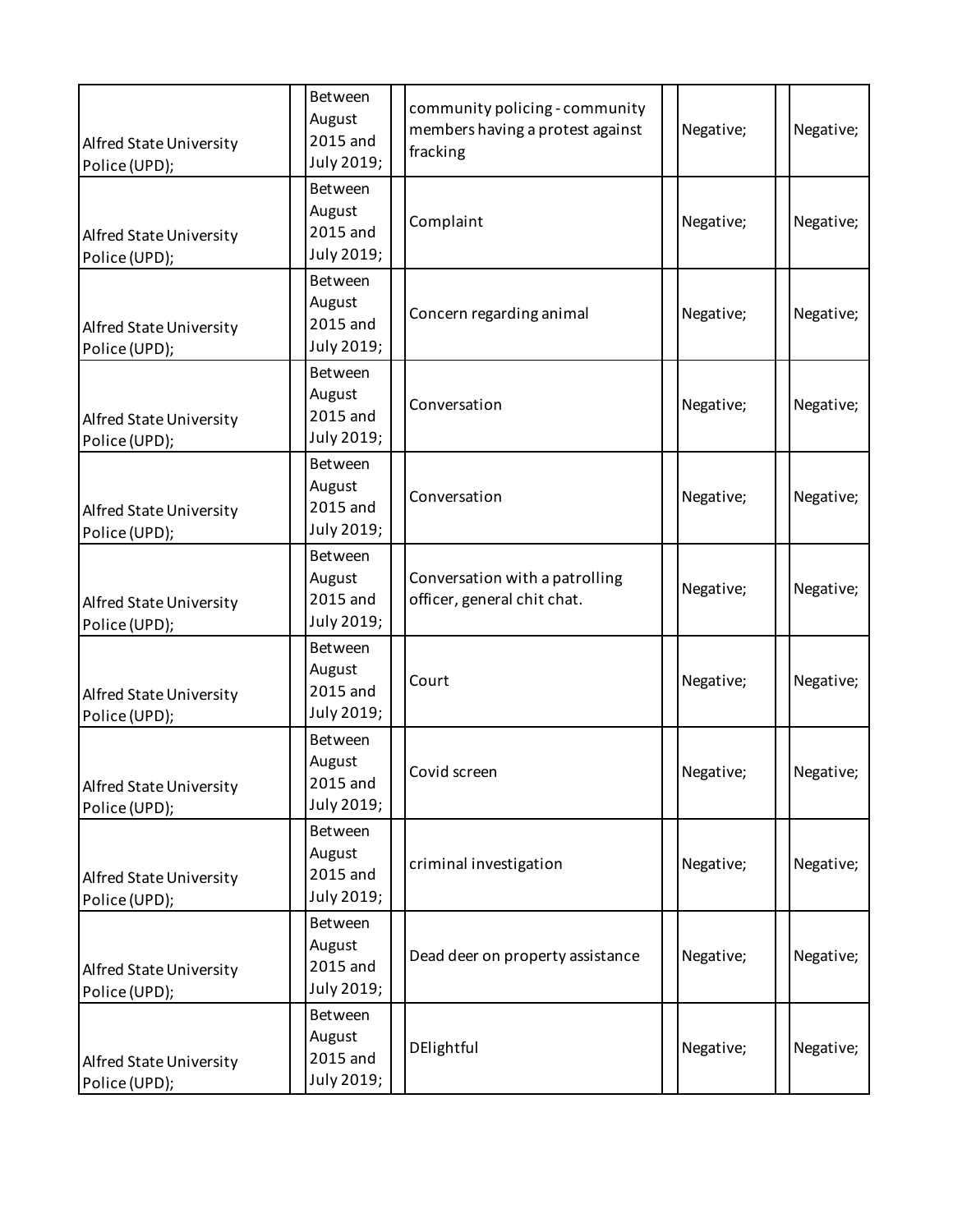| | | | | | | | | |
|---|---|---|---|---|---|---|---|---|
| Alfred State University Police (UPD); | | Between August 2015 and July 2019; | | community policing - community members having a protest against fracking | | Negative; | | Negative; |
| Alfred State University Police (UPD); | | Between August 2015 and July 2019; | | Complaint | | Negative; | | Negative; |
| Alfred State University Police (UPD); | | Between August 2015 and July 2019; | | Concern regarding animal | | Negative; | | Negative; |
| Alfred State University Police (UPD); | | Between August 2015 and July 2019; | | Conversation | | Negative; | | Negative; |
| Alfred State University Police (UPD); | | Between August 2015 and July 2019; | | Conversation | | Negative; | | Negative; |
| Alfred State University Police (UPD); | | Between August 2015 and July 2019; | | Conversation with a patrolling officer, general chit chat. | | Negative; | | Negative; |
| Alfred State University Police (UPD); | | Between August 2015 and July 2019; | | Court | | Negative; | | Negative; |
| Alfred State University Police (UPD); | | Between August 2015 and July 2019; | | Covid screen | | Negative; | | Negative; |
| Alfred State University Police (UPD); | | Between August 2015 and July 2019; | | criminal investigation | | Negative; | | Negative; |
| Alfred State University Police (UPD); | | Between August 2015 and July 2019; | | Dead deer on property assistance | | Negative; | | Negative; |
| Alfred State University Police (UPD); | | Between August 2015 and July 2019; | | DElightful | | Negative; | | Negative; |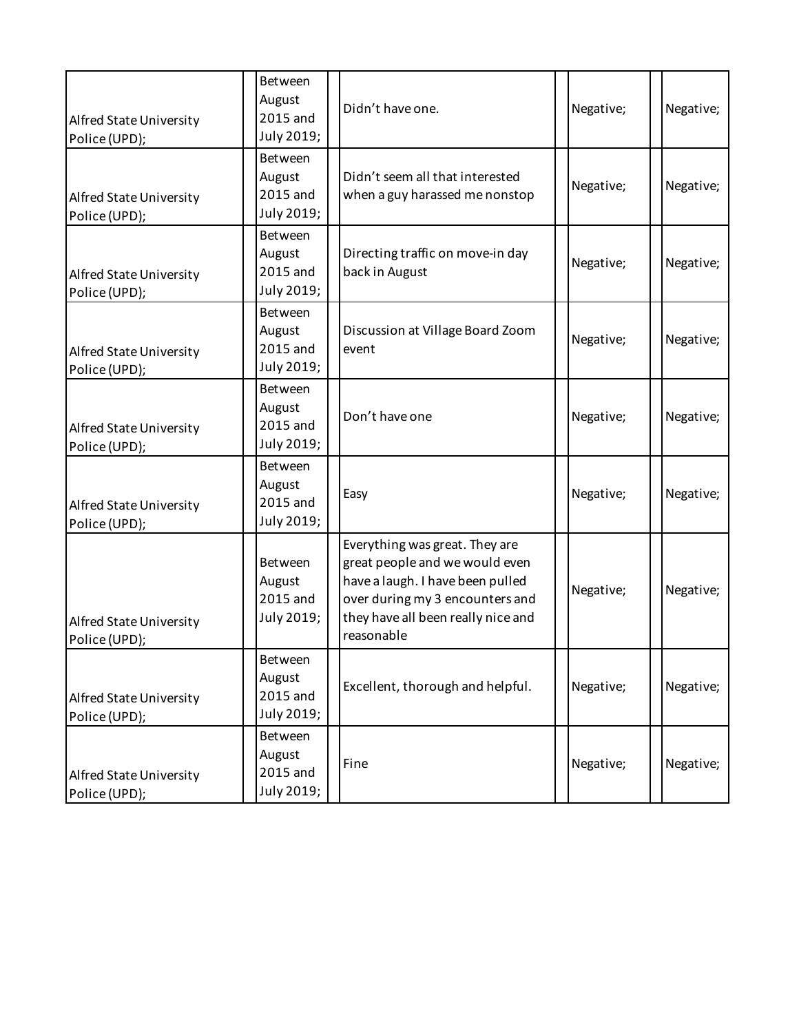| | | | | | | | | |
|---|---|---|---|---|---|---|---|---|
| Alfred State University Police (UPD); | | Between August 2015 and July 2019; | | Didn’t have one. | | Negative; | | Negative; |
| Alfred State University Police (UPD); | | Between August 2015 and July 2019; | | Didn’t seem all that interested when a guy harassed me nonstop | | Negative; | | Negative; |
| Alfred State University Police (UPD); | | Between August 2015 and July 2019; | | Directing traffic on move-in day back in August | | Negative; | | Negative; |
| Alfred State University Police (UPD); | | Between August 2015 and July 2019; | | Discussion at Village Board Zoom event | | Negative; | | Negative; |
| Alfred State University Police (UPD); | | Between August 2015 and July 2019; | | Don’t have one | | Negative; | | Negative; |
| Alfred State University Police (UPD); | | Between August 2015 and July 2019; | | Easy | | Negative; | | Negative; |
| Alfred State University Police (UPD); | | Between August 2015 and July 2019; | | Everything was great. They are great people and we would even have a laugh. I have been pulled over during my 3 encounters and they have all been really nice and reasonable | | Negative; | | Negative; |
| Alfred State University Police (UPD); | | Between August 2015 and July 2019; | | Excellent, thorough and helpful. | | Negative; | | Negative; |
| Alfred State University Police (UPD); | | Between August 2015 and July 2019; | | Fine | | Negative; | | Negative; |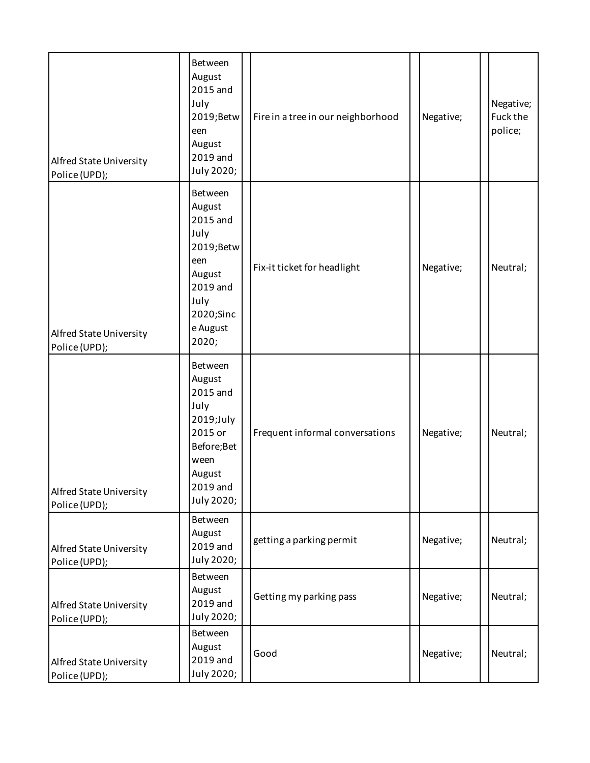| | | | | | | | | |
|---|---|---|---|---|---|---|---|---|
| Alfred State University Police (UPD); | | Between August 2015 and July 2019;Between August 2019 and July 2020; | | Fire in a tree in our neighborhood | | Negative; | | Negative; Fuck the police; |
| Alfred State University Police (UPD); | | Between August 2015 and July 2019;Between August 2019 and July 2020;Since August 2020; | | Fix-it ticket for headlight | | Negative; | | Neutral; |
| Alfred State University Police (UPD); | | Between August 2015 and July 2019;July 2015 or Before;Between August 2019 and July 2020; | | Frequent informal conversations | | Negative; | | Neutral; |
| Alfred State University Police (UPD); | | Between August 2019 and July 2020; | | getting a parking permit | | Negative; | | Neutral; |
| Alfred State University Police (UPD); | | Between August 2019 and July 2020; | | Getting my parking pass | | Negative; | | Neutral; |
| Alfred State University Police (UPD); | | Between August 2019 and July 2020; | | Good | | Negative; | | Neutral; |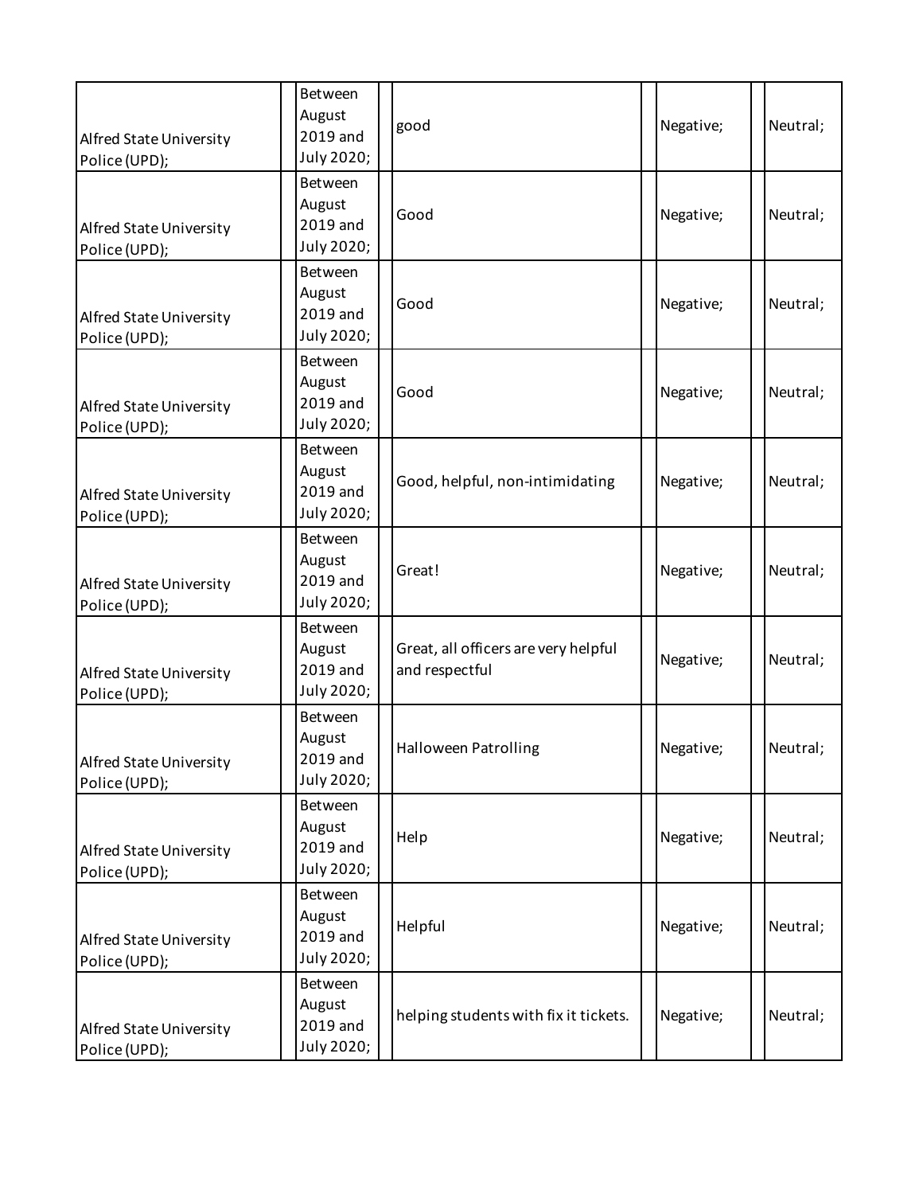| | | | | | | | | |
|---|---|---|---|---|---|---|---|---|
| Alfred State University Police (UPD); | | Between August 2019 and July 2020; | | good | | Negative; | | Neutral; |
| Alfred State University Police (UPD); | | Between August 2019 and July 2020; | | Good | | Negative; | | Neutral; |
| Alfred State University Police (UPD); | | Between August 2019 and July 2020; | | Good | | Negative; | | Neutral; |
| Alfred State University Police (UPD); | | Between August 2019 and July 2020; | | Good | | Negative; | | Neutral; |
| Alfred State University Police (UPD); | | Between August 2019 and July 2020; | | Good, helpful, non-intimidating | | Negative; | | Neutral; |
| Alfred State University Police (UPD); | | Between August 2019 and July 2020; | | Great! | | Negative; | | Neutral; |
| Alfred State University Police (UPD); | | Between August 2019 and July 2020; | | Great, all officers are very helpful and respectful | | Negative; | | Neutral; |
| Alfred State University Police (UPD); | | Between August 2019 and July 2020; | | Halloween Patrolling | | Negative; | | Neutral; |
| Alfred State University Police (UPD); | | Between August 2019 and July 2020; | | Help | | Negative; | | Neutral; |
| Alfred State University Police (UPD); | | Between August 2019 and July 2020; | | Helpful | | Negative; | | Neutral; |
| Alfred State University Police (UPD); | | Between August 2019 and July 2020; | | helping students with fix it tickets. | | Negative; | | Neutral; |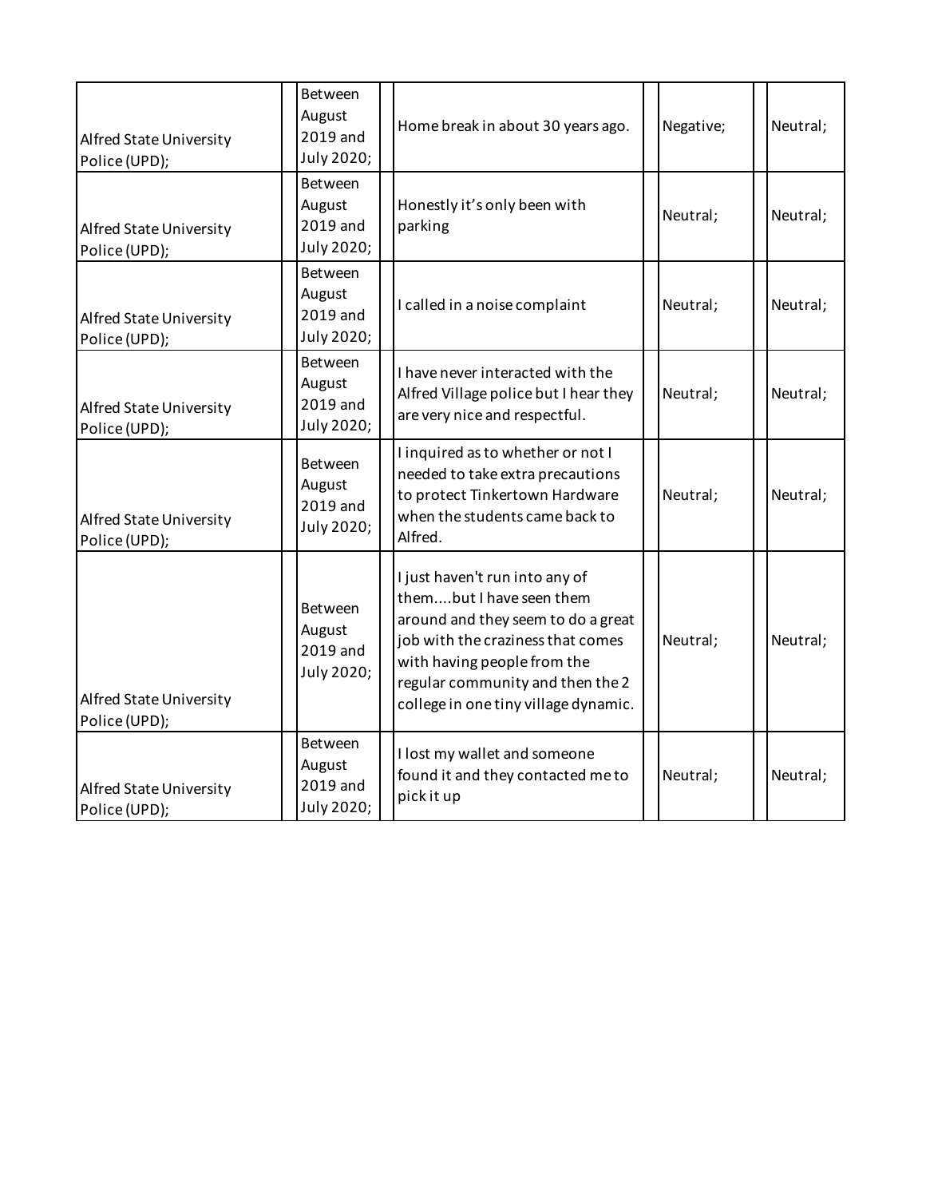| | | | | | | | | |
|---|---|---|---|---|---|---|---|---|
| Alfred State University Police (UPD); | | Between August 2019 and July 2020; | | Home break in about 30 years ago. | | Negative; | | Neutral; |
| Alfred State University Police (UPD); | | Between August 2019 and July 2020; | | Honestly it's only been with parking | | Neutral; | | Neutral; |
| Alfred State University Police (UPD); | | Between August 2019 and July 2020; | | I called in a noise complaint | | Neutral; | | Neutral; |
| Alfred State University Police (UPD); | | Between August 2019 and July 2020; | | I have never interacted with the Alfred Village police but I hear they are very nice and respectful. | | Neutral; | | Neutral; |
| Alfred State University Police (UPD); | | Between August 2019 and July 2020; | | I inquired as to whether or not I needed to take extra precautions to protect Tinkertown Hardware when the students came back to Alfred. | | Neutral; | | Neutral; |
| Alfred State University Police (UPD); | | Between August 2019 and July 2020; | | I just haven't run into any of them....but I have seen them around and they seem to do a great job with the craziness that comes with having people from the regular community and then the 2 college in one tiny village dynamic. | | Neutral; | | Neutral; |
| Alfred State University Police (UPD); | | Between August 2019 and July 2020; | | I lost my wallet and someone found it and they contacted me to pick it up | | Neutral; | | Neutral; |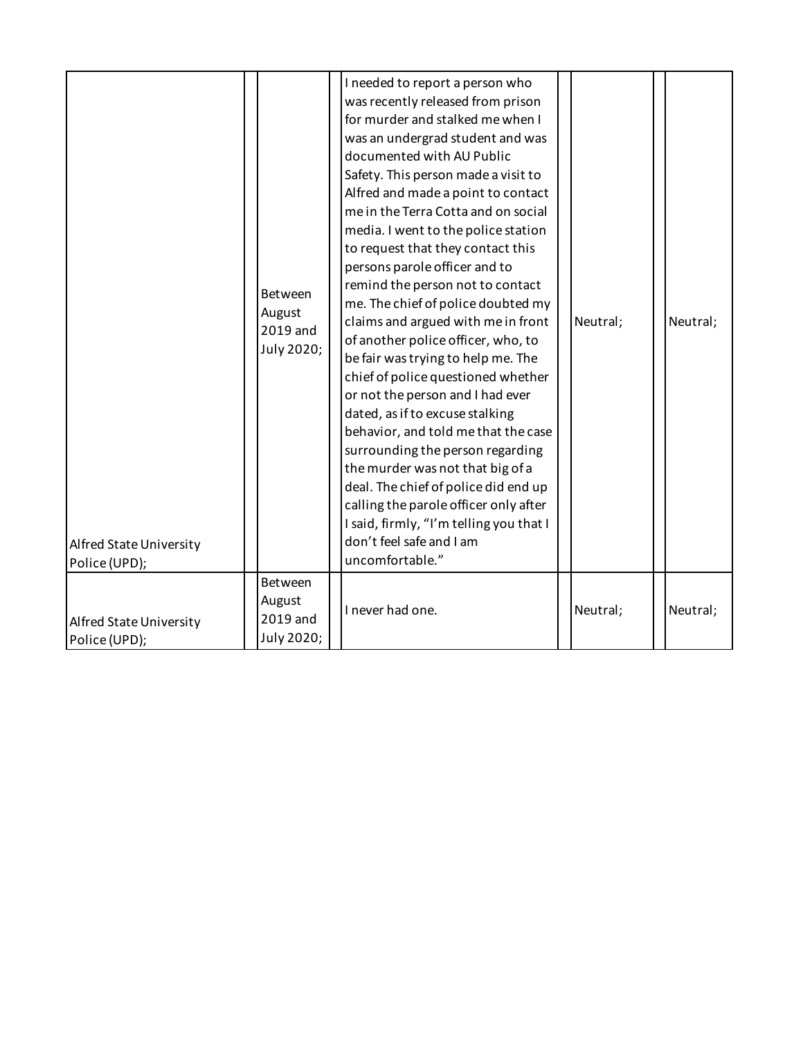| | | | | | | | | |
|---|---|---|---|---|---|---|---|---|
| Alfred State University Police (UPD); | | Between August 2019 and July 2020; | | I needed to report a person who was recently released from prison for murder and stalked me when I was an undergrad student and was documented with AU Public Safety. This person made a visit to Alfred and made a point to contact me in the Terra Cotta and on social media. I went to the police station to request that they contact this persons parole officer and to remind the person not to contact me. The chief of police doubted my claims and argued with me in front of another police officer, who, to be fair was trying to help me. The chief of police questioned whether or not the person and I had ever dated, as if to excuse stalking behavior, and told me that the case surrounding the person regarding the murder was not that big of a deal. The chief of police did end up calling the parole officer only after I said, firmly, "I'm telling you that I don't feel safe and I am uncomfortable." | | Neutral; | | Neutral; |
| Alfred State University Police (UPD); | | Between August 2019 and July 2020; | | I never had one. | | Neutral; | | Neutral; |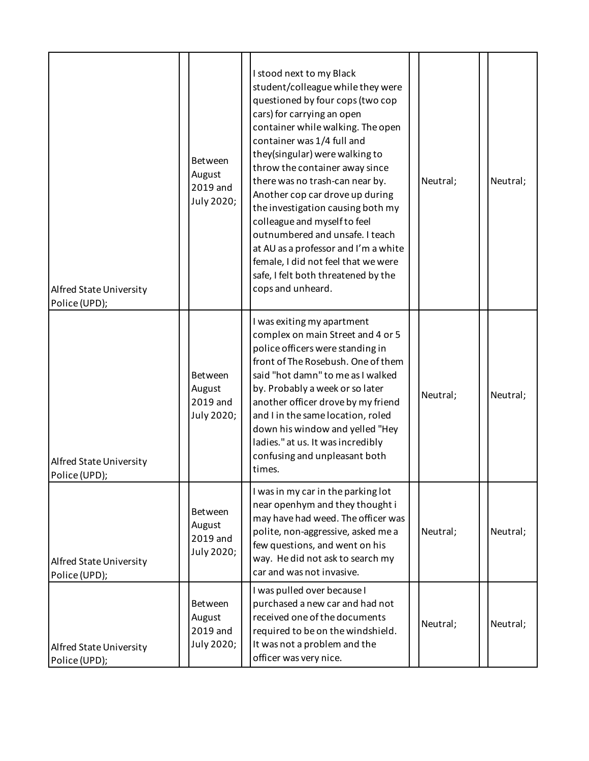| | | | | | | | | |
|---|---|---|---|---|---|---|---|---|
| Alfred State University Police (UPD); | | Between August 2019 and July 2020; | | I stood next to my Black student/colleague while they were questioned by four cops (two cop cars) for carrying an open container while walking. The open container was 1/4 full and they(singular) were walking to throw the container away since there was no trash-can near by. Another cop car drove up during the investigation causing both my colleague and myself to feel outnumbered and unsafe. I teach at AU as a professor and I'm a white female, I did not feel that we were safe, I felt both threatened by the cops and unheard. | | Neutral; | | Neutral; |
| Alfred State University Police (UPD); | | Between August 2019 and July 2020; | | I was exiting my apartment complex on main Street and 4 or 5 police officers were standing in front of The Rosebush. One of them said "hot damn" to me as I walked by. Probably a week or so later another officer drove by my friend and I in the same location, roled down his window and yelled "Hey ladies." at us. It was incredibly confusing and unpleasant both times. | | Neutral; | | Neutral; |
| Alfred State University Police (UPD); | | Between August 2019 and July 2020; | | I was in my car in the parking lot near openhym and they thought i may have had weed. The officer was polite, non-aggressive, asked me a few questions, and went on his way. He did not ask to search my car and was not invasive. | | Neutral; | | Neutral; |
| Alfred State University Police (UPD); | | Between August 2019 and July 2020; | | I was pulled over because I purchased a new car and had not received one of the documents required to be on the windshield. It was not a problem and the officer was very nice. | | Neutral; | | Neutral; |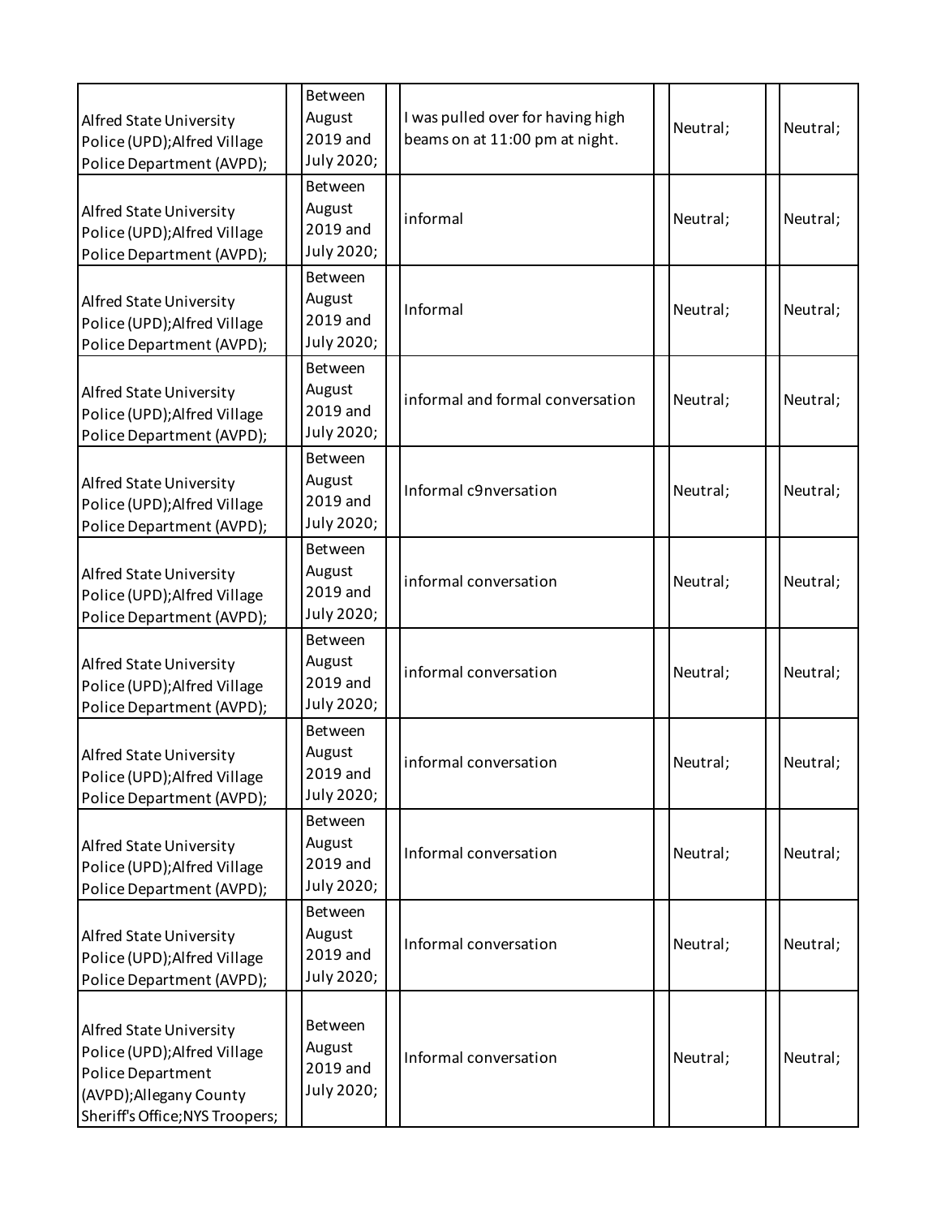| | | | | | | | | |
|---|---|---|---|---|---|---|---|---|
| Alfred State University Police (UPD);Alfred Village Police Department (AVPD); | | Between August 2019 and July 2020; | | I was pulled over for having high beams on at 11:00 pm at night. | | Neutral; | | Neutral; |
| Alfred State University Police (UPD);Alfred Village Police Department (AVPD); | | Between August 2019 and July 2020; | | informal | | Neutral; | | Neutral; |
| Alfred State University Police (UPD);Alfred Village Police Department (AVPD); | | Between August 2019 and July 2020; | | Informal | | Neutral; | | Neutral; |
| Alfred State University Police (UPD);Alfred Village Police Department (AVPD); | | Between August 2019 and July 2020; | | informal and formal conversation | | Neutral; | | Neutral; |
| Alfred State University Police (UPD);Alfred Village Police Department (AVPD); | | Between August 2019 and July 2020; | | Informal c9nversation | | Neutral; | | Neutral; |
| Alfred State University Police (UPD);Alfred Village Police Department (AVPD); | | Between August 2019 and July 2020; | | informal conversation | | Neutral; | | Neutral; |
| Alfred State University Police (UPD);Alfred Village Police Department (AVPD); | | Between August 2019 and July 2020; | | informal conversation | | Neutral; | | Neutral; |
| Alfred State University Police (UPD);Alfred Village Police Department (AVPD); | | Between August 2019 and July 2020; | | informal conversation | | Neutral; | | Neutral; |
| Alfred State University Police (UPD);Alfred Village Police Department (AVPD); | | Between August 2019 and July 2020; | | Informal conversation | | Neutral; | | Neutral; |
| Alfred State University Police (UPD);Alfred Village Police Department (AVPD); | | Between August 2019 and July 2020; | | Informal conversation | | Neutral; | | Neutral; |
| Alfred State University Police (UPD);Alfred Village Police Department (AVPD);Allegany County Sheriff's Office;NYS Troopers; | | Between August 2019 and July 2020; | | Informal conversation | | Neutral; | | Neutral; |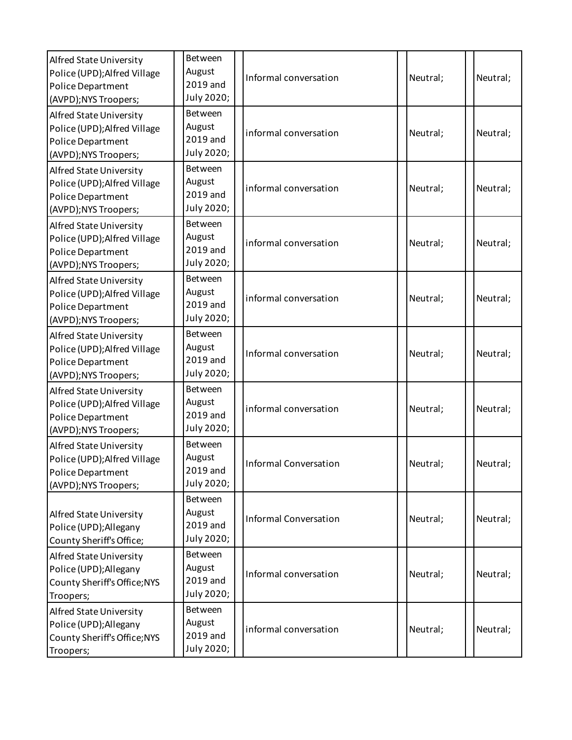| Alfred State University Police (UPD);Alfred Village Police Department (AVPD);NYS Troopers; | | Between August 2019 and July 2020; | | Informal conversation | | Neutral; | | Neutral; |
|---|---|---|---|---|---|---|---|---|
| Alfred State University Police (UPD);Alfred Village Police Department (AVPD);NYS Troopers; | | Between August 2019 and July 2020; | | informal conversation | | Neutral; | | Neutral; |
| Alfred State University Police (UPD);Alfred Village Police Department (AVPD);NYS Troopers; | | Between August 2019 and July 2020; | | informal conversation | | Neutral; | | Neutral; |
| Alfred State University Police (UPD);Alfred Village Police Department (AVPD);NYS Troopers; | | Between August 2019 and July 2020; | | informal conversation | | Neutral; | | Neutral; |
| Alfred State University Police (UPD);Alfred Village Police Department (AVPD);NYS Troopers; | | Between August 2019 and July 2020; | | informal conversation | | Neutral; | | Neutral; |
| Alfred State University Police (UPD);Alfred Village Police Department (AVPD);NYS Troopers; | | Between August 2019 and July 2020; | | Informal conversation | | Neutral; | | Neutral; |
| Alfred State University Police (UPD);Alfred Village Police Department (AVPD);NYS Troopers; | | Between August 2019 and July 2020; | | informal conversation | | Neutral; | | Neutral; |
| Alfred State University Police (UPD);Alfred Village Police Department (AVPD);NYS Troopers; | | Between August 2019 and July 2020; | | Informal Conversation | | Neutral; | | Neutral; |
| Alfred State University Police (UPD);Allegany County Sheriff's Office; | | Between August 2019 and July 2020; | | Informal Conversation | | Neutral; | | Neutral; |
| Alfred State University Police (UPD);Allegany County Sheriff's Office;NYS Troopers; | | Between August 2019 and July 2020; | | Informal conversation | | Neutral; | | Neutral; |
| Alfred State University Police (UPD);Allegany County Sheriff's Office;NYS Troopers; | | Between August 2019 and July 2020; | | informal conversation | | Neutral; | | Neutral; |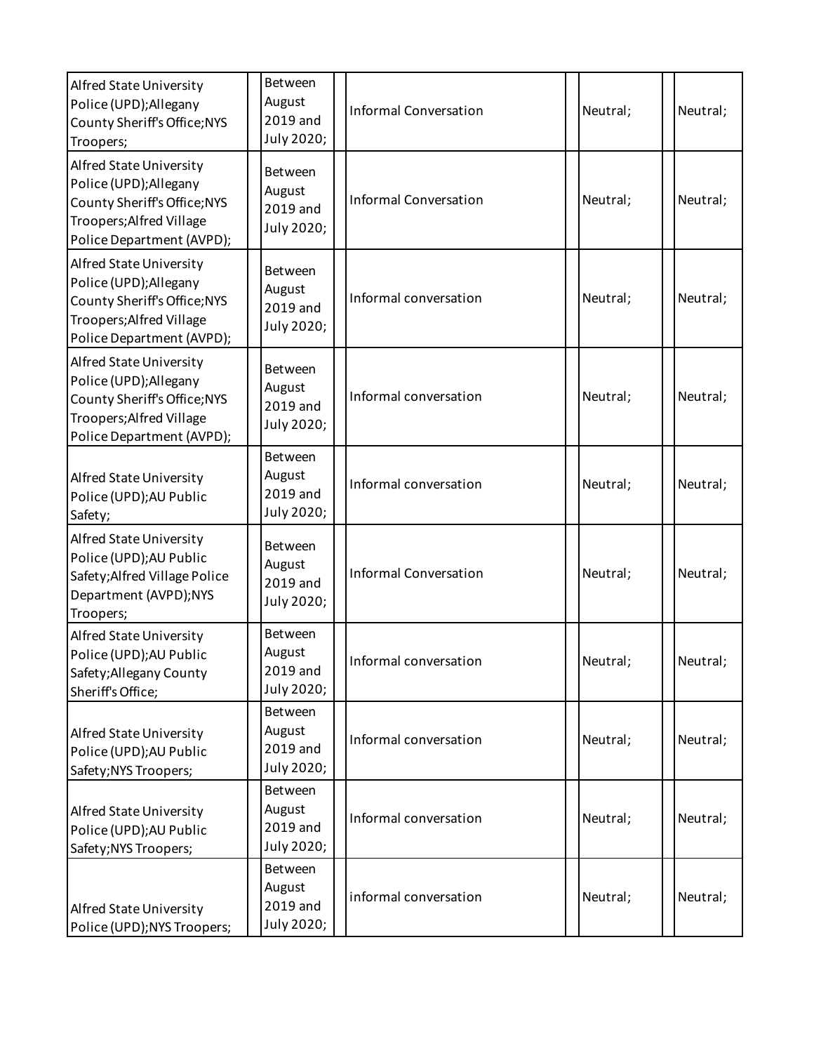| | | | | | | | | |
|---|---|---|---|---|---|---|---|---|
| Alfred State University Police (UPD);Allegany County Sheriff's Office;NYS Troopers; | | Between August 2019 and July 2020; | | Informal Conversation | | Neutral; | | Neutral; |
| Alfred State University Police (UPD);Allegany County Sheriff's Office;NYS Troopers;Alfred Village Police Department (AVPD); | | Between August 2019 and July 2020; | | Informal Conversation | | Neutral; | | Neutral; |
| Alfred State University Police (UPD);Allegany County Sheriff's Office;NYS Troopers;Alfred Village Police Department (AVPD); | | Between August 2019 and July 2020; | | Informal conversation | | Neutral; | | Neutral; |
| Alfred State University Police (UPD);Allegany County Sheriff's Office;NYS Troopers;Alfred Village Police Department (AVPD); | | Between August 2019 and July 2020; | | Informal conversation | | Neutral; | | Neutral; |
| Alfred State University Police (UPD);AU Public Safety; | | Between August 2019 and July 2020; | | Informal conversation | | Neutral; | | Neutral; |
| Alfred State University Police (UPD);AU Public Safety;Alfred Village Police Department (AVPD);NYS Troopers; | | Between August 2019 and July 2020; | | Informal Conversation | | Neutral; | | Neutral; |
| Alfred State University Police (UPD);AU Public Safety;Allegany County Sheriff's Office; | | Between August 2019 and July 2020; | | Informal conversation | | Neutral; | | Neutral; |
| Alfred State University Police (UPD);AU Public Safety;NYS Troopers; | | Between August 2019 and July 2020; | | Informal conversation | | Neutral; | | Neutral; |
| Alfred State University Police (UPD);AU Public Safety;NYS Troopers; | | Between August 2019 and July 2020; | | Informal conversation | | Neutral; | | Neutral; |
| Alfred State University Police (UPD);NYS Troopers; | | Between August 2019 and July 2020; | | informal conversation | | Neutral; | | Neutral; |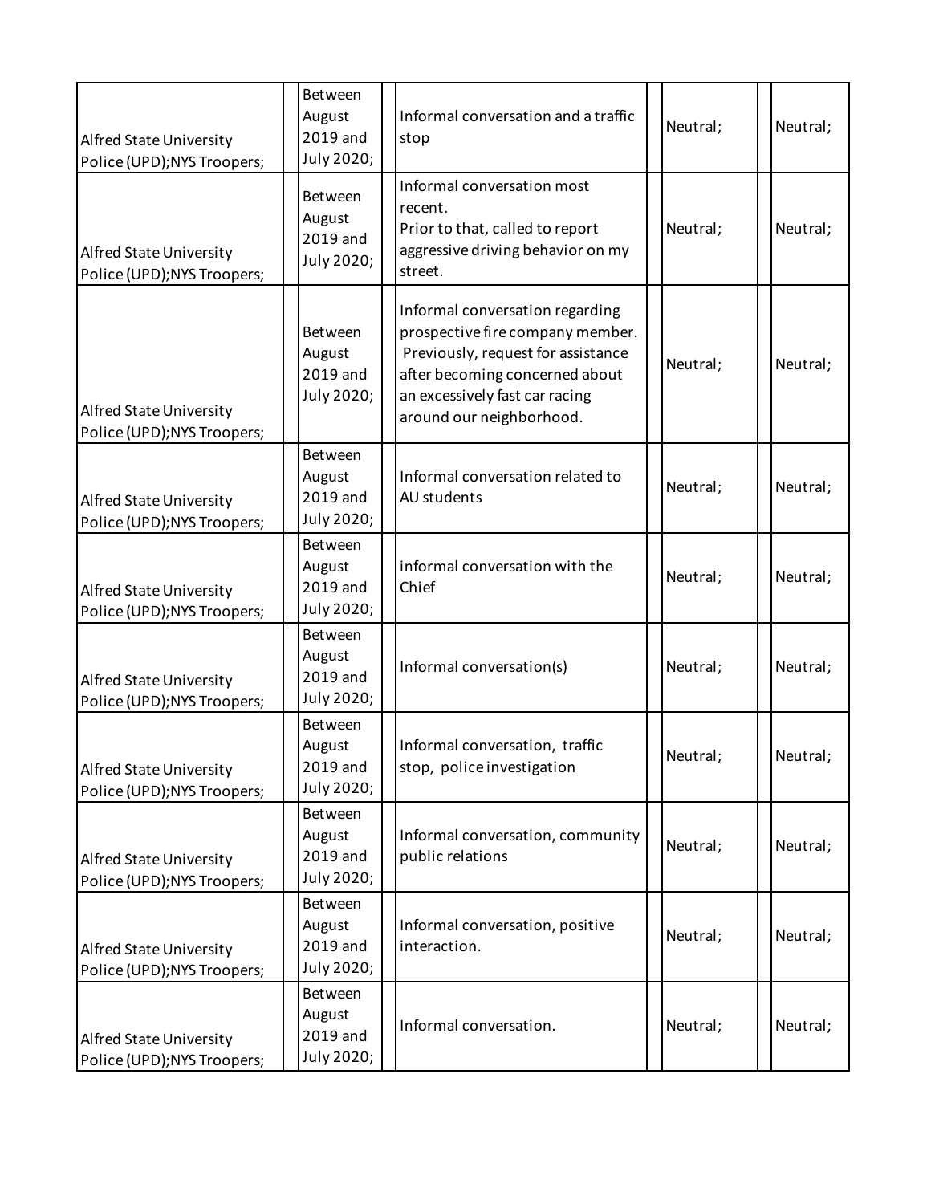| | | | | | | | |
|---|---|---|---|---|---|---|---|
| Alfred State University Police (UPD);NYS Troopers; | | Between August 2019 and July 2020; | | Informal conversation and a traffic stop | | Neutral; | | Neutral; |
| Alfred State University Police (UPD);NYS Troopers; | | Between August 2019 and July 2020; | | Informal conversation most recent.<br>Prior to that, called to report aggressive driving behavior on my street. | | Neutral; | | Neutral; |
| Alfred State University Police (UPD);NYS Troopers; | | Between August 2019 and July 2020; | | Informal conversation regarding prospective fire company member. Previously, request for assistance after becoming concerned about an excessively fast car racing around our neighborhood. | | Neutral; | | Neutral; |
| Alfred State University Police (UPD);NYS Troopers; | | Between August 2019 and July 2020; | | Informal conversation related to AU students | | Neutral; | | Neutral; |
| Alfred State University Police (UPD);NYS Troopers; | | Between August 2019 and July 2020; | | informal conversation with the Chief | | Neutral; | | Neutral; |
| Alfred State University Police (UPD);NYS Troopers; | | Between August 2019 and July 2020; | | Informal conversation(s) | | Neutral; | | Neutral; |
| Alfred State University Police (UPD);NYS Troopers; | | Between August 2019 and July 2020; | | Informal conversation, traffic stop, police investigation | | Neutral; | | Neutral; |
| Alfred State University Police (UPD);NYS Troopers; | | Between August 2019 and July 2020; | | Informal conversation, community public relations | | Neutral; | | Neutral; |
| Alfred State University Police (UPD);NYS Troopers; | | Between August 2019 and July 2020; | | Informal conversation, positive interaction. | | Neutral; | | Neutral; |
| Alfred State University Police (UPD);NYS Troopers; | | Between August 2019 and July 2020; | | Informal conversation. | | Neutral; | | Neutral; |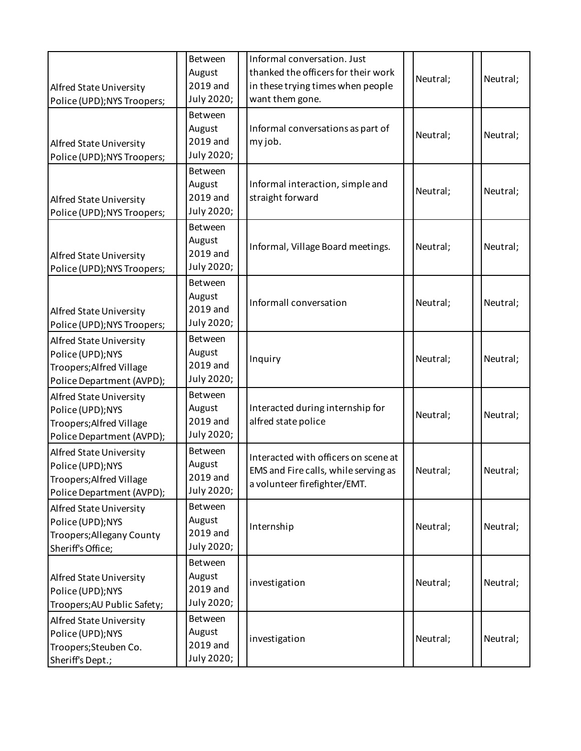| | | | | | | | |
|---|---|---|---|---|---|---|---|
| Alfred State University Police (UPD);NYS Troopers; | | Between August 2019 and July 2020; | | Informal conversation. Just thanked the officers for their work in these trying times when people want them gone. | | Neutral; | | Neutral; |
| Alfred State University Police (UPD);NYS Troopers; | | Between August 2019 and July 2020; | | Informal conversations as part of my job. | | Neutral; | | Neutral; |
| Alfred State University Police (UPD);NYS Troopers; | | Between August 2019 and July 2020; | | Informal interaction, simple and straight forward | | Neutral; | | Neutral; |
| Alfred State University Police (UPD);NYS Troopers; | | Between August 2019 and July 2020; | | Informal, Village Board meetings. | | Neutral; | | Neutral; |
| Alfred State University Police (UPD);NYS Troopers; | | Between August 2019 and July 2020; | | Informall conversation | | Neutral; | | Neutral; |
| Alfred State University Police (UPD);NYS Troopers;Alfred Village Police Department (AVPD); | | Between August 2019 and July 2020; | | Inquiry | | Neutral; | | Neutral; |
| Alfred State University Police (UPD);NYS Troopers;Alfred Village Police Department (AVPD); | | Between August 2019 and July 2020; | | Interacted during internship for alfred state police | | Neutral; | | Neutral; |
| Alfred State University Police (UPD);NYS Troopers;Alfred Village Police Department (AVPD); | | Between August 2019 and July 2020; | | Interacted with officers on scene at EMS and Fire calls, while serving as a volunteer firefighter/EMT. | | Neutral; | | Neutral; |
| Alfred State University Police (UPD);NYS Troopers;Allegany County Sheriff's Office; | | Between August 2019 and July 2020; | | Internship | | Neutral; | | Neutral; |
| Alfred State University Police (UPD);NYS Troopers;AU Public Safety; | | Between August 2019 and July 2020; | | investigation | | Neutral; | | Neutral; |
| Alfred State University Police (UPD);NYS Troopers;Steuben Co. Sheriff's Dept.; | | Between August 2019 and July 2020; | | investigation | | Neutral; | | Neutral; |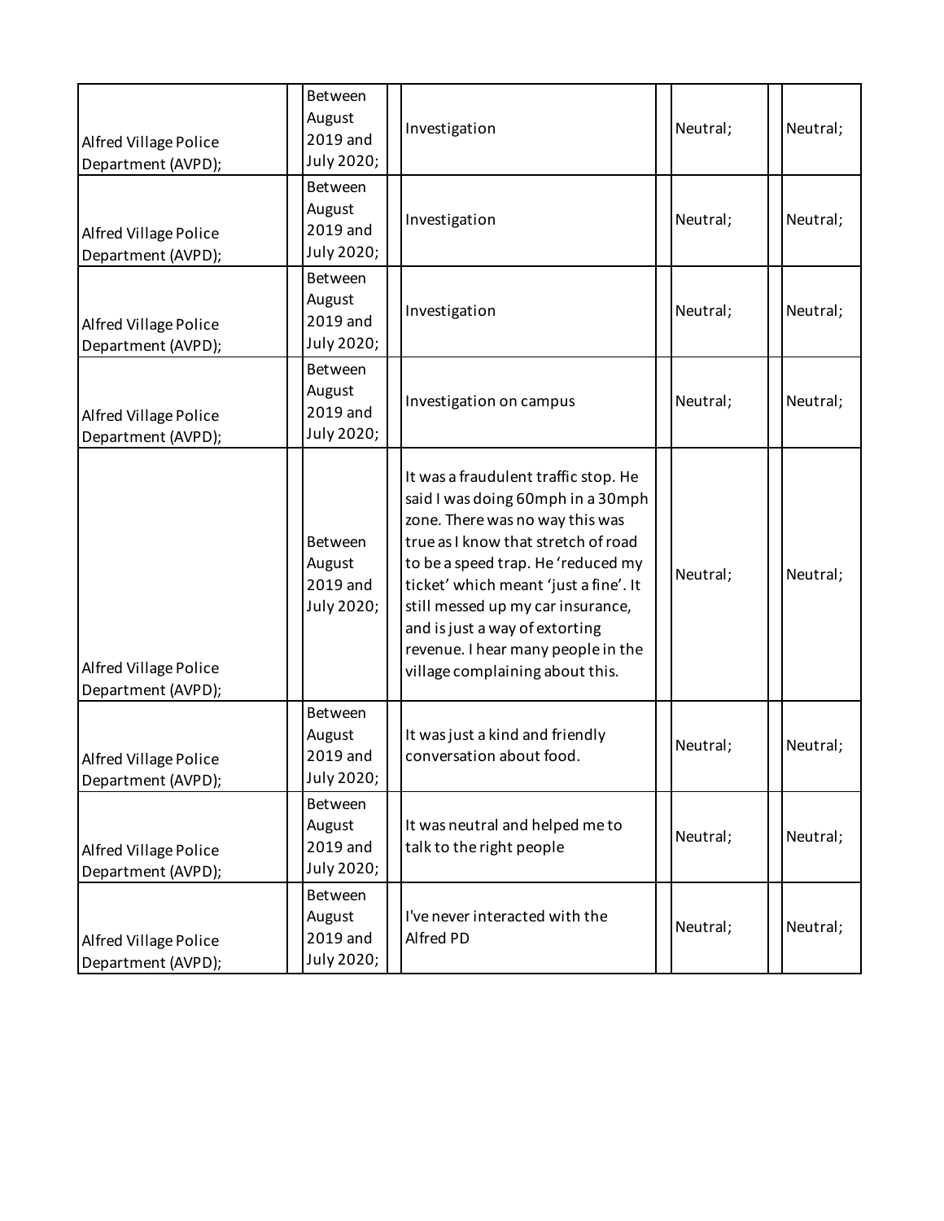| | | | | | | | | |
|---|---|---|---|---|---|---|---|---|
| Alfred Village Police Department (AVPD); | | Between August 2019 and July 2020; | | Investigation | | Neutral; | | Neutral; |
| Alfred Village Police Department (AVPD); | | Between August 2019 and July 2020; | | Investigation | | Neutral; | | Neutral; |
| Alfred Village Police Department (AVPD); | | Between August 2019 and July 2020; | | Investigation | | Neutral; | | Neutral; |
| Alfred Village Police Department (AVPD); | | Between August 2019 and July 2020; | | Investigation on campus | | Neutral; | | Neutral; |
| Alfred Village Police Department (AVPD); | | Between August 2019 and July 2020; | | It was a fraudulent traffic stop. He said I was doing 60mph in a 30mph zone. There was no way this was true as I know that stretch of road to be a speed trap. He 'reduced my ticket' which meant 'just a fine'. It still messed up my car insurance, and is just a way of extorting revenue. I hear many people in the village complaining about this. | | Neutral; | | Neutral; |
| Alfred Village Police Department (AVPD); | | Between August 2019 and July 2020; | | It was just a kind and friendly conversation about food. | | Neutral; | | Neutral; |
| Alfred Village Police Department (AVPD); | | Between August 2019 and July 2020; | | It was neutral and helped me to talk to the right people | | Neutral; | | Neutral; |
| Alfred Village Police Department (AVPD); | | Between August 2019 and July 2020; | | I've never interacted with the Alfred PD | | Neutral; | | Neutral; |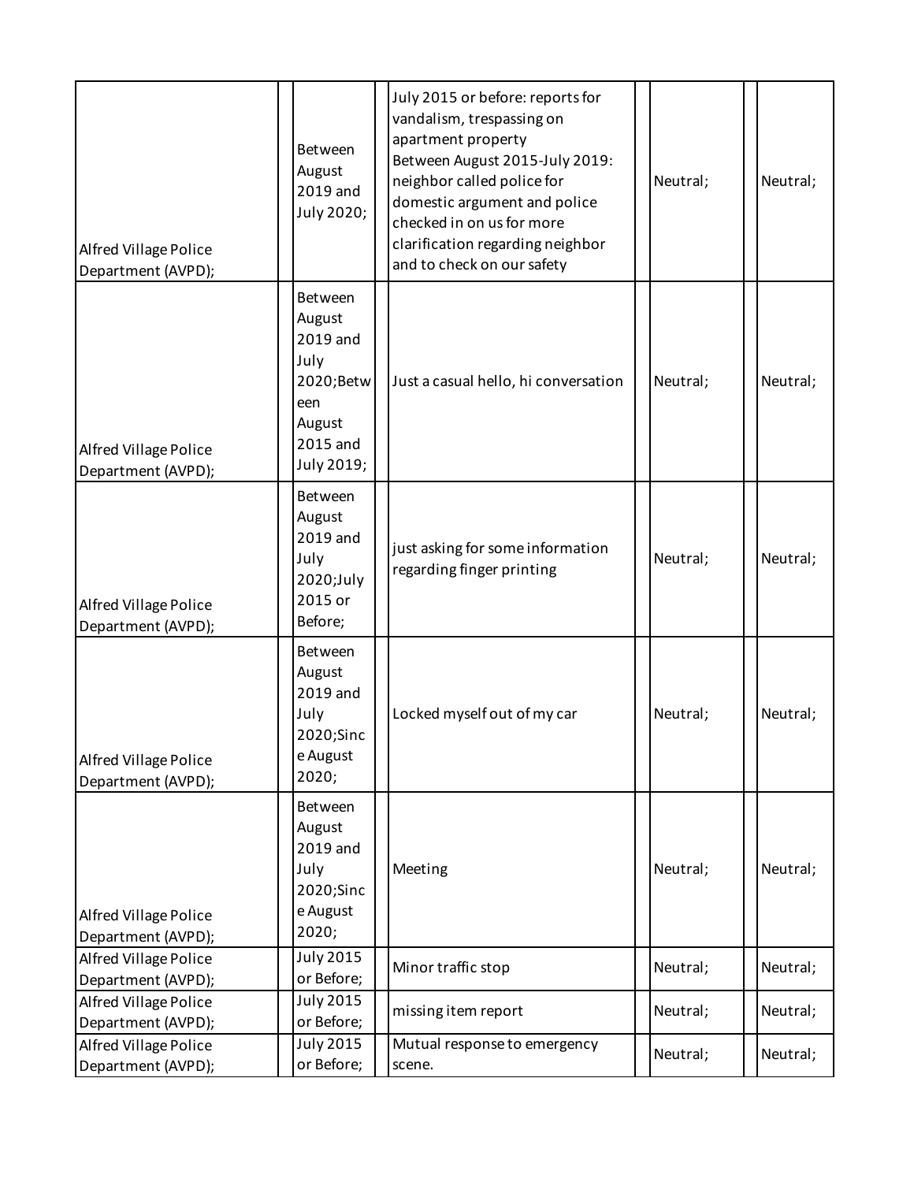| | | | | | | | | |
|---|---|---|---|---|---|---|---|---|
| Alfred Village Police Department (AVPD); | | Between August 2019 and July 2020; | | July 2015 or before: reports for vandalism, trespassing on apartment property<br>Between August 2015-July 2019: neighbor called police for domestic argument and police checked in on us for more clarification regarding neighbor and to check on our safety | | Neutral; | | Neutral; |
| Alfred Village Police Department (AVPD); | | Between August 2019 and July 2020;Between August 2015 and July 2019; | | Just a casual hello, hi conversation | | Neutral; | | Neutral; |
| Alfred Village Police Department (AVPD); | | Between August 2019 and July 2020;July 2015 or Before; | | just asking for some information regarding finger printing | | Neutral; | | Neutral; |
| Alfred Village Police Department (AVPD); | | Between August 2019 and July 2020;Since August 2020; | | Locked myself out of my car | | Neutral; | | Neutral; |
| Alfred Village Police Department (AVPD); | | Between August 2019 and July 2020;Since August 2020; | | Meeting | | Neutral; | | Neutral; |
| Alfred Village Police Department (AVPD); | | July 2015 or Before; | | Minor traffic stop | | Neutral; | | Neutral; |
| Alfred Village Police Department (AVPD); | | July 2015 or Before; | | missing item report | | Neutral; | | Neutral; |
| Alfred Village Police Department (AVPD); | | July 2015 or Before; | | Mutual response to emergency scene. | | Neutral; | | Neutral; |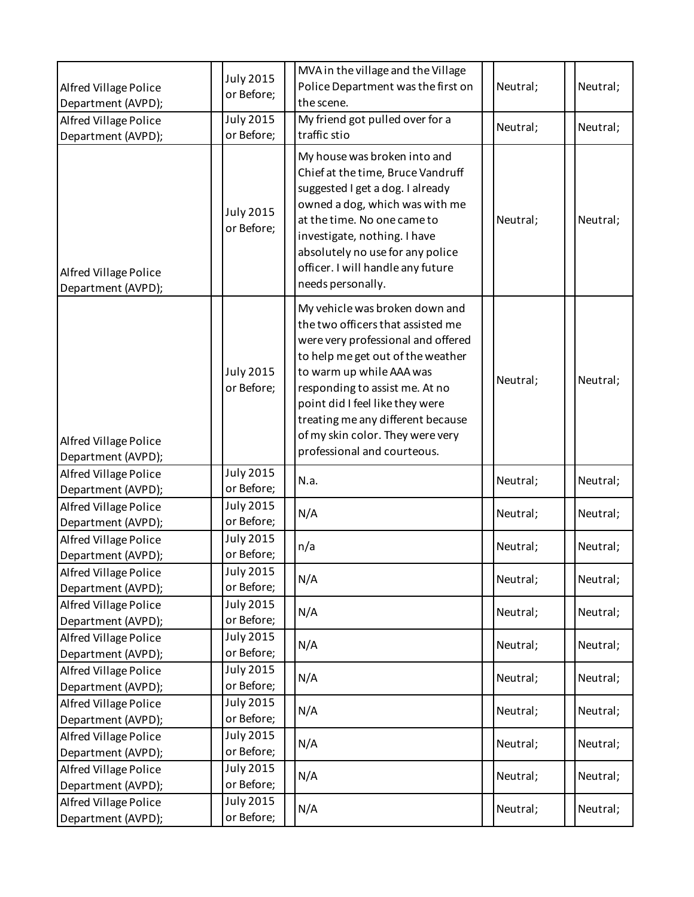| | | | | |
|---|---|---|---|---|
| Alfred Village Police Department (AVPD); | July 2015 or Before; | MVA in the village and the Village Police Department was the first on the scene. | Neutral; | Neutral; |
| Alfred Village Police Department (AVPD); | July 2015 or Before; | My friend got pulled over for a traffic stio | Neutral; | Neutral; |
| Alfred Village Police Department (AVPD); | July 2015 or Before; | My house was broken into and Chief at the time, Bruce Vandruff suggested I get a dog. I already owned a dog, which was with me at the time. No one came to investigate, nothing. I have absolutely no use for any police officer. I will handle any future needs personally. | Neutral; | Neutral; |
| Alfred Village Police Department (AVPD); | July 2015 or Before; | My vehicle was broken down and the two officers that assisted me were very professional and offered to help me get out of the weather to warm up while AAA was responding to assist me. At no point did I feel like they were treating me any different because of my skin color. They were very professional and courteous. | Neutral; | Neutral; |
| Alfred Village Police Department (AVPD); | July 2015 or Before; | N.a. | Neutral; | Neutral; |
| Alfred Village Police Department (AVPD); | July 2015 or Before; | N/A | Neutral; | Neutral; |
| Alfred Village Police Department (AVPD); | July 2015 or Before; | n/a | Neutral; | Neutral; |
| Alfred Village Police Department (AVPD); | July 2015 or Before; | N/A | Neutral; | Neutral; |
| Alfred Village Police Department (AVPD); | July 2015 or Before; | N/A | Neutral; | Neutral; |
| Alfred Village Police Department (AVPD); | July 2015 or Before; | N/A | Neutral; | Neutral; |
| Alfred Village Police Department (AVPD); | July 2015 or Before; | N/A | Neutral; | Neutral; |
| Alfred Village Police Department (AVPD); | July 2015 or Before; | N/A | Neutral; | Neutral; |
| Alfred Village Police Department (AVPD); | July 2015 or Before; | N/A | Neutral; | Neutral; |
| Alfred Village Police Department (AVPD); | July 2015 or Before; | N/A | Neutral; | Neutral; |
| Alfred Village Police Department (AVPD); | July 2015 or Before; | N/A | Neutral; | Neutral; |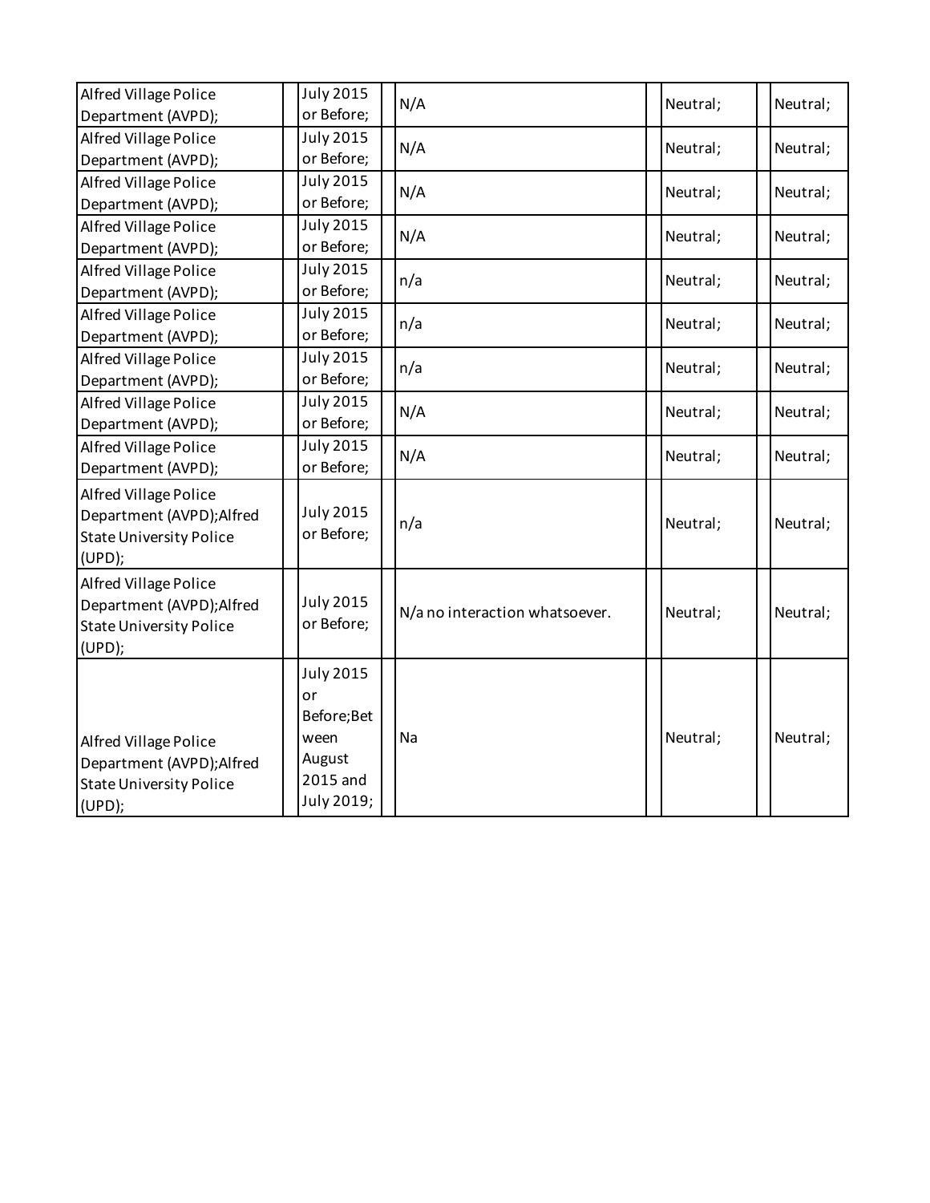| | | | | | | | | |
|---|---|---|---|---|---|---|---|---|
| Alfred Village Police Department (AVPD); | | July 2015 or Before; | | N/A | | Neutral; | | Neutral; |
| Alfred Village Police Department (AVPD); | | July 2015 or Before; | | N/A | | Neutral; | | Neutral; |
| Alfred Village Police Department (AVPD); | | July 2015 or Before; | | N/A | | Neutral; | | Neutral; |
| Alfred Village Police Department (AVPD); | | July 2015 or Before; | | N/A | | Neutral; | | Neutral; |
| Alfred Village Police Department (AVPD); | | July 2015 or Before; | | n/a | | Neutral; | | Neutral; |
| Alfred Village Police Department (AVPD); | | July 2015 or Before; | | n/a | | Neutral; | | Neutral; |
| Alfred Village Police Department (AVPD); | | July 2015 or Before; | | n/a | | Neutral; | | Neutral; |
| Alfred Village Police Department (AVPD); | | July 2015 or Before; | | N/A | | Neutral; | | Neutral; |
| Alfred Village Police Department (AVPD); | | July 2015 or Before; | | N/A | | Neutral; | | Neutral; |
| Alfred Village Police Department (AVPD);Alfred State University Police (UPD); | | July 2015 or Before; | | n/a | | Neutral; | | Neutral; |
| Alfred Village Police Department (AVPD);Alfred State University Police (UPD); | | July 2015 or Before; | | N/a no interaction whatsoever. | | Neutral; | | Neutral; |
| Alfred Village Police Department (AVPD);Alfred State University Police (UPD); | | July 2015 or Before;Between August 2015 and July 2019; | | Na | | Neutral; | | Neutral; |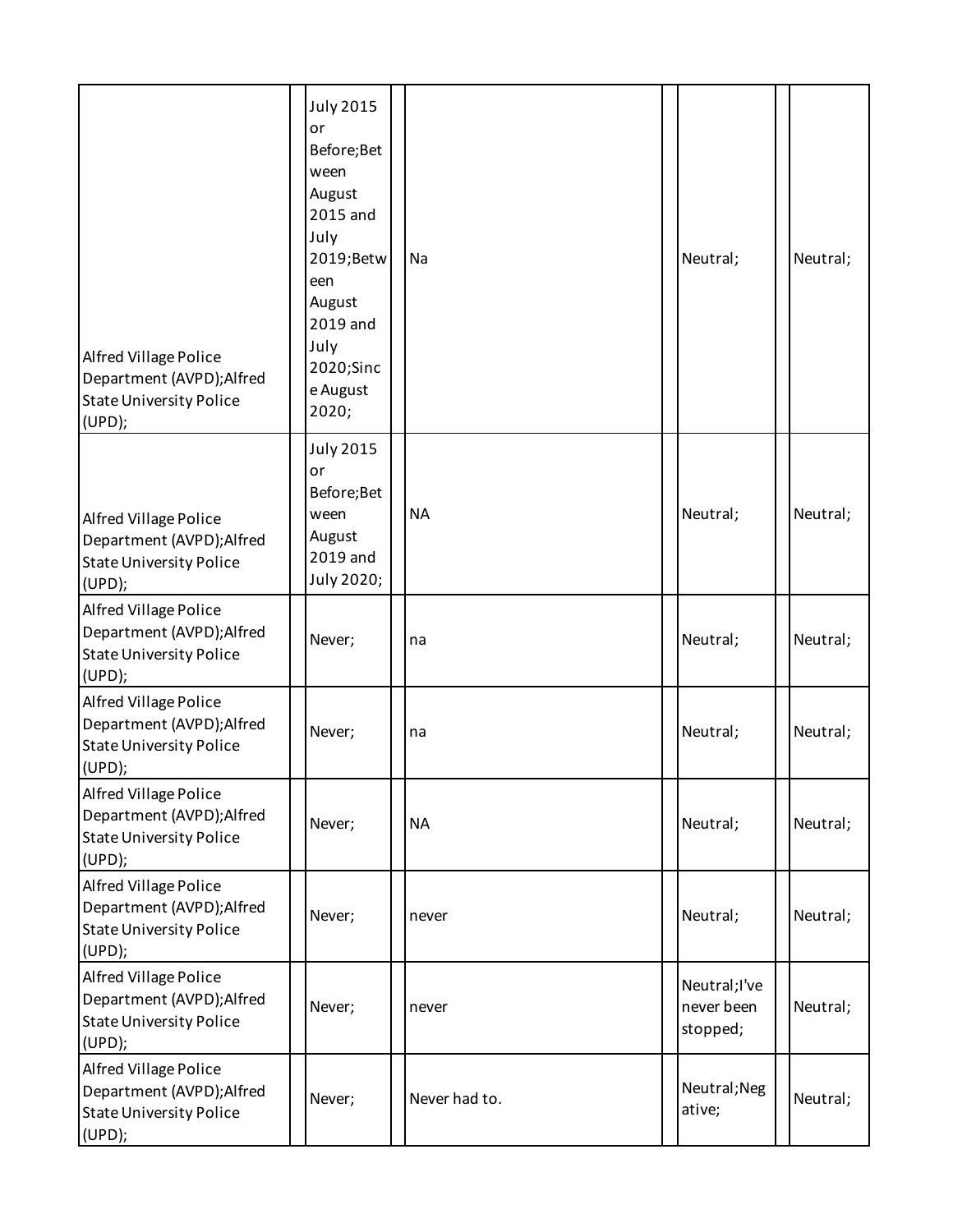| | | | | | | | |
|---|---|---|---|---|---|---|---|
| Alfred Village Police Department (AVPD);Alfred State University Police (UPD); | | July 2015 or Before;Between August 2015 and July 2019;Between August 2019 and July 2020;Since August 2020; | | Na | | Neutral; | | Neutral; |
| Alfred Village Police Department (AVPD);Alfred State University Police (UPD); | | July 2015 or Before;Between August 2019 and July 2020; | | NA | | Neutral; | | Neutral; |
| Alfred Village Police Department (AVPD);Alfred State University Police (UPD); | | Never; | | na | | Neutral; | | Neutral; |
| Alfred Village Police Department (AVPD);Alfred State University Police (UPD); | | Never; | | na | | Neutral; | | Neutral; |
| Alfred Village Police Department (AVPD);Alfred State University Police (UPD); | | Never; | | NA | | Neutral; | | Neutral; |
| Alfred Village Police Department (AVPD);Alfred State University Police (UPD); | | Never; | | never | | Neutral; | | Neutral; |
| Alfred Village Police Department (AVPD);Alfred State University Police (UPD); | | Never; | | never | | Neutral;I've never been stopped; | | Neutral; |
| Alfred Village Police Department (AVPD);Alfred State University Police (UPD); | | Never; | | Never had to. | | Neutral;Negative; | | Neutral; |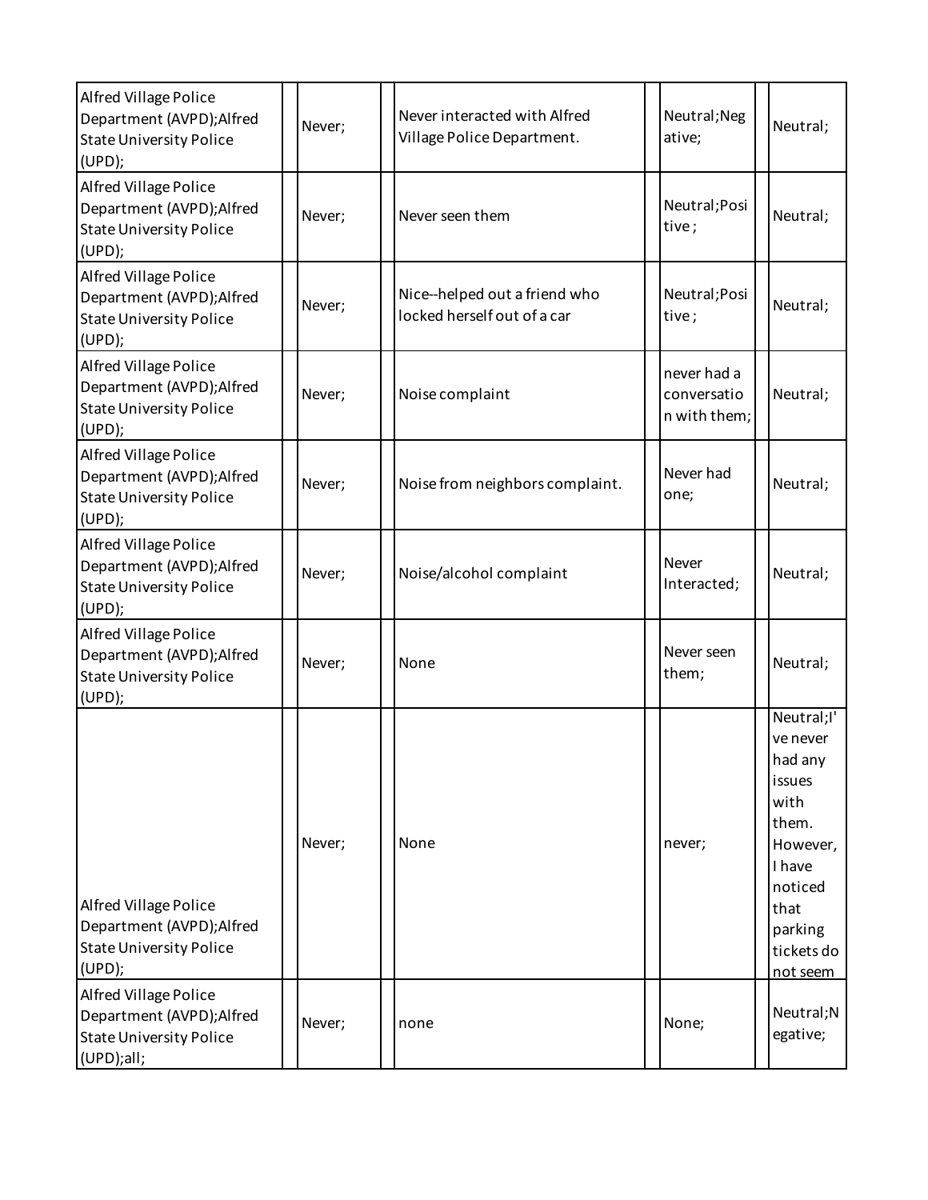| | | | | | | | |
|---|---|---|---|---|---|---|---|
| Alfred Village Police Department (AVPD);Alfred State University Police (UPD); | | Never; | | Never interacted with Alfred Village Police Department. | | Neutral;Negative; | | Neutral; |
| Alfred Village Police Department (AVPD);Alfred State University Police (UPD); | | Never; | | Never seen them | | Neutral;Positive ; | | Neutral; |
| Alfred Village Police Department (AVPD);Alfred State University Police (UPD); | | Never; | | Nice--helped out a friend who locked herself out of a car | | Neutral;Positive ; | | Neutral; |
| Alfred Village Police Department (AVPD);Alfred State University Police (UPD); | | Never; | | Noise complaint | | never had a conversation with them; | | Neutral; |
| Alfred Village Police Department (AVPD);Alfred State University Police (UPD); | | Never; | | Noise from neighbors complaint. | | Never had one; | | Neutral; |
| Alfred Village Police Department (AVPD);Alfred State University Police (UPD); | | Never; | | Noise/alcohol complaint | | Never Interacted; | | Neutral; |
| Alfred Village Police Department (AVPD);Alfred State University Police (UPD); | | Never; | | None | | Never seen them; | | Neutral; |
| Alfred Village Police Department (AVPD);Alfred State University Police (UPD); | | Never; | | None | | never; | | Neutral;I've never had any issues with them. However, I have noticed that parking tickets do not seem |
| Alfred Village Police Department (AVPD);Alfred State University Police (UPD);all; | | Never; | | none | | None; | | Neutral;Negative; |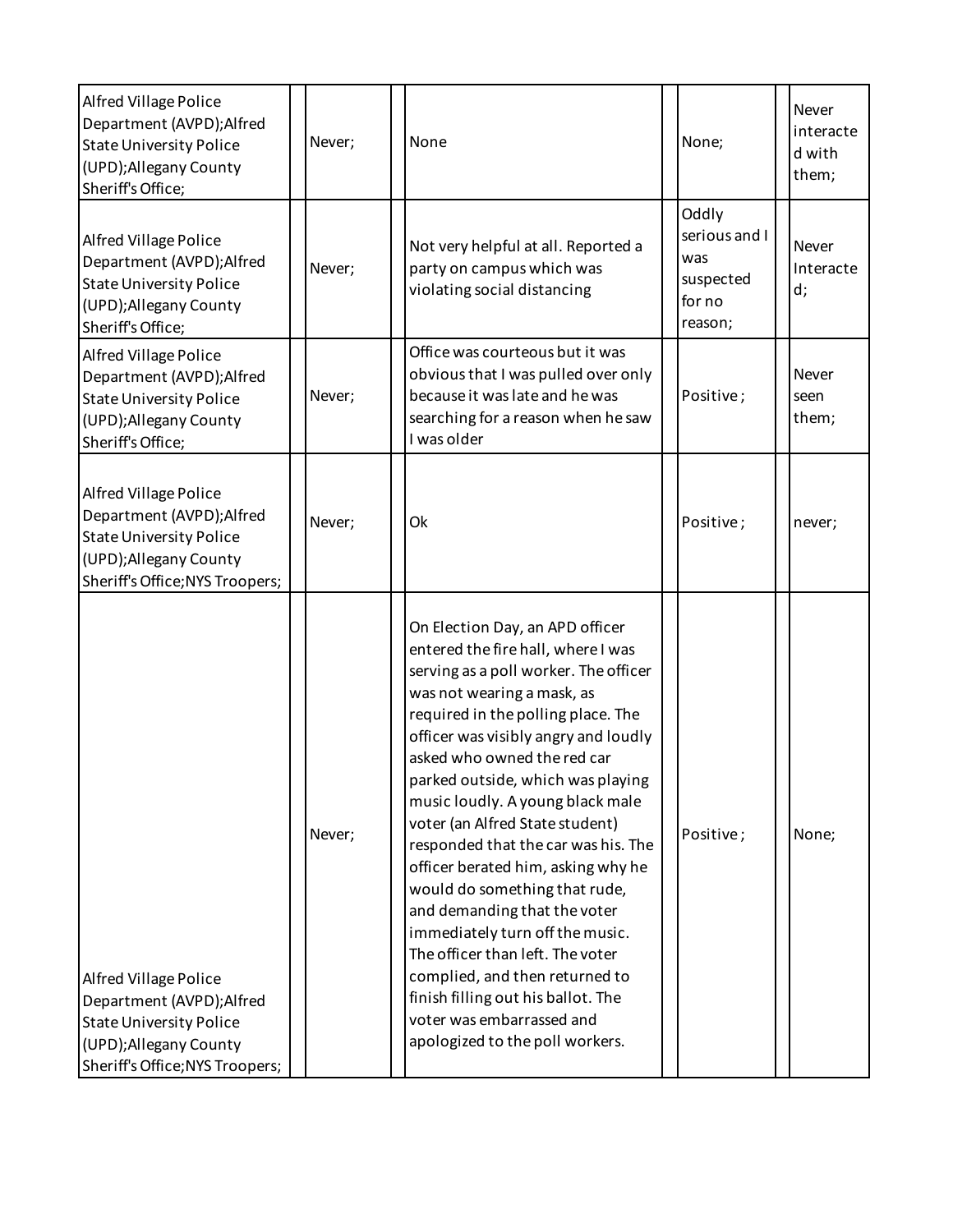| | | | | | | | | |
|---|---|---|---|---|---|---|---|---|
| Alfred Village Police Department (AVPD);Alfred State University Police (UPD);Allegany County Sheriff's Office; | | Never; | | None | | None; | | Never interacted with them; |
| Alfred Village Police Department (AVPD);Alfred State University Police (UPD);Allegany County Sheriff's Office; | | Never; | | Not very helpful at all. Reported a party on campus which was violating social distancing | | Oddly serious and I was suspected for no reason; | | Never Interacted; |
| Alfred Village Police Department (AVPD);Alfred State University Police (UPD);Allegany County Sheriff's Office; | | Never; | | Office was courteous but it was obvious that I was pulled over only because it was late and he was searching for a reason when he saw I was older | | Positive ; | | Never seen them; |
| Alfred Village Police Department (AVPD);Alfred State University Police (UPD);Allegany County Sheriff's Office;NYS Troopers; | | Never; | | Ok | | Positive ; | | never; |
| Alfred Village Police Department (AVPD);Alfred State University Police (UPD);Allegany County Sheriff's Office;NYS Troopers; | | Never; | | On Election Day, an APD officer entered the fire hall, where I was serving as a poll worker. The officer was not wearing a mask, as required in the polling place. The officer was visibly angry and loudly asked who owned the red car parked outside, which was playing music loudly. A young black male voter (an Alfred State student) responded that the car was his. The officer berated him, asking why he would do something that rude, and demanding that the voter immediately turn off the music. The officer than left. The voter complied, and then returned to finish filling out his ballot. The voter was embarrassed and apologized to the poll workers. | | Positive ; | | None; |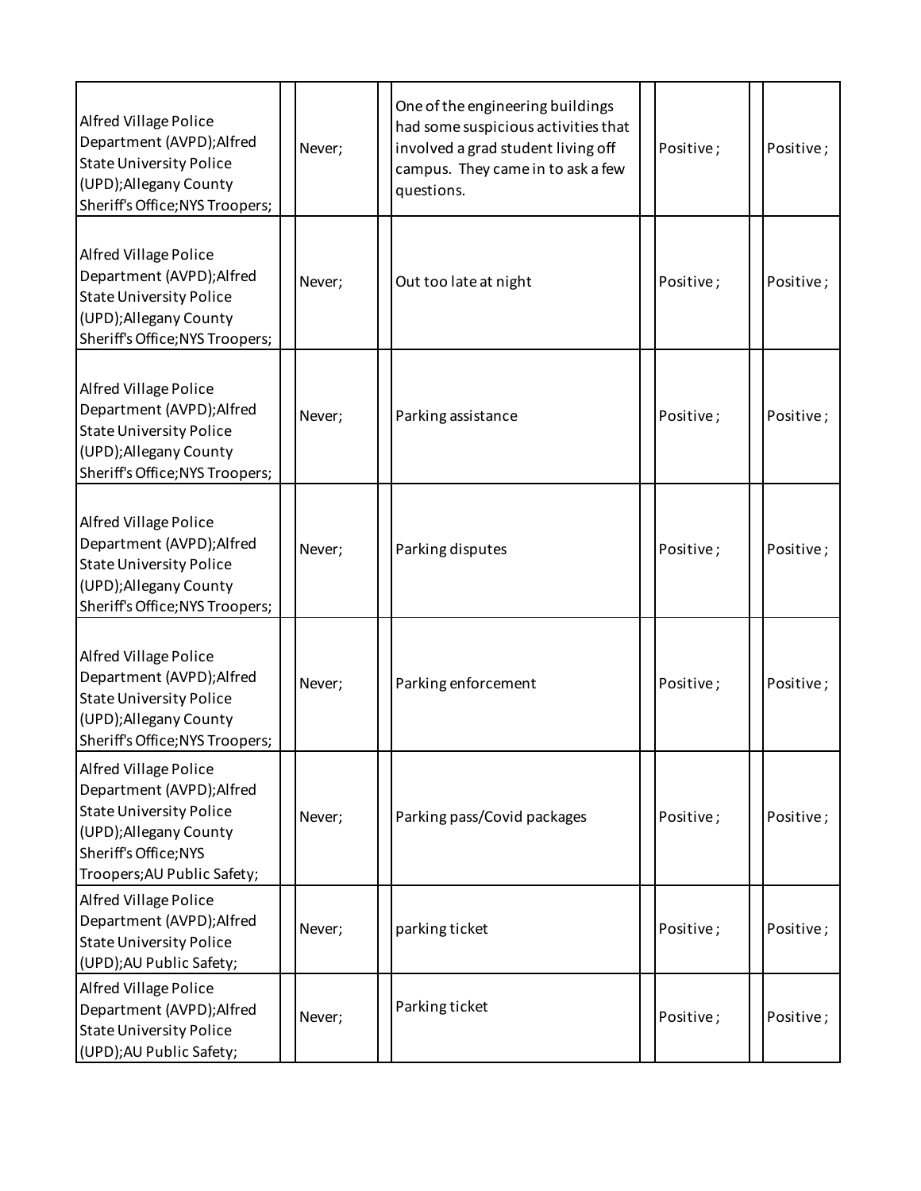| | | | | | | | |
|---|---|---|---|---|---|---|---|
| Alfred Village Police Department (AVPD);Alfred State University Police (UPD);Allegany County Sheriff's Office;NYS Troopers; | | Never; | | One of the engineering buildings had some suspicious activities that involved a grad student living off campus. They came in to ask a few questions. | | Positive ; | | Positive ; |
| Alfred Village Police Department (AVPD);Alfred State University Police (UPD);Allegany County Sheriff's Office;NYS Troopers; | | Never; | | Out too late at night | | Positive ; | | Positive ; |
| Alfred Village Police Department (AVPD);Alfred State University Police (UPD);Allegany County Sheriff's Office;NYS Troopers; | | Never; | | Parking assistance | | Positive ; | | Positive ; |
| Alfred Village Police Department (AVPD);Alfred State University Police (UPD);Allegany County Sheriff's Office;NYS Troopers; | | Never; | | Parking disputes | | Positive ; | | Positive ; |
| Alfred Village Police Department (AVPD);Alfred State University Police (UPD);Allegany County Sheriff's Office;NYS Troopers; | | Never; | | Parking enforcement | | Positive ; | | Positive ; |
| Alfred Village Police Department (AVPD);Alfred State University Police (UPD);Allegany County Sheriff's Office;NYS Troopers;AU Public Safety; | | Never; | | Parking pass/Covid packages | | Positive ; | | Positive ; |
| Alfred Village Police Department (AVPD);Alfred State University Police (UPD);AU Public Safety; | | Never; | | parking ticket | | Positive ; | | Positive ; |
| Alfred Village Police Department (AVPD);Alfred State University Police (UPD);AU Public Safety; | | Never; | | Parking ticket | | Positive ; | | Positive ; |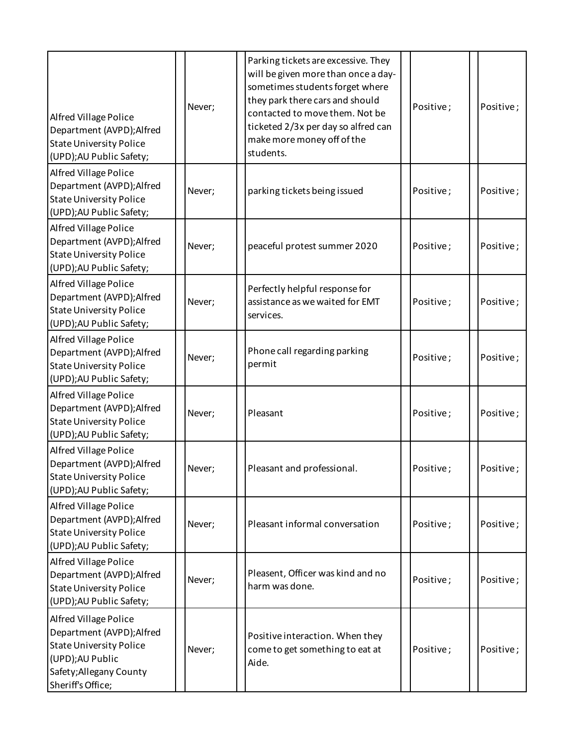| | | | | | | | | |
|---|---|---|---|---|---|---|---|---|
| Alfred Village Police Department (AVPD);Alfred State University Police (UPD);AU Public Safety; | | Never; | | Parking tickets are excessive. They will be given more than once a day- sometimes students forget where they park there cars and should contacted to move them. Not be ticketed 2/3x per day so alfred can make more money off of the students. | | Positive ; | | Positive ; |
| Alfred Village Police Department (AVPD);Alfred State University Police (UPD);AU Public Safety; | | Never; | | parking tickets being issued | | Positive ; | | Positive ; |
| Alfred Village Police Department (AVPD);Alfred State University Police (UPD);AU Public Safety; | | Never; | | peaceful protest summer 2020 | | Positive ; | | Positive ; |
| Alfred Village Police Department (AVPD);Alfred State University Police (UPD);AU Public Safety; | | Never; | | Perfectly helpful response for assistance as we waited for EMT services. | | Positive ; | | Positive ; |
| Alfred Village Police Department (AVPD);Alfred State University Police (UPD);AU Public Safety; | | Never; | | Phone call regarding parking permit | | Positive ; | | Positive ; |
| Alfred Village Police Department (AVPD);Alfred State University Police (UPD);AU Public Safety; | | Never; | | Pleasant | | Positive ; | | Positive ; |
| Alfred Village Police Department (AVPD);Alfred State University Police (UPD);AU Public Safety; | | Never; | | Pleasant and professional. | | Positive ; | | Positive ; |
| Alfred Village Police Department (AVPD);Alfred State University Police (UPD);AU Public Safety; | | Never; | | Pleasant informal conversation | | Positive ; | | Positive ; |
| Alfred Village Police Department (AVPD);Alfred State University Police (UPD);AU Public Safety; | | Never; | | Pleasent, Officer was kind and no harm was done. | | Positive ; | | Positive ; |
| Alfred Village Police Department (AVPD);Alfred State University Police (UPD);AU Public Safety;Allegany County Sheriff's Office; | | Never; | | Positive interaction. When they come to get something to eat at Aide. | | Positive ; | | Positive ; |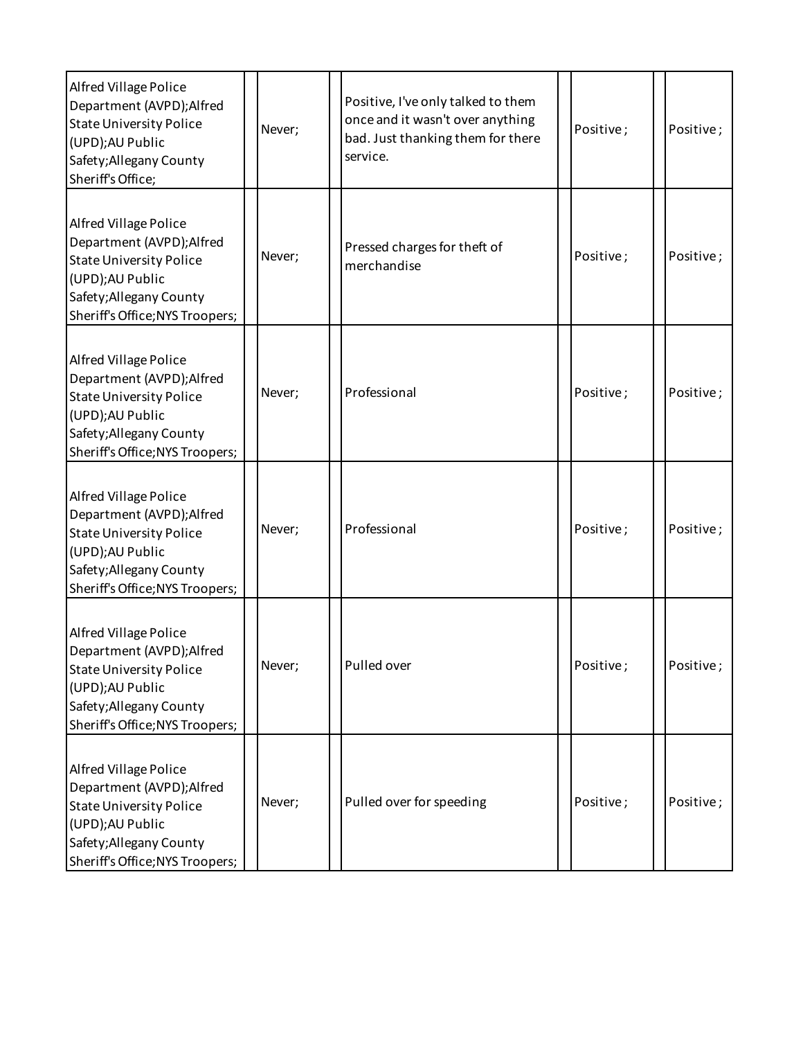| | | | | | | | | |
|---|---|---|---|---|---|---|---|---|
| Alfred Village Police Department (AVPD);Alfred State University Police (UPD);AU Public Safety;Allegany County Sheriff's Office; | | Never; | | Positive, I've only talked to them once and it wasn't over anything bad. Just thanking them for there service. | | Positive ; | | Positive ; |
| Alfred Village Police Department (AVPD);Alfred State University Police (UPD);AU Public Safety;Allegany County Sheriff's Office;NYS Troopers; | | Never; | | Pressed charges for theft of merchandise | | Positive ; | | Positive ; |
| Alfred Village Police Department (AVPD);Alfred State University Police (UPD);AU Public Safety;Allegany County Sheriff's Office;NYS Troopers; | | Never; | | Professional | | Positive ; | | Positive ; |
| Alfred Village Police Department (AVPD);Alfred State University Police (UPD);AU Public Safety;Allegany County Sheriff's Office;NYS Troopers; | | Never; | | Professional | | Positive ; | | Positive ; |
| Alfred Village Police Department (AVPD);Alfred State University Police (UPD);AU Public Safety;Allegany County Sheriff's Office;NYS Troopers; | | Never; | | Pulled over | | Positive ; | | Positive ; |
| Alfred Village Police Department (AVPD);Alfred State University Police (UPD);AU Public Safety;Allegany County Sheriff's Office;NYS Troopers; | | Never; | | Pulled over for speeding | | Positive ; | | Positive ; |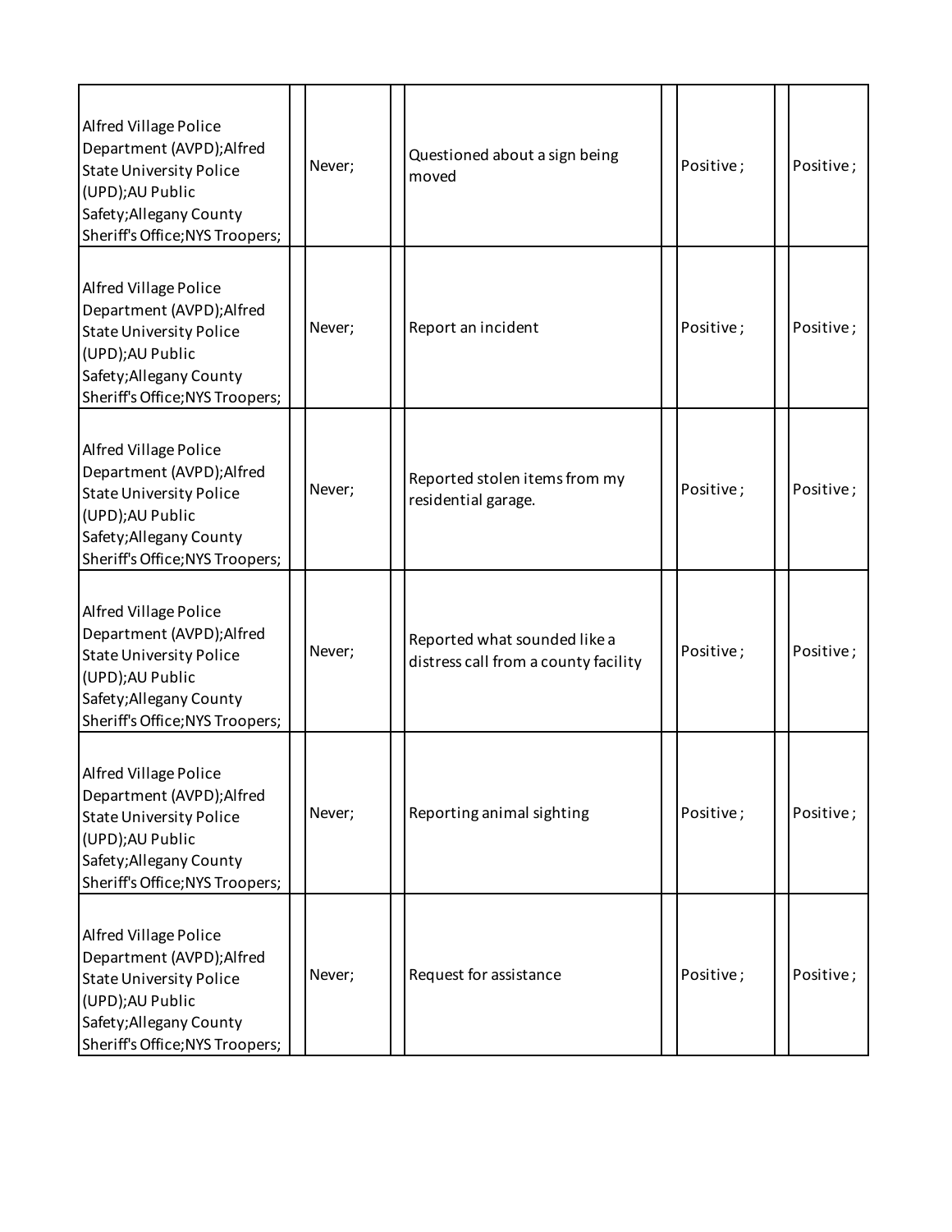| | | | | | | | |
|---|---|---|---|---|---|---|---|
| Alfred Village Police Department (AVPD);Alfred State University Police (UPD);AU Public Safety;Allegany County Sheriff's Office;NYS Troopers; | | Never; | | Questioned about a sign being moved | | Positive ; | | Positive ; |
| Alfred Village Police Department (AVPD);Alfred State University Police (UPD);AU Public Safety;Allegany County Sheriff's Office;NYS Troopers; | | Never; | | Report an incident | | Positive ; | | Positive ; |
| Alfred Village Police Department (AVPD);Alfred State University Police (UPD);AU Public Safety;Allegany County Sheriff's Office;NYS Troopers; | | Never; | | Reported stolen items from my residential garage. | | Positive ; | | Positive ; |
| Alfred Village Police Department (AVPD);Alfred State University Police (UPD);AU Public Safety;Allegany County Sheriff's Office;NYS Troopers; | | Never; | | Reported what sounded like a distress call from a county facility | | Positive ; | | Positive ; |
| Alfred Village Police Department (AVPD);Alfred State University Police (UPD);AU Public Safety;Allegany County Sheriff's Office;NYS Troopers; | | Never; | | Reporting animal sighting | | Positive ; | | Positive ; |
| Alfred Village Police Department (AVPD);Alfred State University Police (UPD);AU Public Safety;Allegany County Sheriff's Office;NYS Troopers; | | Never; | | Request for assistance | | Positive ; | | Positive ; |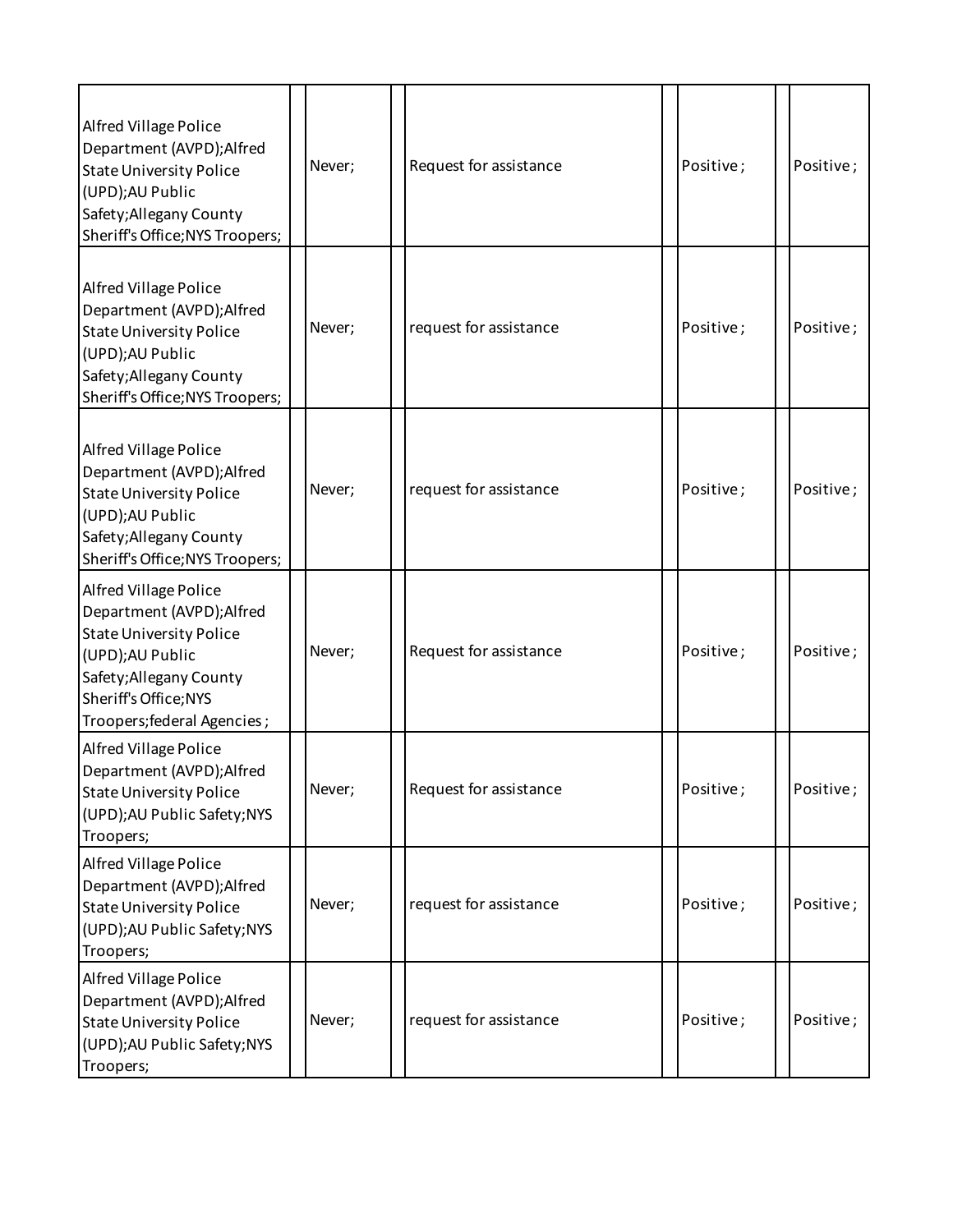| | | | | | | | |
|---|---|---|---|---|---|---|---|
| Alfred Village Police Department (AVPD);Alfred State University Police (UPD);AU Public Safety;Allegany County Sheriff's Office;NYS Troopers; | | Never; | | Request for assistance | | Positive ; | | Positive ; |
| Alfred Village Police Department (AVPD);Alfred State University Police (UPD);AU Public Safety;Allegany County Sheriff's Office;NYS Troopers; | | Never; | | request for assistance | | Positive ; | | Positive ; |
| Alfred Village Police Department (AVPD);Alfred State University Police (UPD);AU Public Safety;Allegany County Sheriff's Office;NYS Troopers; | | Never; | | request for assistance | | Positive ; | | Positive ; |
| Alfred Village Police Department (AVPD);Alfred State University Police (UPD);AU Public Safety;Allegany County Sheriff's Office;NYS Troopers;federal Agencies ; | | Never; | | Request for assistance | | Positive ; | | Positive ; |
| Alfred Village Police Department (AVPD);Alfred State University Police (UPD);AU Public Safety;NYS Troopers; | | Never; | | Request for assistance | | Positive ; | | Positive ; |
| Alfred Village Police Department (AVPD);Alfred State University Police (UPD);AU Public Safety;NYS Troopers; | | Never; | | request for assistance | | Positive ; | | Positive ; |
| Alfred Village Police Department (AVPD);Alfred State University Police (UPD);AU Public Safety;NYS Troopers; | | Never; | | request for assistance | | Positive ; | | Positive ; |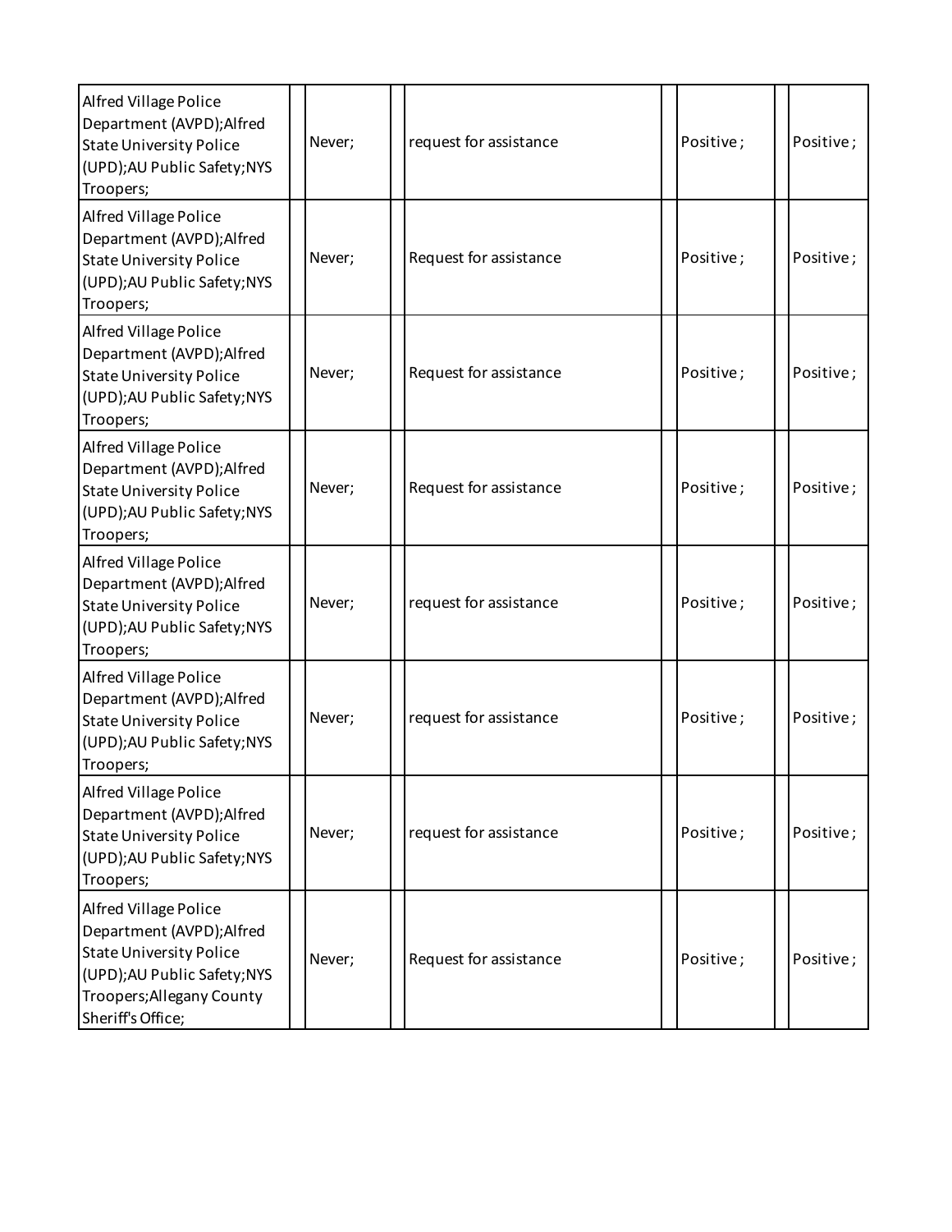| | | | | | | | |
|---|---|---|---|---|---|---|---|
| Alfred Village Police Department (AVPD);Alfred State University Police (UPD);AU Public Safety;NYS Troopers; | | Never; | | request for assistance | | Positive ; | | Positive ; |
| Alfred Village Police Department (AVPD);Alfred State University Police (UPD);AU Public Safety;NYS Troopers; | | Never; | | Request for assistance | | Positive ; | | Positive ; |
| Alfred Village Police Department (AVPD);Alfred State University Police (UPD);AU Public Safety;NYS Troopers; | | Never; | | Request for assistance | | Positive ; | | Positive ; |
| Alfred Village Police Department (AVPD);Alfred State University Police (UPD);AU Public Safety;NYS Troopers; | | Never; | | Request for assistance | | Positive ; | | Positive ; |
| Alfred Village Police Department (AVPD);Alfred State University Police (UPD);AU Public Safety;NYS Troopers; | | Never; | | request for assistance | | Positive ; | | Positive ; |
| Alfred Village Police Department (AVPD);Alfred State University Police (UPD);AU Public Safety;NYS Troopers; | | Never; | | request for assistance | | Positive ; | | Positive ; |
| Alfred Village Police Department (AVPD);Alfred State University Police (UPD);AU Public Safety;NYS Troopers; | | Never; | | request for assistance | | Positive ; | | Positive ; |
| Alfred Village Police Department (AVPD);Alfred State University Police (UPD);AU Public Safety;NYS Troopers;Allegany County Sheriff's Office; | | Never; | | Request for assistance | | Positive ; | | Positive ; |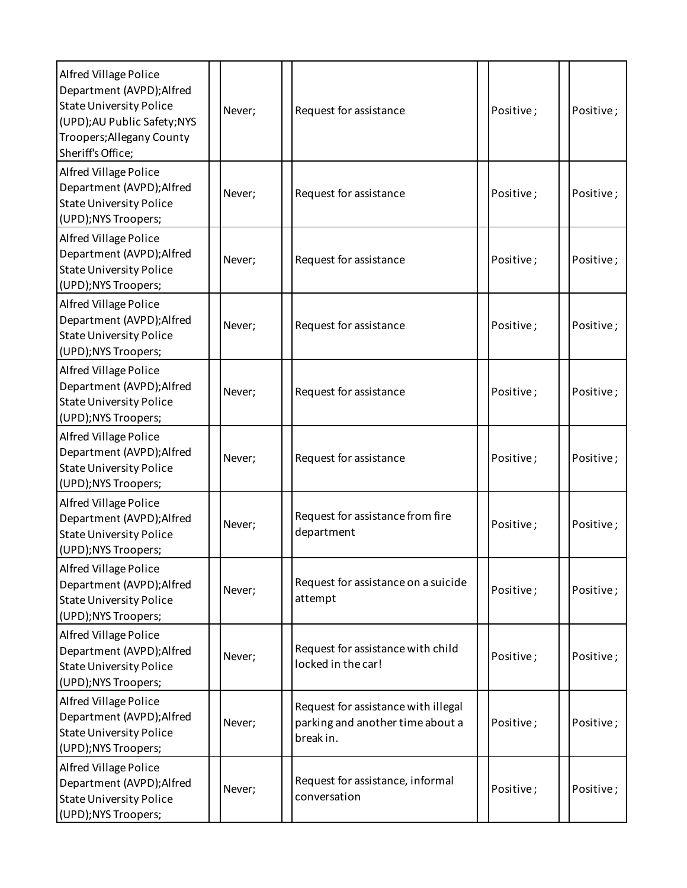| | | | | | | | | |
|---|---|---|---|---|---|---|---|---|
| Alfred Village Police Department (AVPD);Alfred State University Police (UPD);AU Public Safety;NYS Troopers;Allegany County Sheriff's Office; | | Never; | | Request for assistance | | Positive ; | | Positive ; |
| Alfred Village Police Department (AVPD);Alfred State University Police (UPD);NYS Troopers; | | Never; | | Request for assistance | | Positive ; | | Positive ; |
| Alfred Village Police Department (AVPD);Alfred State University Police (UPD);NYS Troopers; | | Never; | | Request for assistance | | Positive ; | | Positive ; |
| Alfred Village Police Department (AVPD);Alfred State University Police (UPD);NYS Troopers; | | Never; | | Request for assistance | | Positive ; | | Positive ; |
| Alfred Village Police Department (AVPD);Alfred State University Police (UPD);NYS Troopers; | | Never; | | Request for assistance | | Positive ; | | Positive ; |
| Alfred Village Police Department (AVPD);Alfred State University Police (UPD);NYS Troopers; | | Never; | | Request for assistance | | Positive ; | | Positive ; |
| Alfred Village Police Department (AVPD);Alfred State University Police (UPD);NYS Troopers; | | Never; | | Request for assistance from fire department | | Positive ; | | Positive ; |
| Alfred Village Police Department (AVPD);Alfred State University Police (UPD);NYS Troopers; | | Never; | | Request for assistance on a suicide attempt | | Positive ; | | Positive ; |
| Alfred Village Police Department (AVPD);Alfred State University Police (UPD);NYS Troopers; | | Never; | | Request for assistance with child locked in the car! | | Positive ; | | Positive ; |
| Alfred Village Police Department (AVPD);Alfred State University Police (UPD);NYS Troopers; | | Never; | | Request for assistance with illegal parking and another time about a break in. | | Positive ; | | Positive ; |
| Alfred Village Police Department (AVPD);Alfred State University Police (UPD);NYS Troopers; | | Never; | | Request for assistance, informal conversation | | Positive ; | | Positive ; |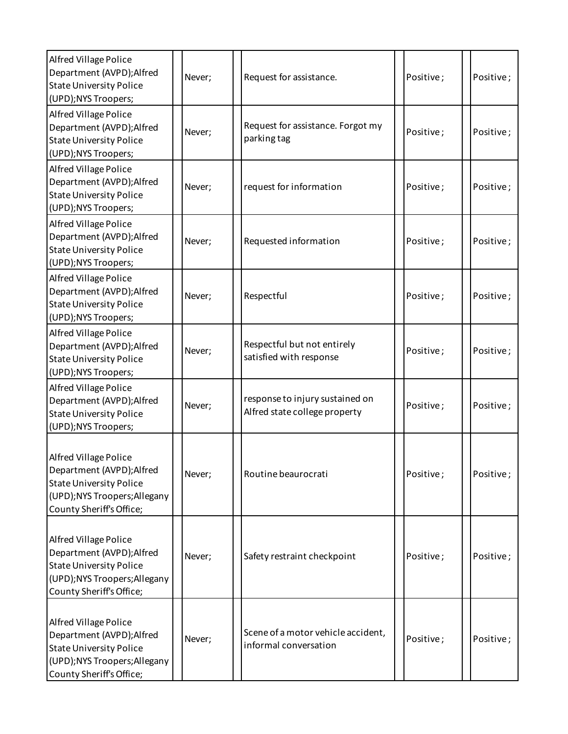| | | | | | | | |
|---|---|---|---|---|---|---|---|
| Alfred Village Police Department (AVPD);Alfred State University Police (UPD);NYS Troopers; | | Never; | | Request for assistance. | | Positive ; | | Positive ; |
| Alfred Village Police Department (AVPD);Alfred State University Police (UPD);NYS Troopers; | | Never; | | Request for assistance. Forgot my parking tag | | Positive ; | | Positive ; |
| Alfred Village Police Department (AVPD);Alfred State University Police (UPD);NYS Troopers; | | Never; | | request for information | | Positive ; | | Positive ; |
| Alfred Village Police Department (AVPD);Alfred State University Police (UPD);NYS Troopers; | | Never; | | Requested information | | Positive ; | | Positive ; |
| Alfred Village Police Department (AVPD);Alfred State University Police (UPD);NYS Troopers; | | Never; | | Respectful | | Positive ; | | Positive ; |
| Alfred Village Police Department (AVPD);Alfred State University Police (UPD);NYS Troopers; | | Never; | | Respectful but not entirely satisfied with response | | Positive ; | | Positive ; |
| Alfred Village Police Department (AVPD);Alfred State University Police (UPD);NYS Troopers; | | Never; | | response to injury sustained on Alfred state college property | | Positive ; | | Positive ; |
| Alfred Village Police Department (AVPD);Alfred State University Police (UPD);NYS Troopers;Allegany County Sheriff's Office; | | Never; | | Routine beaurocrati | | Positive ; | | Positive ; |
| Alfred Village Police Department (AVPD);Alfred State University Police (UPD);NYS Troopers;Allegany County Sheriff's Office; | | Never; | | Safety restraint checkpoint | | Positive ; | | Positive ; |
| Alfred Village Police Department (AVPD);Alfred State University Police (UPD);NYS Troopers;Allegany County Sheriff's Office; | | Never; | | Scene of a motor vehicle accident, informal conversation | | Positive ; | | Positive ; |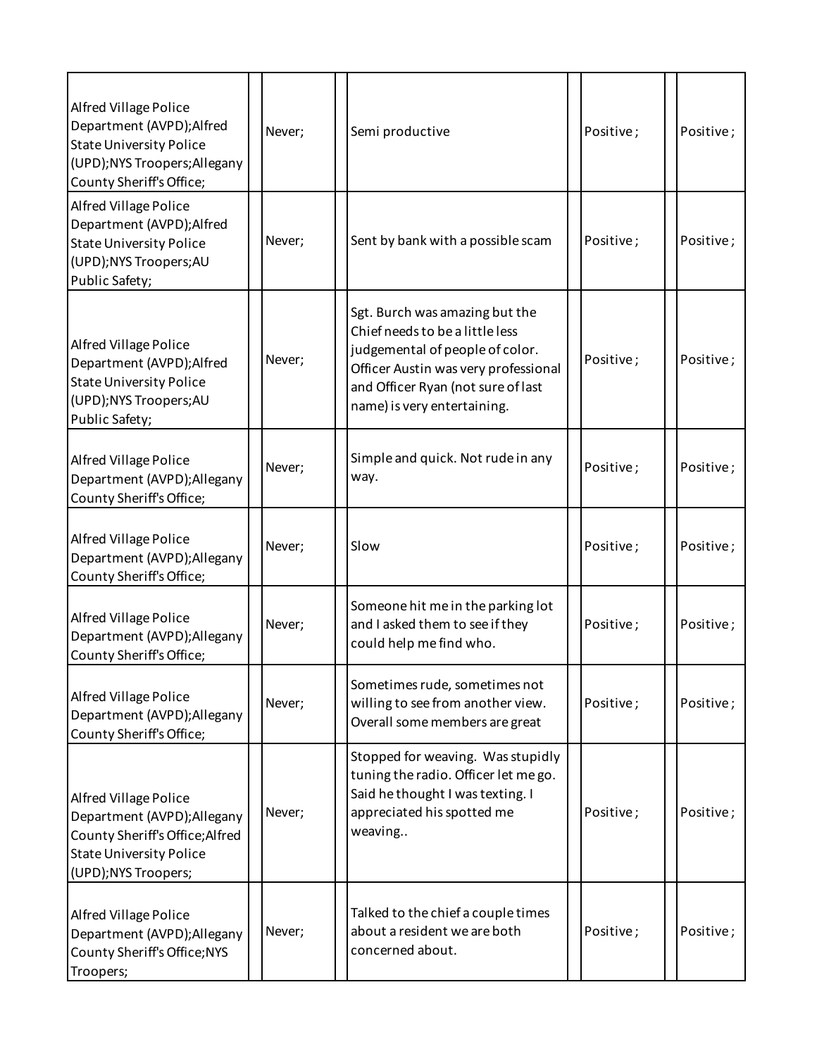| | | | | | | | |
|---|---|---|---|---|---|---|---|
| Alfred Village Police Department (AVPD);Alfred State University Police (UPD);NYS Troopers;Allegany County Sheriff's Office; | | Never; | | Semi productive | | Positive ; | | Positive ; |
| Alfred Village Police Department (AVPD);Alfred State University Police (UPD);NYS Troopers;AU Public Safety; | | Never; | | Sent by bank with a possible scam | | Positive ; | | Positive ; |
| Alfred Village Police Department (AVPD);Alfred State University Police (UPD);NYS Troopers;AU Public Safety; | | Never; | | Sgt. Burch was amazing but the Chief needs to be a little less judgemental of people of color. Officer Austin was very professional and Officer Ryan (not sure of last name) is very entertaining. | | Positive ; | | Positive ; |
| Alfred Village Police Department (AVPD);Allegany County Sheriff's Office; | | Never; | | Simple and quick. Not rude in any way. | | Positive ; | | Positive ; |
| Alfred Village Police Department (AVPD);Allegany County Sheriff's Office; | | Never; | | Slow | | Positive ; | | Positive ; |
| Alfred Village Police Department (AVPD);Allegany County Sheriff's Office; | | Never; | | Someone hit me in the parking lot and I asked them to see if they could help me find who. | | Positive ; | | Positive ; |
| Alfred Village Police Department (AVPD);Allegany County Sheriff's Office; | | Never; | | Sometimes rude, sometimes not willing to see from another view. Overall some members are great | | Positive ; | | Positive ; |
| Alfred Village Police Department (AVPD);Allegany County Sheriff's Office;Alfred State University Police (UPD);NYS Troopers; | | Never; | | Stopped for weaving. Was stupidly tuning the radio. Officer let me go. Said he thought I was texting. I appreciated his spotted me weaving.. | | Positive ; | | Positive ; |
| Alfred Village Police Department (AVPD);Allegany County Sheriff's Office;NYS Troopers; | | Never; | | Talked to the chief a couple times about a resident we are both concerned about. | | Positive ; | | Positive ; |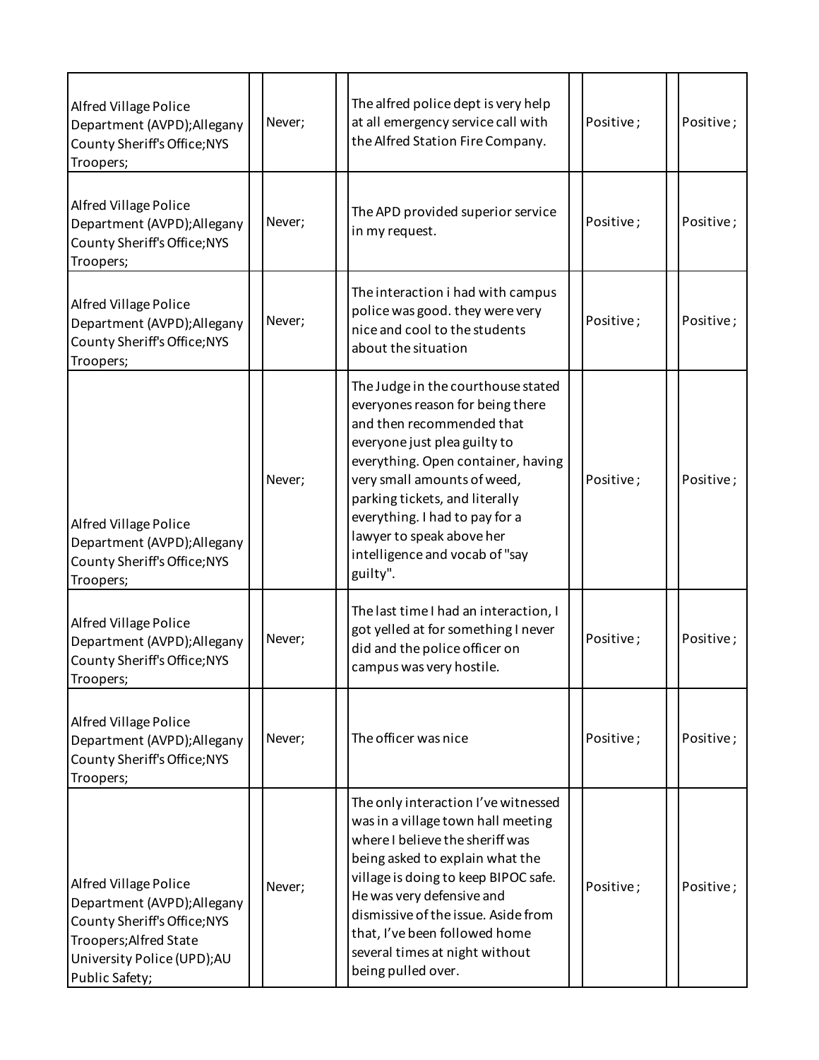| | | | | | | | |
|---|---|---|---|---|---|---|---|
| Alfred Village Police Department (AVPD);Allegany County Sheriff's Office;NYS Troopers; | | Never; | | The alfred police dept is very help at all emergency service call with the Alfred Station Fire Company. | | Positive ; | | Positive ; |
| Alfred Village Police Department (AVPD);Allegany County Sheriff's Office;NYS Troopers; | | Never; | | The APD provided superior service in my request. | | Positive ; | | Positive ; |
| Alfred Village Police Department (AVPD);Allegany County Sheriff's Office;NYS Troopers; | | Never; | | The interaction i had with campus police was good. they were very nice and cool to the students about the situation | | Positive ; | | Positive ; |
| Alfred Village Police Department (AVPD);Allegany County Sheriff's Office;NYS Troopers; | | Never; | | The Judge in the courthouse stated everyones reason for being there and then recommended that everyone just plea guilty to everything. Open container, having very small amounts of weed, parking tickets, and literally everything. I had to pay for a lawyer to speak above her intelligence and vocab of "say guilty". | | Positive ; | | Positive ; |
| Alfred Village Police Department (AVPD);Allegany County Sheriff's Office;NYS Troopers; | | Never; | | The last time I had an interaction, I got yelled at for something I never did and the police officer on campus was very hostile. | | Positive ; | | Positive ; |
| Alfred Village Police Department (AVPD);Allegany County Sheriff's Office;NYS Troopers; | | Never; | | The officer was nice | | Positive ; | | Positive ; |
| Alfred Village Police Department (AVPD);Allegany County Sheriff's Office;NYS Troopers;Alfred State University Police (UPD);AU Public Safety; | | Never; | | The only interaction I've witnessed was in a village town hall meeting where I believe the sheriff was being asked to explain what the village is doing to keep BIPOC safe. He was very defensive and dismissive of the issue. Aside from that, I've been followed home several times at night without being pulled over. | | Positive ; | | Positive ; |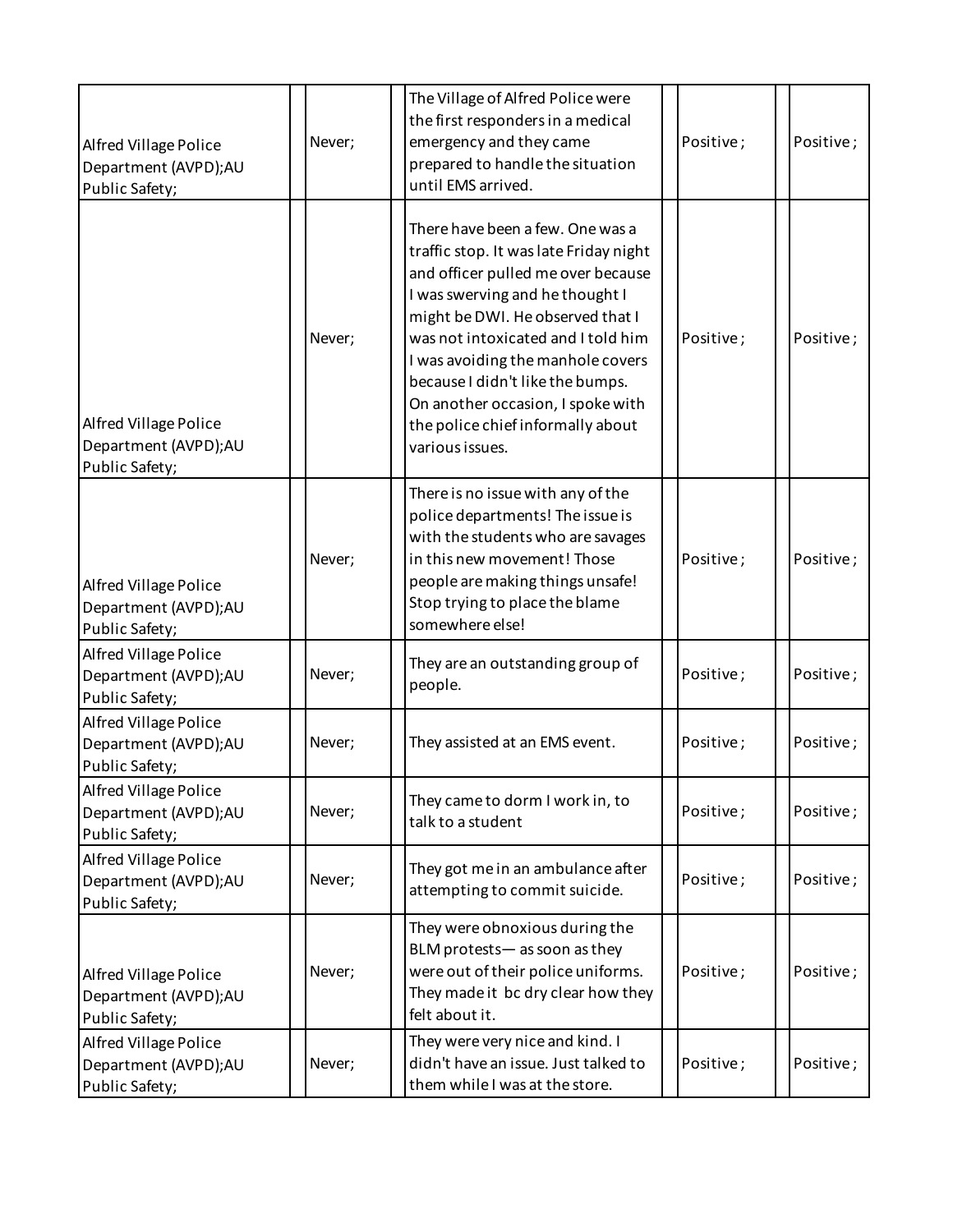| | | | | | | | | |
|---|---|---|---|---|---|---|---|---|
| Alfred Village Police Department (AVPD);AU Public Safety; | | Never; | | The Village of Alfred Police were the first responders in a medical emergency and they came prepared to handle the situation until EMS arrived. | | Positive ; | | Positive ; |
| Alfred Village Police Department (AVPD);AU Public Safety; | | Never; | | There have been a few. One was a traffic stop. It was late Friday night and officer pulled me over because I was swerving and he thought I might be DWI. He observed that I was not intoxicated and I told him I was avoiding the manhole covers because I didn't like the bumps. On another occasion, I spoke with the police chief informally about various issues. | | Positive ; | | Positive ; |
| Alfred Village Police Department (AVPD);AU Public Safety; | | Never; | | There is no issue with any of the police departments! The issue is with the students who are savages in this new movement! Those people are making things unsafe! Stop trying to place the blame somewhere else! | | Positive ; | | Positive ; |
| Alfred Village Police Department (AVPD);AU Public Safety; | | Never; | | They are an outstanding group of people. | | Positive ; | | Positive ; |
| Alfred Village Police Department (AVPD);AU Public Safety; | | Never; | | They assisted at an EMS event. | | Positive ; | | Positive ; |
| Alfred Village Police Department (AVPD);AU Public Safety; | | Never; | | They came to dorm I work in, to talk to a student | | Positive ; | | Positive ; |
| Alfred Village Police Department (AVPD);AU Public Safety; | | Never; | | They got me in an ambulance after attempting to commit suicide. | | Positive ; | | Positive ; |
| Alfred Village Police Department (AVPD);AU Public Safety; | | Never; | | They were obnoxious during the BLM protests— as soon as they were out of their police uniforms. They made it bc dry clear how they felt about it. | | Positive ; | | Positive ; |
| Alfred Village Police Department (AVPD);AU Public Safety; | | Never; | | They were very nice and kind. I didn't have an issue. Just talked to them while I was at the store. | | Positive ; | | Positive ; |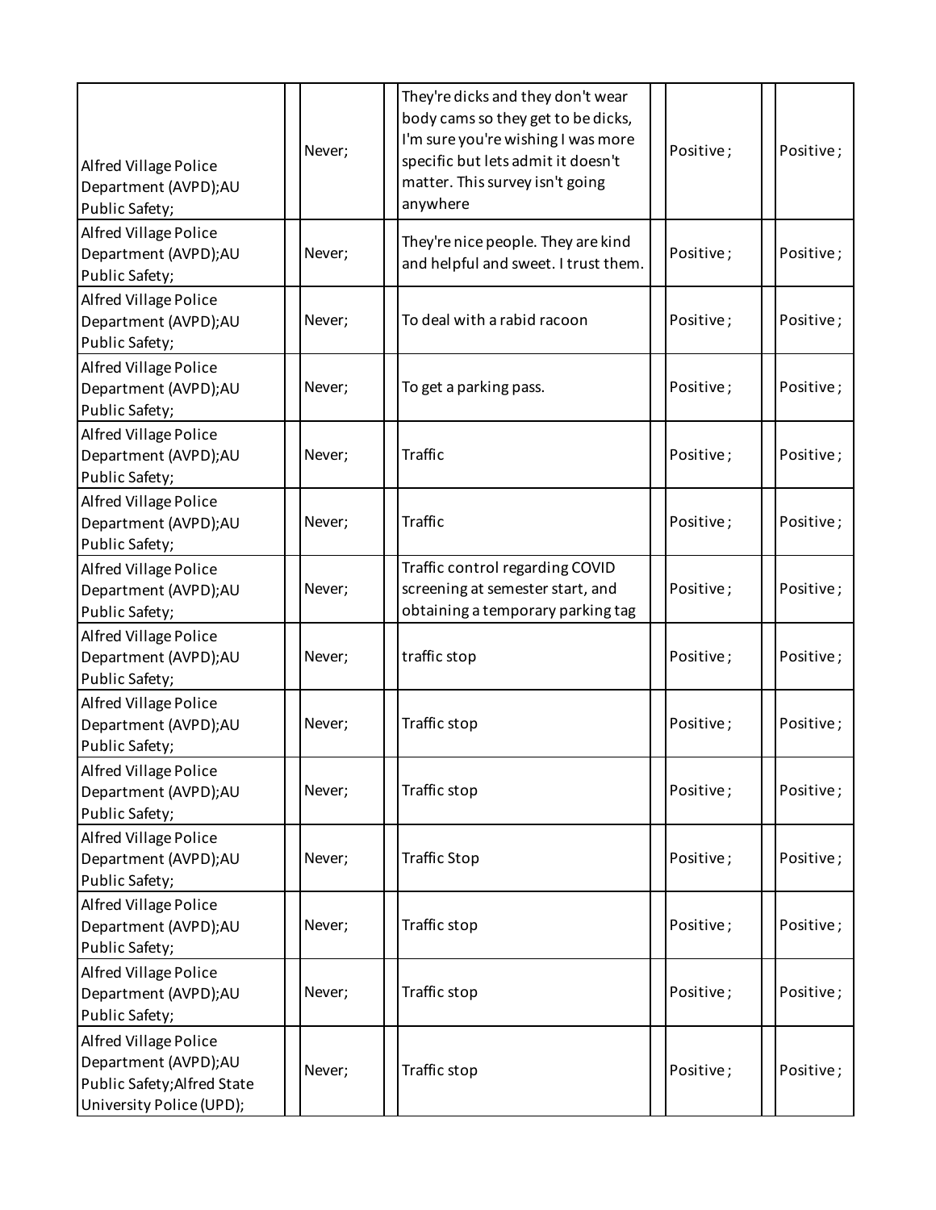| | | | | | | | |
|---|---|---|---|---|---|---|---|
| Alfred Village Police Department (AVPD);AU Public Safety; | | Never; | | They're dicks and they don't wear body cams so they get to be dicks, I'm sure you're wishing I was more specific but lets admit it doesn't matter. This survey isn't going anywhere | | Positive ; | | Positive ; |
| Alfred Village Police Department (AVPD);AU Public Safety; | | Never; | | They're nice people. They are kind and helpful and sweet. I trust them. | | Positive ; | | Positive ; |
| Alfred Village Police Department (AVPD);AU Public Safety; | | Never; | | To deal with a rabid racoon | | Positive ; | | Positive ; |
| Alfred Village Police Department (AVPD);AU Public Safety; | | Never; | | To get a parking pass. | | Positive ; | | Positive ; |
| Alfred Village Police Department (AVPD);AU Public Safety; | | Never; | | Traffic | | Positive ; | | Positive ; |
| Alfred Village Police Department (AVPD);AU Public Safety; | | Never; | | Traffic | | Positive ; | | Positive ; |
| Alfred Village Police Department (AVPD);AU Public Safety; | | Never; | | Traffic control regarding COVID screening at semester start, and obtaining a temporary parking tag | | Positive ; | | Positive ; |
| Alfred Village Police Department (AVPD);AU Public Safety; | | Never; | | traffic stop | | Positive ; | | Positive ; |
| Alfred Village Police Department (AVPD);AU Public Safety; | | Never; | | Traffic stop | | Positive ; | | Positive ; |
| Alfred Village Police Department (AVPD);AU Public Safety; | | Never; | | Traffic stop | | Positive ; | | Positive ; |
| Alfred Village Police Department (AVPD);AU Public Safety; | | Never; | | Traffic Stop | | Positive ; | | Positive ; |
| Alfred Village Police Department (AVPD);AU Public Safety; | | Never; | | Traffic stop | | Positive ; | | Positive ; |
| Alfred Village Police Department (AVPD);AU Public Safety; | | Never; | | Traffic stop | | Positive ; | | Positive ; |
| Alfred Village Police Department (AVPD);AU Public Safety;Alfred State University Police (UPD); | | Never; | | Traffic stop | | Positive ; | | Positive ; |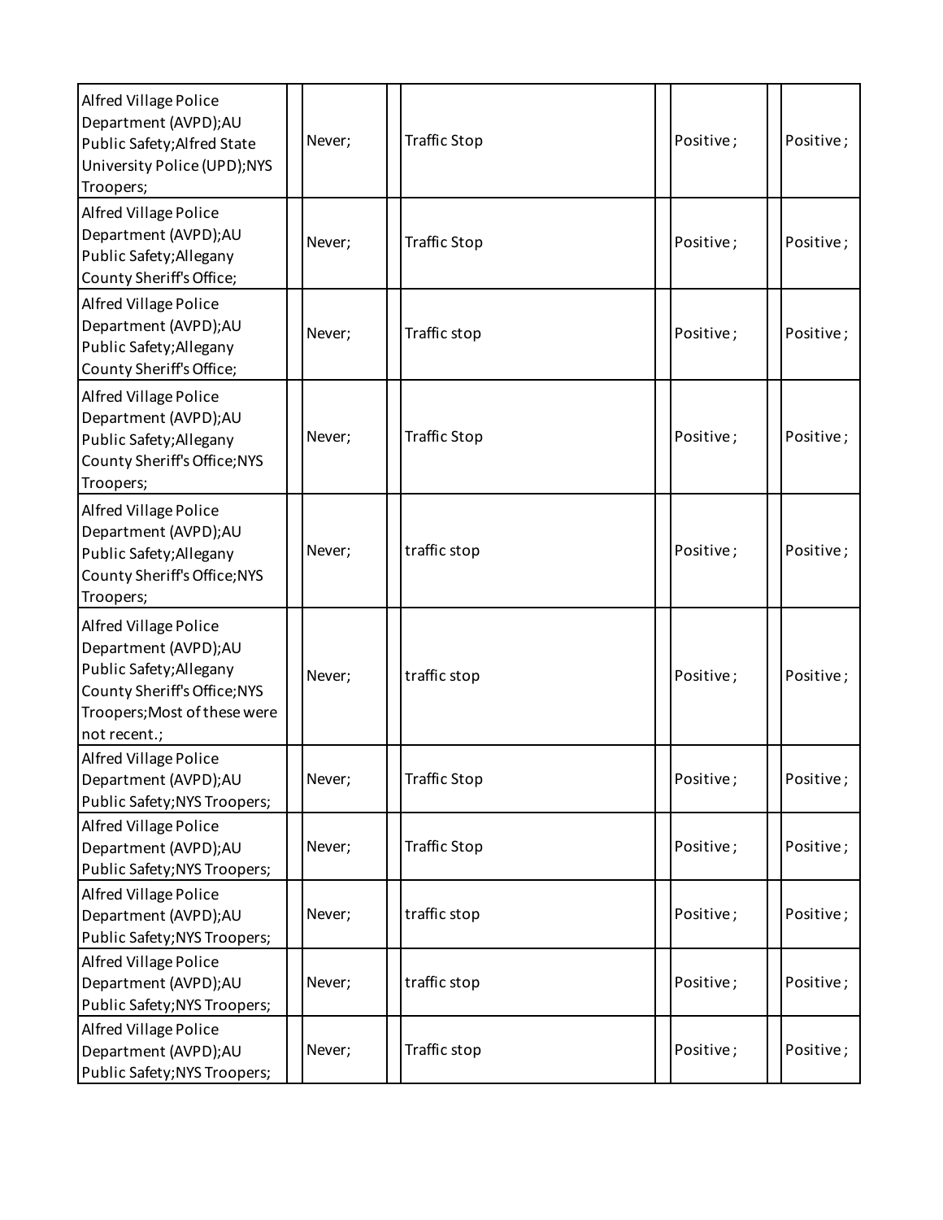| | | | | | | | | |
|---|---|---|---|---|---|---|---|---|
| Alfred Village Police Department (AVPD);AU Public Safety;Alfred State University Police (UPD);NYS Troopers; | | Never; | | Traffic Stop | | Positive ; | | Positive ; |
| Alfred Village Police Department (AVPD);AU Public Safety;Allegany County Sheriff's Office; | | Never; | | Traffic Stop | | Positive ; | | Positive ; |
| Alfred Village Police Department (AVPD);AU Public Safety;Allegany County Sheriff's Office; | | Never; | | Traffic stop | | Positive ; | | Positive ; |
| Alfred Village Police Department (AVPD);AU Public Safety;Allegany County Sheriff's Office;NYS Troopers; | | Never; | | Traffic Stop | | Positive ; | | Positive ; |
| Alfred Village Police Department (AVPD);AU Public Safety;Allegany County Sheriff's Office;NYS Troopers; | | Never; | | traffic stop | | Positive ; | | Positive ; |
| Alfred Village Police Department (AVPD);AU Public Safety;Allegany County Sheriff's Office;NYS Troopers;Most of these were not recent.; | | Never; | | traffic stop | | Positive ; | | Positive ; |
| Alfred Village Police Department (AVPD);AU Public Safety;NYS Troopers; | | Never; | | Traffic Stop | | Positive ; | | Positive ; |
| Alfred Village Police Department (AVPD);AU Public Safety;NYS Troopers; | | Never; | | Traffic Stop | | Positive ; | | Positive ; |
| Alfred Village Police Department (AVPD);AU Public Safety;NYS Troopers; | | Never; | | traffic stop | | Positive ; | | Positive ; |
| Alfred Village Police Department (AVPD);AU Public Safety;NYS Troopers; | | Never; | | traffic stop | | Positive ; | | Positive ; |
| Alfred Village Police Department (AVPD);AU Public Safety;NYS Troopers; | | Never; | | Traffic stop | | Positive ; | | Positive ; |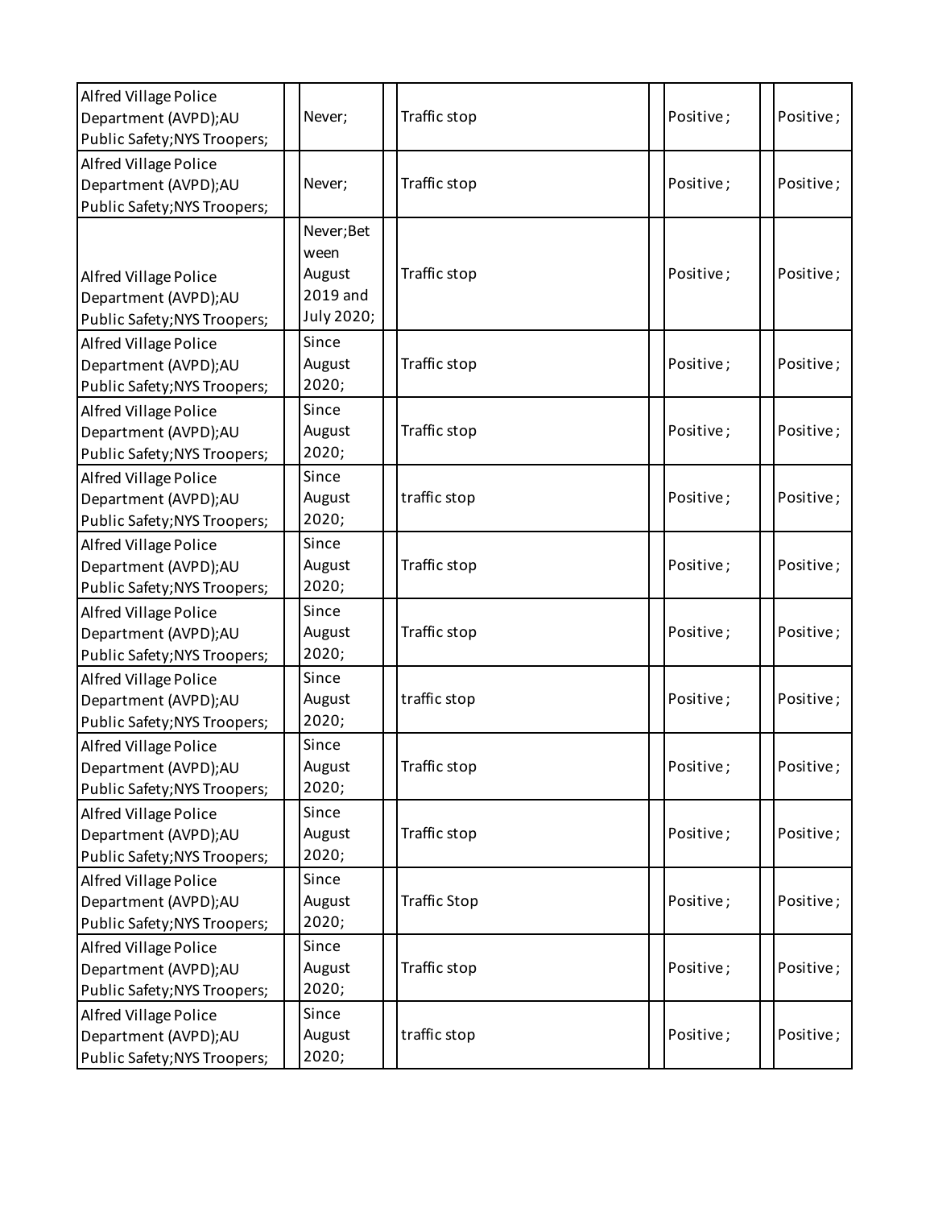| | | | | | | | |
|---|---|---|---|---|---|---|---|
| Alfred Village Police Department (AVPD);AU Public Safety;NYS Troopers; | | Never; | | Traffic stop | | Positive ; | | Positive ; |
| Alfred Village Police Department (AVPD);AU Public Safety;NYS Troopers; | | Never; | | Traffic stop | | Positive ; | | Positive ; |
| Alfred Village Police Department (AVPD);AU Public Safety;NYS Troopers; | | Never;Between August 2019 and July 2020; | | Traffic stop | | Positive ; | | Positive ; |
| Alfred Village Police Department (AVPD);AU Public Safety;NYS Troopers; | | Since August 2020; | | Traffic stop | | Positive ; | | Positive ; |
| Alfred Village Police Department (AVPD);AU Public Safety;NYS Troopers; | | Since August 2020; | | Traffic stop | | Positive ; | | Positive ; |
| Alfred Village Police Department (AVPD);AU Public Safety;NYS Troopers; | | Since August 2020; | | traffic stop | | Positive ; | | Positive ; |
| Alfred Village Police Department (AVPD);AU Public Safety;NYS Troopers; | | Since August 2020; | | Traffic stop | | Positive ; | | Positive ; |
| Alfred Village Police Department (AVPD);AU Public Safety;NYS Troopers; | | Since August 2020; | | Traffic stop | | Positive ; | | Positive ; |
| Alfred Village Police Department (AVPD);AU Public Safety;NYS Troopers; | | Since August 2020; | | traffic stop | | Positive ; | | Positive ; |
| Alfred Village Police Department (AVPD);AU Public Safety;NYS Troopers; | | Since August 2020; | | Traffic stop | | Positive ; | | Positive ; |
| Alfred Village Police Department (AVPD);AU Public Safety;NYS Troopers; | | Since August 2020; | | Traffic stop | | Positive ; | | Positive ; |
| Alfred Village Police Department (AVPD);AU Public Safety;NYS Troopers; | | Since August 2020; | | Traffic Stop | | Positive ; | | Positive ; |
| Alfred Village Police Department (AVPD);AU Public Safety;NYS Troopers; | | Since August 2020; | | Traffic stop | | Positive ; | | Positive ; |
| Alfred Village Police Department (AVPD);AU Public Safety;NYS Troopers; | | Since August 2020; | | traffic stop | | Positive ; | | Positive ; |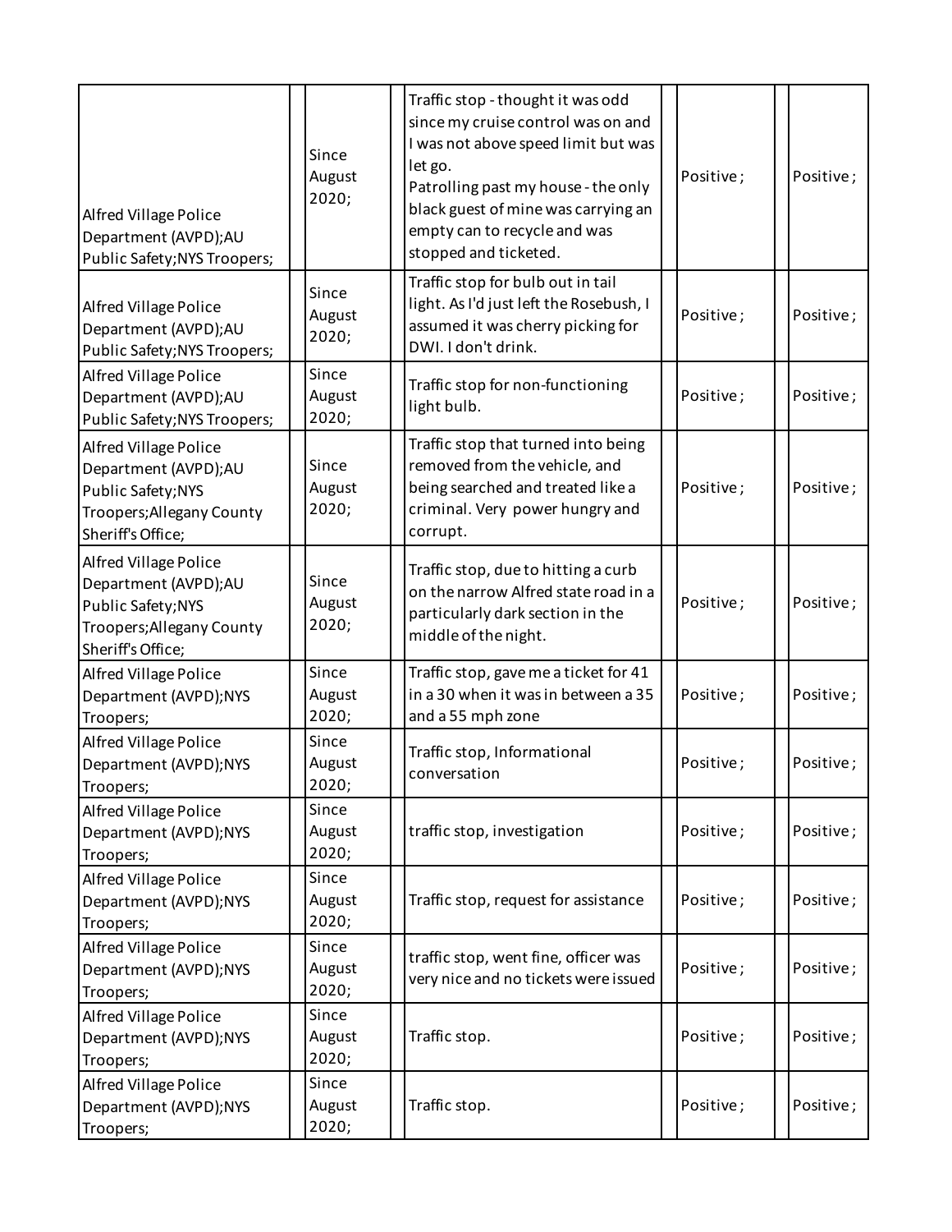| | | | | | | | | |
|---|---|---|---|---|---|---|---|---|
| Alfred Village Police Department (AVPD);AU Public Safety;NYS Troopers; | | Since August 2020; | | Traffic stop - thought it was odd since my cruise control was on and I was not above speed limit but was let go.<br>Patrolling past my house - the only black guest of mine was carrying an empty can to recycle and was stopped and ticketed. | | Positive; | | Positive; |
| Alfred Village Police Department (AVPD);AU Public Safety;NYS Troopers; | | Since August 2020; | | Traffic stop for bulb out in tail light. As I'd just left the Rosebush, I assumed it was cherry picking for DWI. I don't drink. | | Positive; | | Positive; |
| Alfred Village Police Department (AVPD);AU Public Safety;NYS Troopers; | | Since August 2020; | | Traffic stop for non-functioning light bulb. | | Positive; | | Positive; |
| Alfred Village Police Department (AVPD);AU Public Safety;NYS Troopers;Allegany County Sheriff's Office; | | Since August 2020; | | Traffic stop that turned into being removed from the vehicle, and being searched and treated like a criminal. Very power hungry and corrupt. | | Positive; | | Positive; |
| Alfred Village Police Department (AVPD);AU Public Safety;NYS Troopers;Allegany County Sheriff's Office; | | Since August 2020; | | Traffic stop, due to hitting a curb on the narrow Alfred state road in a particularly dark section in the middle of the night. | | Positive; | | Positive; |
| Alfred Village Police Department (AVPD);NYS Troopers; | | Since August 2020; | | Traffic stop, gave me a ticket for 41 in a 30 when it was in between a 35 and a 55 mph zone | | Positive; | | Positive; |
| Alfred Village Police Department (AVPD);NYS Troopers; | | Since August 2020; | | Traffic stop, Informational conversation | | Positive; | | Positive; |
| Alfred Village Police Department (AVPD);NYS Troopers; | | Since August 2020; | | traffic stop, investigation | | Positive; | | Positive; |
| Alfred Village Police Department (AVPD);NYS Troopers; | | Since August 2020; | | Traffic stop, request for assistance | | Positive; | | Positive; |
| Alfred Village Police Department (AVPD);NYS Troopers; | | Since August 2020; | | traffic stop, went fine, officer was very nice and no tickets were issued | | Positive; | | Positive; |
| Alfred Village Police Department (AVPD);NYS Troopers; | | Since August 2020; | | Traffic stop. | | Positive; | | Positive; |
| Alfred Village Police Department (AVPD);NYS Troopers; | | Since August 2020; | | Traffic stop. | | Positive; | | Positive; |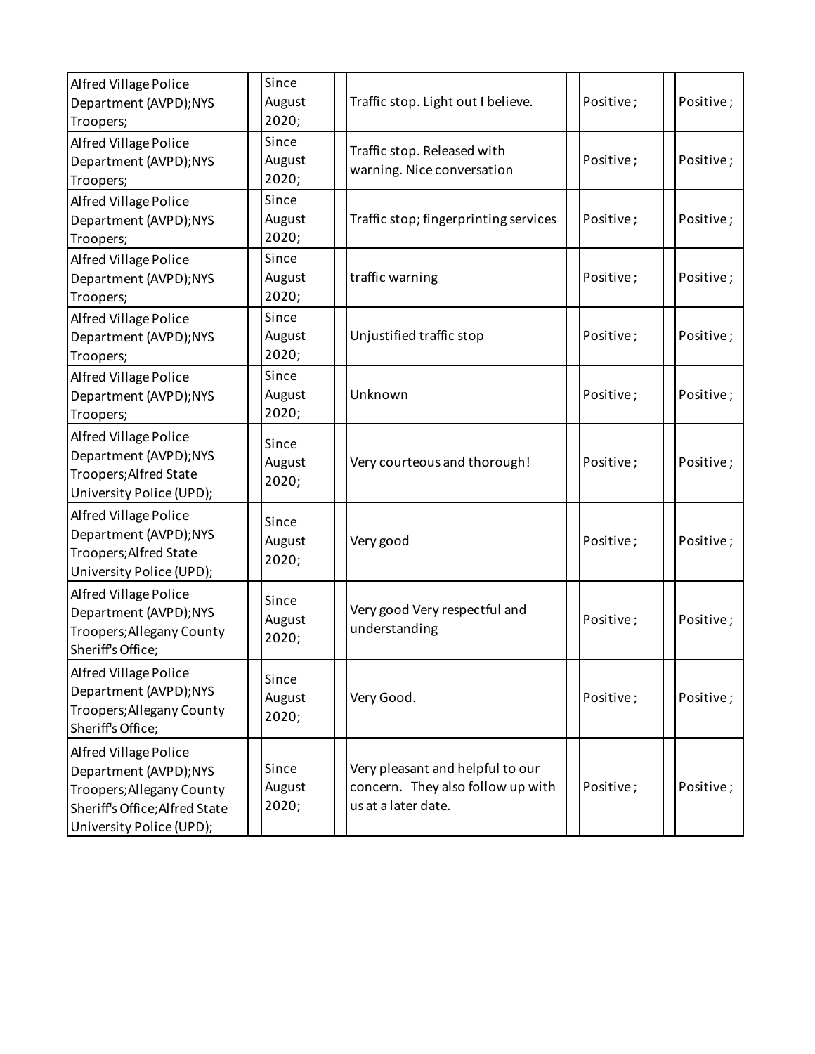| | | | | | | | | |
|---|---|---|---|---|---|---|---|---|
| Alfred Village Police Department (AVPD);NYS Troopers; | | Since August 2020; | | Traffic stop. Light out I believe. | | Positive ; | | Positive ; |
| Alfred Village Police Department (AVPD);NYS Troopers; | | Since August 2020; | | Traffic stop. Released with warning. Nice conversation | | Positive ; | | Positive ; |
| Alfred Village Police Department (AVPD);NYS Troopers; | | Since August 2020; | | Traffic stop; fingerprinting services | | Positive ; | | Positive ; |
| Alfred Village Police Department (AVPD);NYS Troopers; | | Since August 2020; | | traffic warning | | Positive ; | | Positive ; |
| Alfred Village Police Department (AVPD);NYS Troopers; | | Since August 2020; | | Unjustified traffic stop | | Positive ; | | Positive ; |
| Alfred Village Police Department (AVPD);NYS Troopers; | | Since August 2020; | | Unknown | | Positive ; | | Positive ; |
| Alfred Village Police Department (AVPD);NYS Troopers;Alfred State University Police (UPD); | | Since August 2020; | | Very courteous and thorough! | | Positive ; | | Positive ; |
| Alfred Village Police Department (AVPD);NYS Troopers;Alfred State University Police (UPD); | | Since August 2020; | | Very good | | Positive ; | | Positive ; |
| Alfred Village Police Department (AVPD);NYS Troopers;Allegany County Sheriff's Office; | | Since August 2020; | | Very good Very respectful and understanding | | Positive ; | | Positive ; |
| Alfred Village Police Department (AVPD);NYS Troopers;Allegany County Sheriff's Office; | | Since August 2020; | | Very Good. | | Positive ; | | Positive ; |
| Alfred Village Police Department (AVPD);NYS Troopers;Allegany County Sheriff's Office;Alfred State University Police (UPD); | | Since August 2020; | | Very pleasant and helpful to our concern. They also follow up with us at a later date. | | Positive ; | | Positive ; |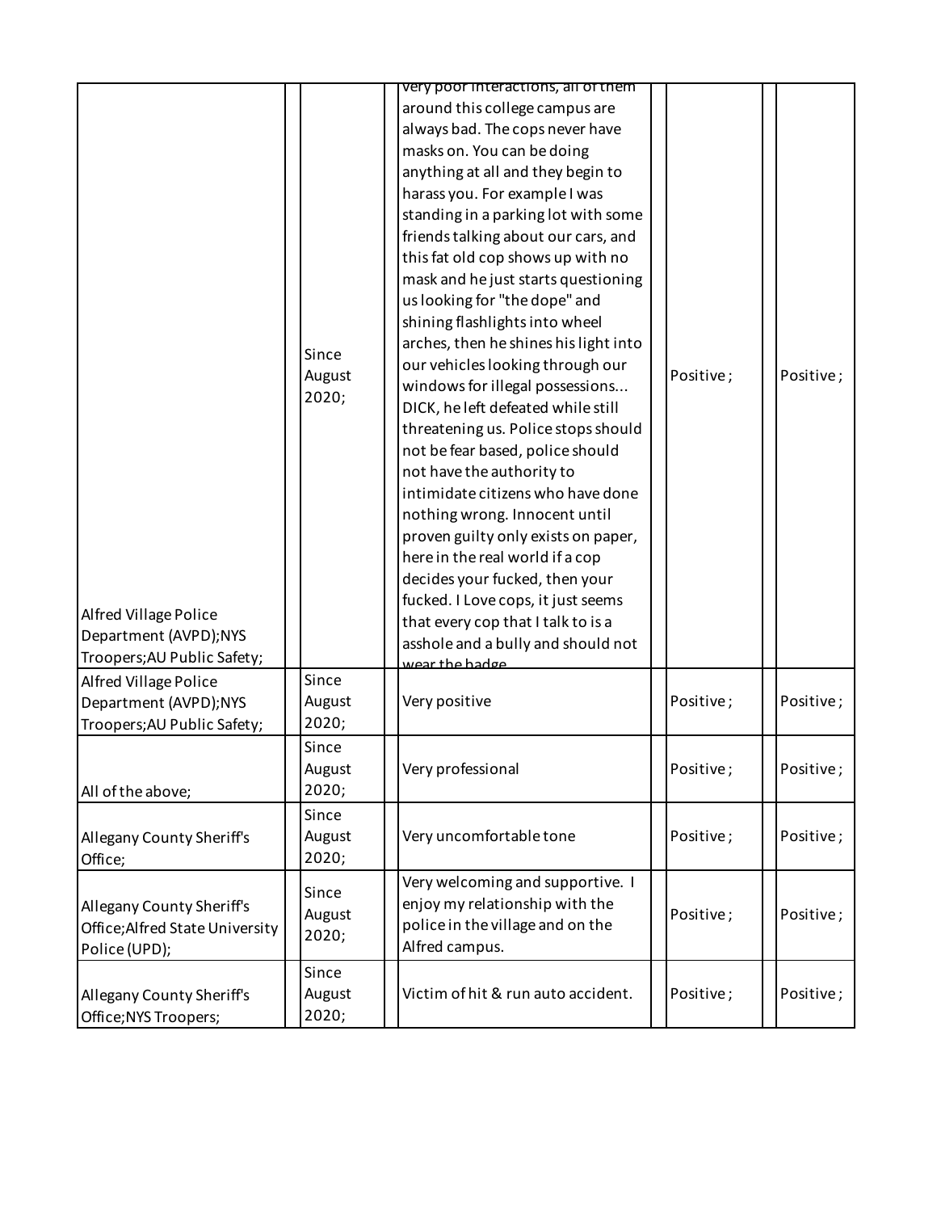| | | | | | | | | |
|---|---|---|---|---|---|---|---|---|
| Alfred Village Police Department (AVPD);NYS Troopers;AU Public Safety; | | Since August 2020; | | very poor interactions, all of them around this college campus are always bad. The cops never have masks on. You can be doing anything at all and they begin to harass you. For example I was standing in a parking lot with some friends talking about our cars, and this fat old cop shows up with no mask and he just starts questioning us looking for "the dope" and shining flashlights into wheel arches, then he shines his light into our vehicles looking through our windows for illegal possessions... DICK, he left defeated while still threatening us. Police stops should not be fear based, police should not have the authority to intimidate citizens who have done nothing wrong. Innocent until proven guilty only exists on paper, here in the real world if a cop decides your fucked, then your fucked. I Love cops, it just seems that every cop that I talk to is a asshole and a bully and should not wear the badge | | Positive; | | Positive; |
| Alfred Village Police Department (AVPD);NYS Troopers;AU Public Safety; | | Since August 2020; | | Very positive | | Positive; | | Positive; |
| All of the above; | | Since August 2020; | | Very professional | | Positive; | | Positive; |
| Allegany County Sheriff's Office; | | Since August 2020; | | Very uncomfortable tone | | Positive; | | Positive; |
| Allegany County Sheriff's Office;Alfred State University Police (UPD); | | Since August 2020; | | Very welcoming and supportive. I enjoy my relationship with the police in the village and on the Alfred campus. | | Positive; | | Positive; |
| Allegany County Sheriff's Office;NYS Troopers; | | Since August 2020; | | Victim of hit & run auto accident. | | Positive; | | Positive; |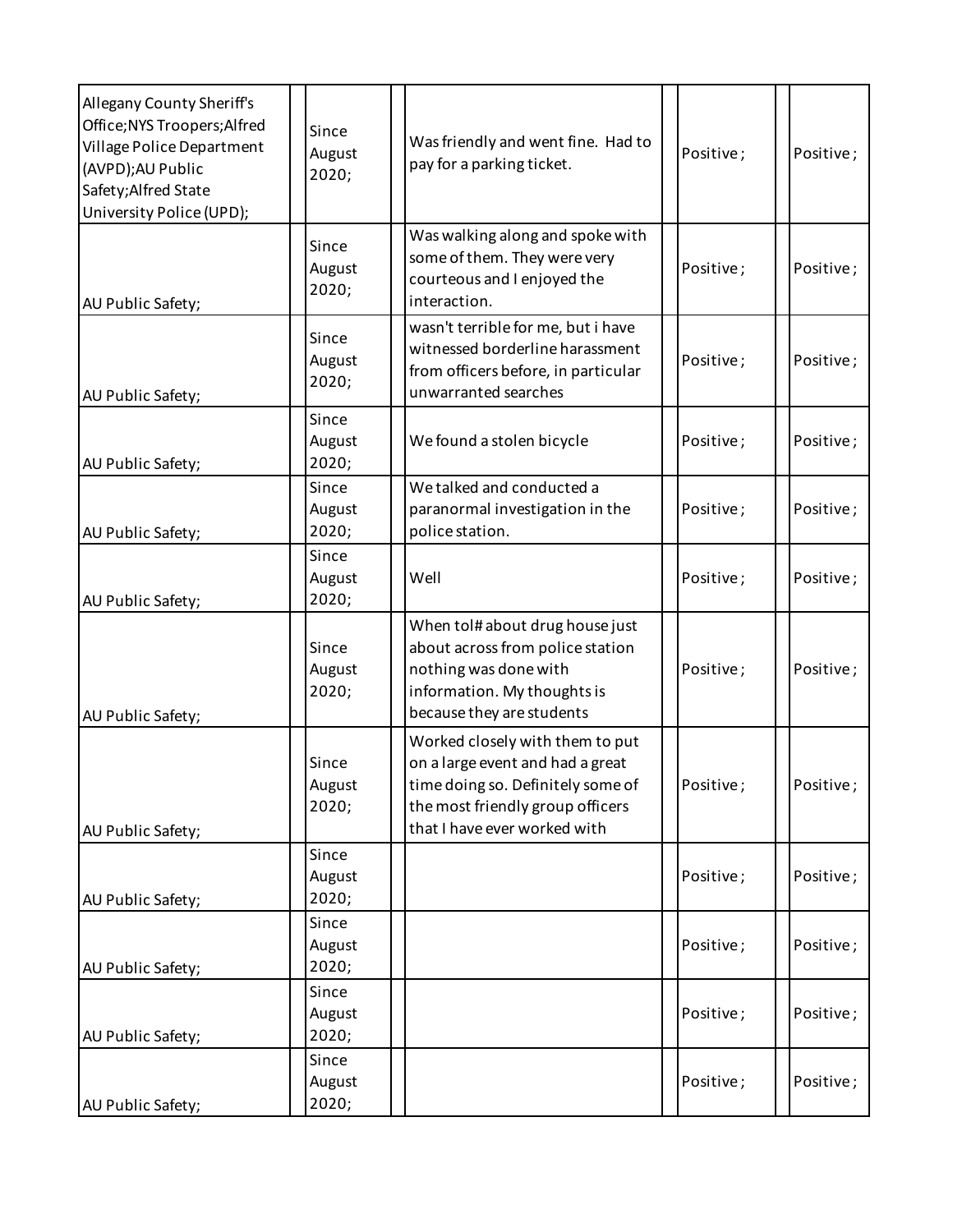| | | | | | | | |
|---|---|---|---|---|---|---|---|
| Allegany County Sheriff's Office;NYS Troopers;Alfred Village Police Department (AVPD);AU Public Safety;Alfred State University Police (UPD); | | Since August 2020; | | Was friendly and went fine. Had to pay for a parking ticket. | | Positive ; | | Positive ; |
| AU Public Safety; | | Since August 2020; | | Was walking along and spoke with some of them. They were very courteous and I enjoyed the interaction. | | Positive ; | | Positive ; |
| AU Public Safety; | | Since August 2020; | | wasn't terrible for me, but i have witnessed borderline harassment from officers before, in particular unwarranted searches | | Positive ; | | Positive ; |
| AU Public Safety; | | Since August 2020; | | We found a stolen bicycle | | Positive ; | | Positive ; |
| AU Public Safety; | | Since August 2020; | | We talked and conducted a paranormal investigation in the police station. | | Positive ; | | Positive ; |
| AU Public Safety; | | Since August 2020; | | Well | | Positive ; | | Positive ; |
| AU Public Safety; | | Since August 2020; | | When tol# about drug house just about across from police station nothing was done with information. My thoughts is because they are students | | Positive ; | | Positive ; |
| AU Public Safety; | | Since August 2020; | | Worked closely with them to put on a large event and had a great time doing so. Definitely some of the most friendly group officers that I have ever worked with | | Positive ; | | Positive ; |
| AU Public Safety; | | Since August 2020; | | | | Positive ; | | Positive ; |
| AU Public Safety; | | Since August 2020; | | | | Positive ; | | Positive ; |
| AU Public Safety; | | Since August 2020; | | | | Positive ; | | Positive ; |
| AU Public Safety; | | Since August 2020; | | | | Positive ; | | Positive ; |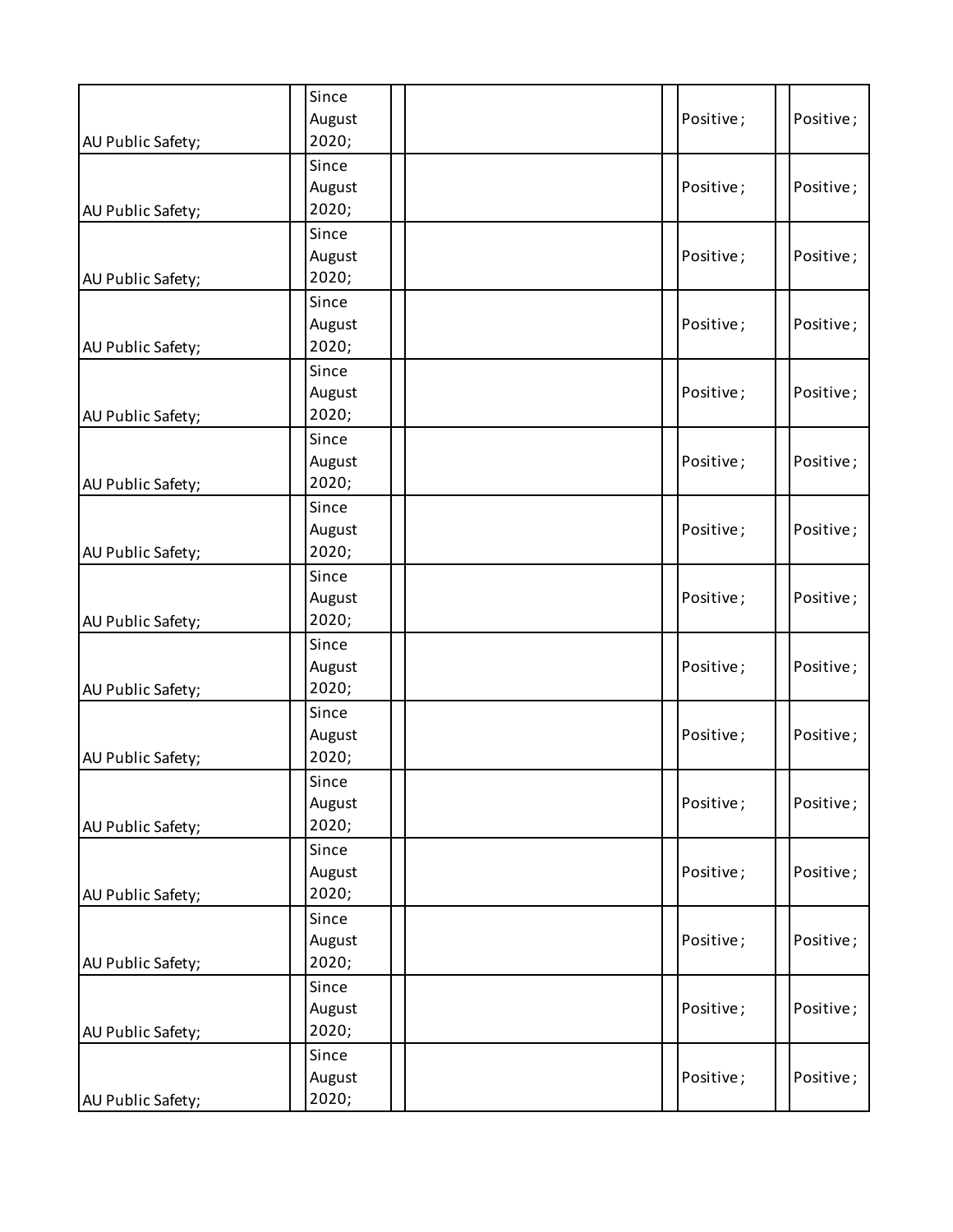| | | | | | | | | |
|---|---|---|---|---|---|---|---|---|
| AU Public Safety; | | Since August 2020; | | | | Positive ; | | Positive ; |
| AU Public Safety; | | Since August 2020; | | | | Positive ; | | Positive ; |
| AU Public Safety; | | Since August 2020; | | | | Positive ; | | Positive ; |
| AU Public Safety; | | Since August 2020; | | | | Positive ; | | Positive ; |
| AU Public Safety; | | Since August 2020; | | | | Positive ; | | Positive ; |
| AU Public Safety; | | Since August 2020; | | | | Positive ; | | Positive ; |
| AU Public Safety; | | Since August 2020; | | | | Positive ; | | Positive ; |
| AU Public Safety; | | Since August 2020; | | | | Positive ; | | Positive ; |
| AU Public Safety; | | Since August 2020; | | | | Positive ; | | Positive ; |
| AU Public Safety; | | Since August 2020; | | | | Positive ; | | Positive ; |
| AU Public Safety; | | Since August 2020; | | | | Positive ; | | Positive ; |
| AU Public Safety; | | Since August 2020; | | | | Positive ; | | Positive ; |
| AU Public Safety; | | Since August 2020; | | | | Positive ; | | Positive ; |
| AU Public Safety; | | Since August 2020; | | | | Positive ; | | Positive ; |
| AU Public Safety; | | Since August 2020; | | | | Positive ; | | Positive ; |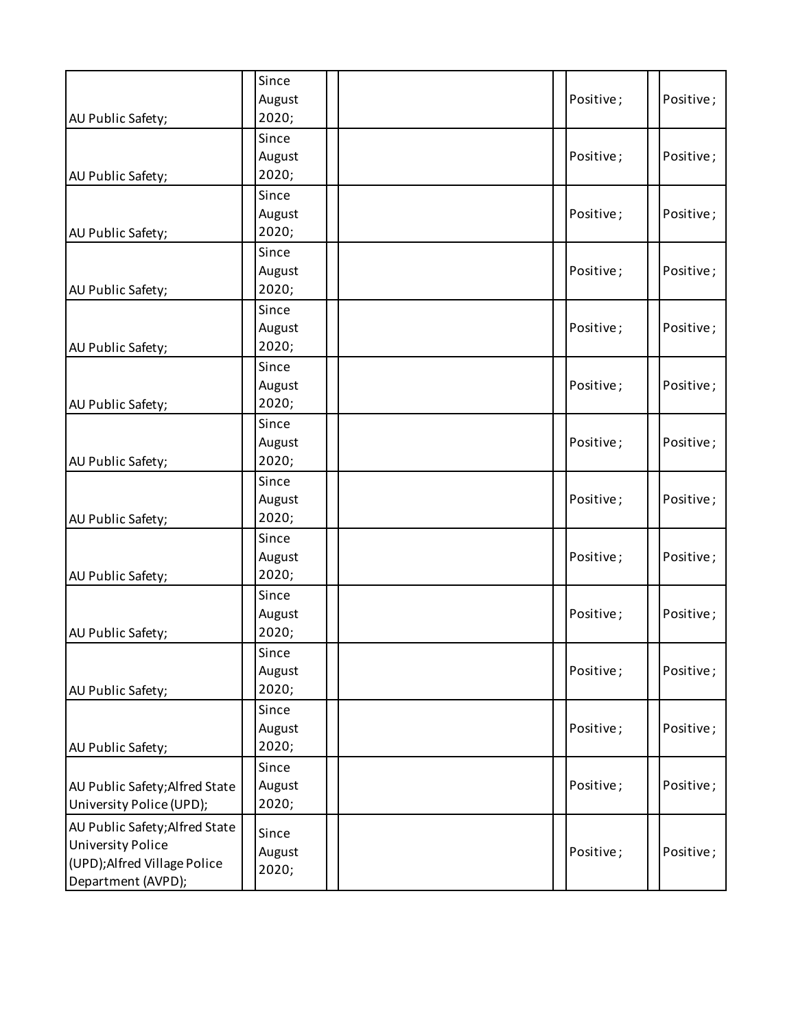| | | | | | | | | |
|---|---|---|---|---|---|---|---|---|
| AU Public Safety; | | Since August 2020; | | | | Positive ; | | Positive ; |
| AU Public Safety; | | Since August 2020; | | | | Positive ; | | Positive ; |
| AU Public Safety; | | Since August 2020; | | | | Positive ; | | Positive ; |
| AU Public Safety; | | Since August 2020; | | | | Positive ; | | Positive ; |
| AU Public Safety; | | Since August 2020; | | | | Positive ; | | Positive ; |
| AU Public Safety; | | Since August 2020; | | | | Positive ; | | Positive ; |
| AU Public Safety; | | Since August 2020; | | | | Positive ; | | Positive ; |
| AU Public Safety; | | Since August 2020; | | | | Positive ; | | Positive ; |
| AU Public Safety; | | Since August 2020; | | | | Positive ; | | Positive ; |
| AU Public Safety; | | Since August 2020; | | | | Positive ; | | Positive ; |
| AU Public Safety; | | Since August 2020; | | | | Positive ; | | Positive ; |
| AU Public Safety; | | Since August 2020; | | | | Positive ; | | Positive ; |
| AU Public Safety;Alfred State University Police (UPD); | | Since August 2020; | | | | Positive ; | | Positive ; |
| AU Public Safety;Alfred State University Police (UPD);Alfred Village Police Department (AVPD); | | Since August 2020; | | | | Positive ; | | Positive ; |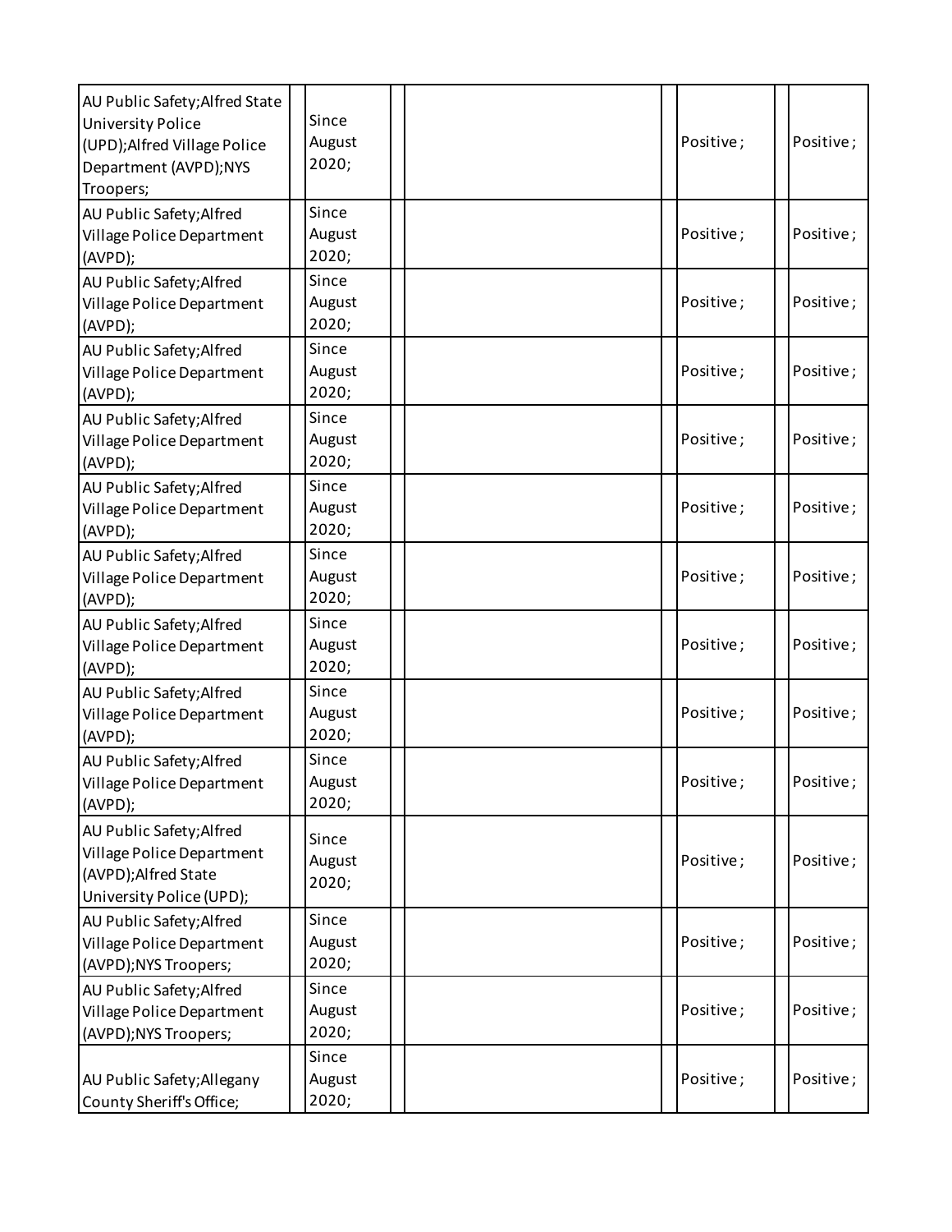| | | | | | | | | |
|---|---|---|---|---|---|---|---|---|
| AU Public Safety;Alfred State University Police (UPD);Alfred Village Police Department (AVPD);NYS Troopers; | | Since August 2020; | | | | Positive; | | Positive; |
| AU Public Safety;Alfred Village Police Department (AVPD); | | Since August 2020; | | | | Positive; | | Positive; |
| AU Public Safety;Alfred Village Police Department (AVPD); | | Since August 2020; | | | | Positive; | | Positive; |
| AU Public Safety;Alfred Village Police Department (AVPD); | | Since August 2020; | | | | Positive; | | Positive; |
| AU Public Safety;Alfred Village Police Department (AVPD); | | Since August 2020; | | | | Positive; | | Positive; |
| AU Public Safety;Alfred Village Police Department (AVPD); | | Since August 2020; | | | | Positive; | | Positive; |
| AU Public Safety;Alfred Village Police Department (AVPD); | | Since August 2020; | | | | Positive; | | Positive; |
| AU Public Safety;Alfred Village Police Department (AVPD); | | Since August 2020; | | | | Positive; | | Positive; |
| AU Public Safety;Alfred Village Police Department (AVPD); | | Since August 2020; | | | | Positive; | | Positive; |
| AU Public Safety;Alfred Village Police Department (AVPD); | | Since August 2020; | | | | Positive; | | Positive; |
| AU Public Safety;Alfred Village Police Department (AVPD);Alfred State University Police (UPD); | | Since August 2020; | | | | Positive; | | Positive; |
| AU Public Safety;Alfred Village Police Department (AVPD);NYS Troopers; | | Since August 2020; | | | | Positive; | | Positive; |
| AU Public Safety;Alfred Village Police Department (AVPD);NYS Troopers; | | Since August 2020; | | | | Positive; | | Positive; |
| AU Public Safety;Allegany County Sheriff's Office; | | Since August 2020; | | | | Positive; | | Positive; |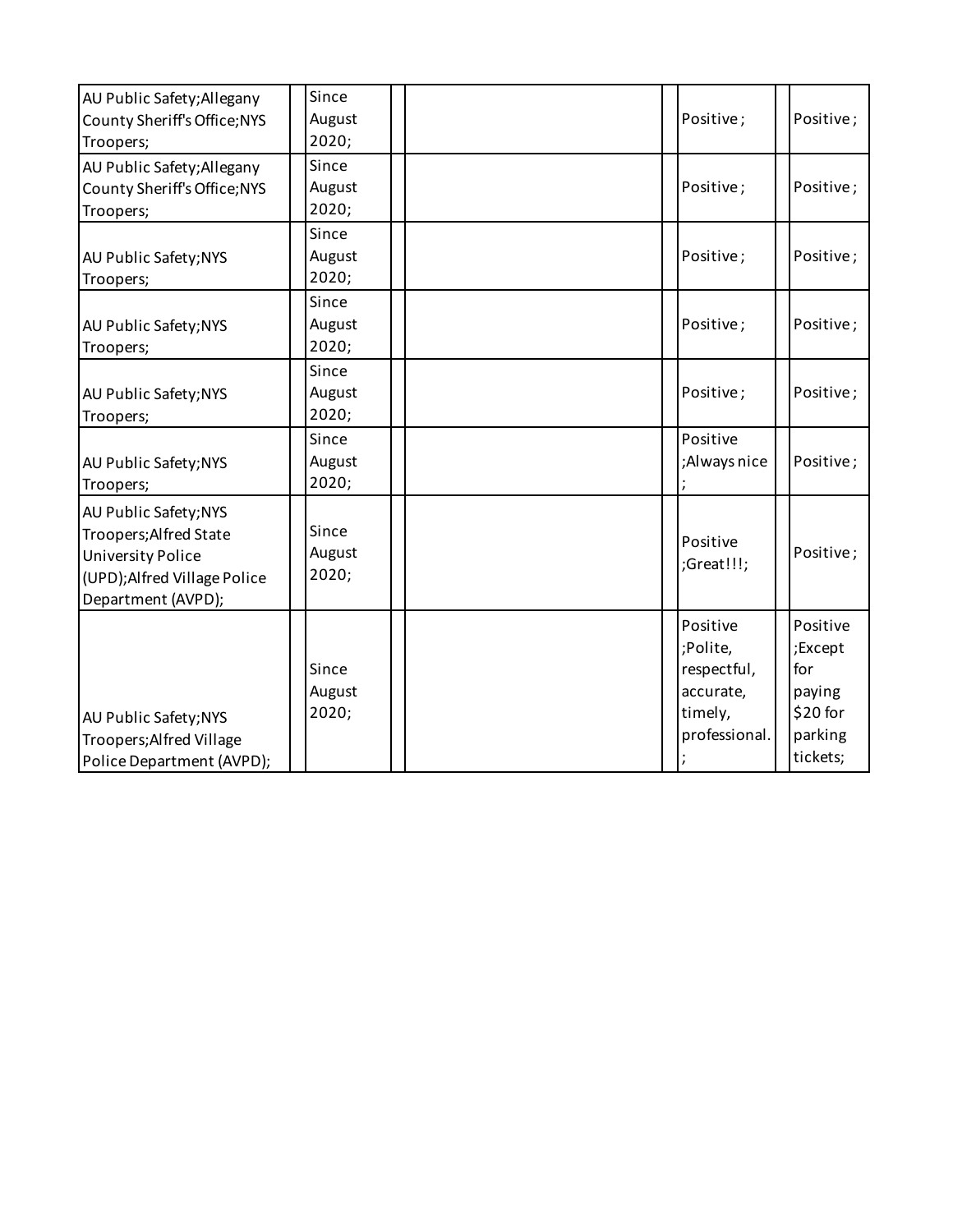| | | | | | | | | |
|---|---|---|---|---|---|---|---|---|
| AU Public Safety;Allegany County Sheriff's Office;NYS Troopers; | | Since August 2020; | | | | Positive ; | | Positive ; |
| AU Public Safety;Allegany County Sheriff's Office;NYS Troopers; | | Since August 2020; | | | | Positive ; | | Positive ; |
| AU Public Safety;NYS Troopers; | | Since August 2020; | | | | Positive ; | | Positive ; |
| AU Public Safety;NYS Troopers; | | Since August 2020; | | | | Positive ; | | Positive ; |
| AU Public Safety;NYS Troopers; | | Since August 2020; | | | | Positive ; | | Positive ; |
| AU Public Safety;NYS Troopers; | | Since August 2020; | | | | Positive ;Always nice ; | | Positive ; |
| AU Public Safety;NYS Troopers;Alfred State University Police (UPD);Alfred Village Police Department (AVPD); | | Since August 2020; | | | | Positive ;Great!!!; | | Positive ; |
| AU Public Safety;NYS Troopers;Alfred Village Police Department (AVPD); | | Since August 2020; | | | | Positive ;Polite, respectful, accurate, timely, professional. ; | | Positive ;Except for paying $20 for parking tickets; |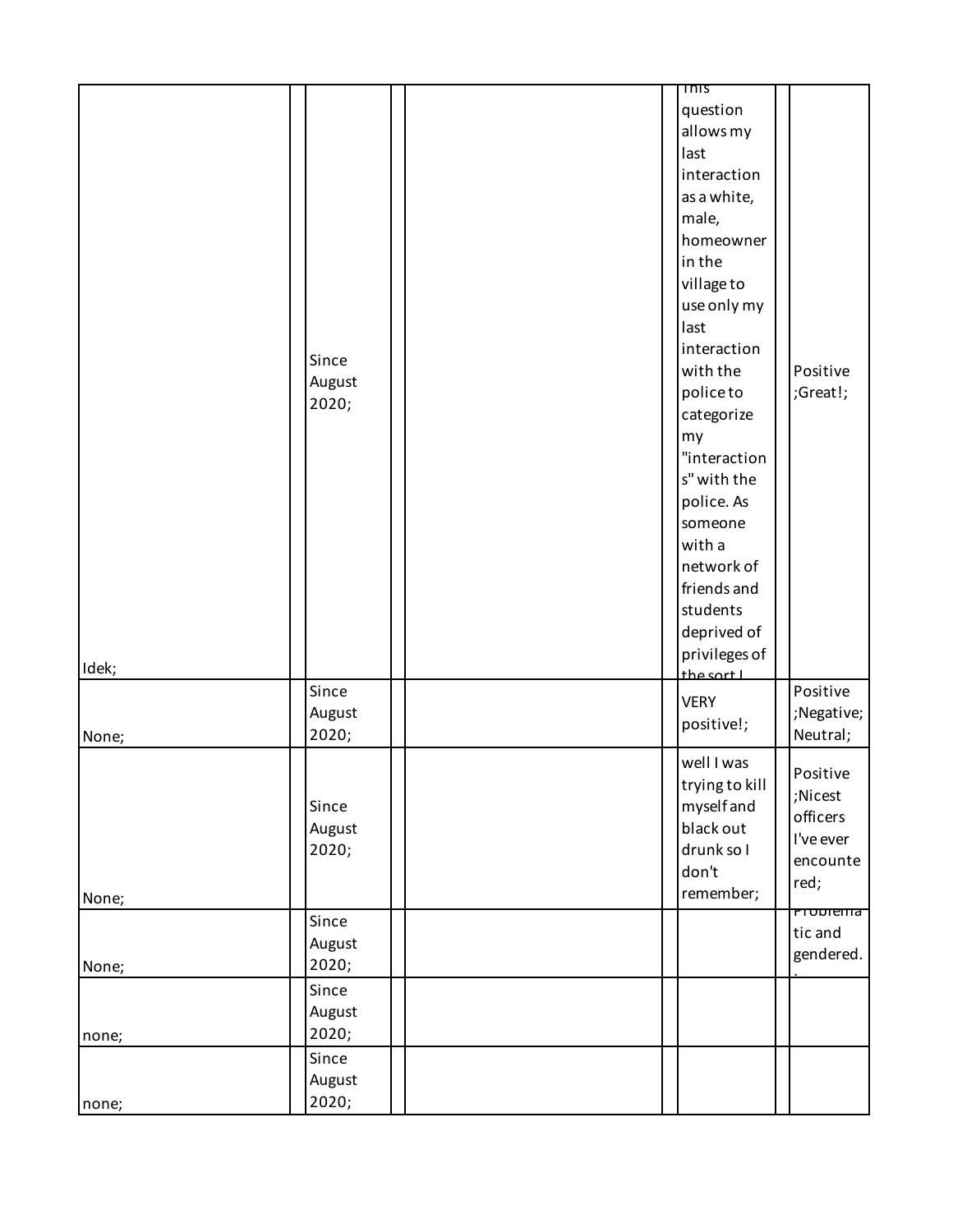| | | | | | | | | |
|---|---|---|---|---|---|---|---|---|
| Idek; | | Since August 2020; | | | | This question allows my last interaction as a white, male, homeowner in the village to use only my last interaction with the police to categorize my "interactions" with the police. As someone with a network of friends and students deprived of privileges of the sort I | | Positive ;Great!; |
| None; | | Since August 2020; | | | | VERY positive!; | | Positive ;Negative; Neutral; |
| None; | | Since August 2020; | | | | well I was trying to kill myself and black out drunk so I don't remember; | | Positive ;Nicest officers I've ever encountered; |
| None; | | Since August 2020; | | | | | | Problematic and gendered. |
| none; | | Since August 2020; | | | | | | |
| none; | | Since August 2020; | | | | | | |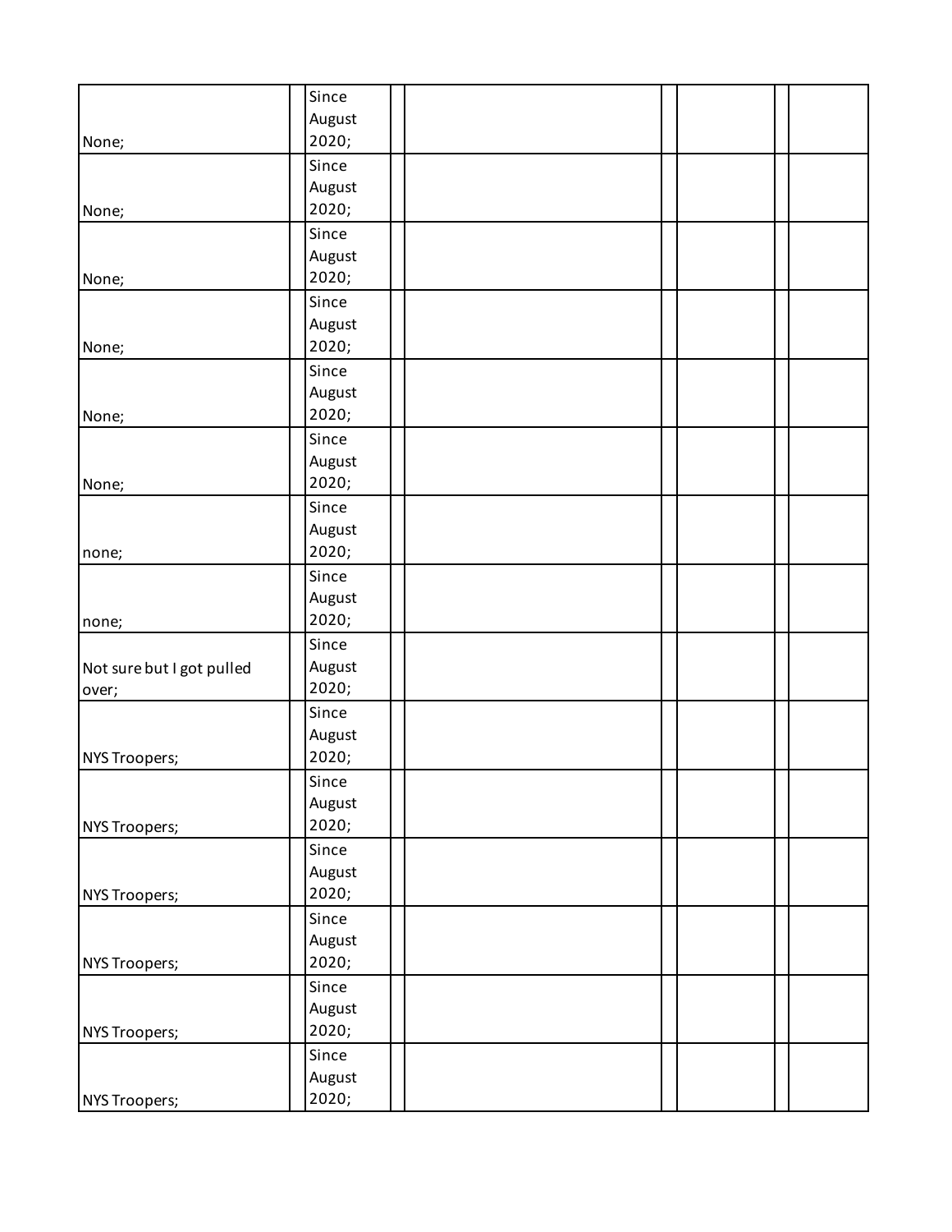| | | | | | | | | |
|---|---|---|---|---|---|---|---|---|
| None; | | Since August 2020; | | | | | | |
| None; | | Since August 2020; | | | | | | |
| None; | | Since August 2020; | | | | | | |
| None; | | Since August 2020; | | | | | | |
| None; | | Since August 2020; | | | | | | |
| None; | | Since August 2020; | | | | | | |
| none; | | Since August 2020; | | | | | | |
| none; | | Since August 2020; | | | | | | |
| Not sure but I got pulled over; | | Since August 2020; | | | | | | |
| NYS Troopers; | | Since August 2020; | | | | | | |
| NYS Troopers; | | Since August 2020; | | | | | | |
| NYS Troopers; | | Since August 2020; | | | | | | |
| NYS Troopers; | | Since August 2020; | | | | | | |
| NYS Troopers; | | Since August 2020; | | | | | | |
| NYS Troopers; | | Since August 2020; | | | | | | |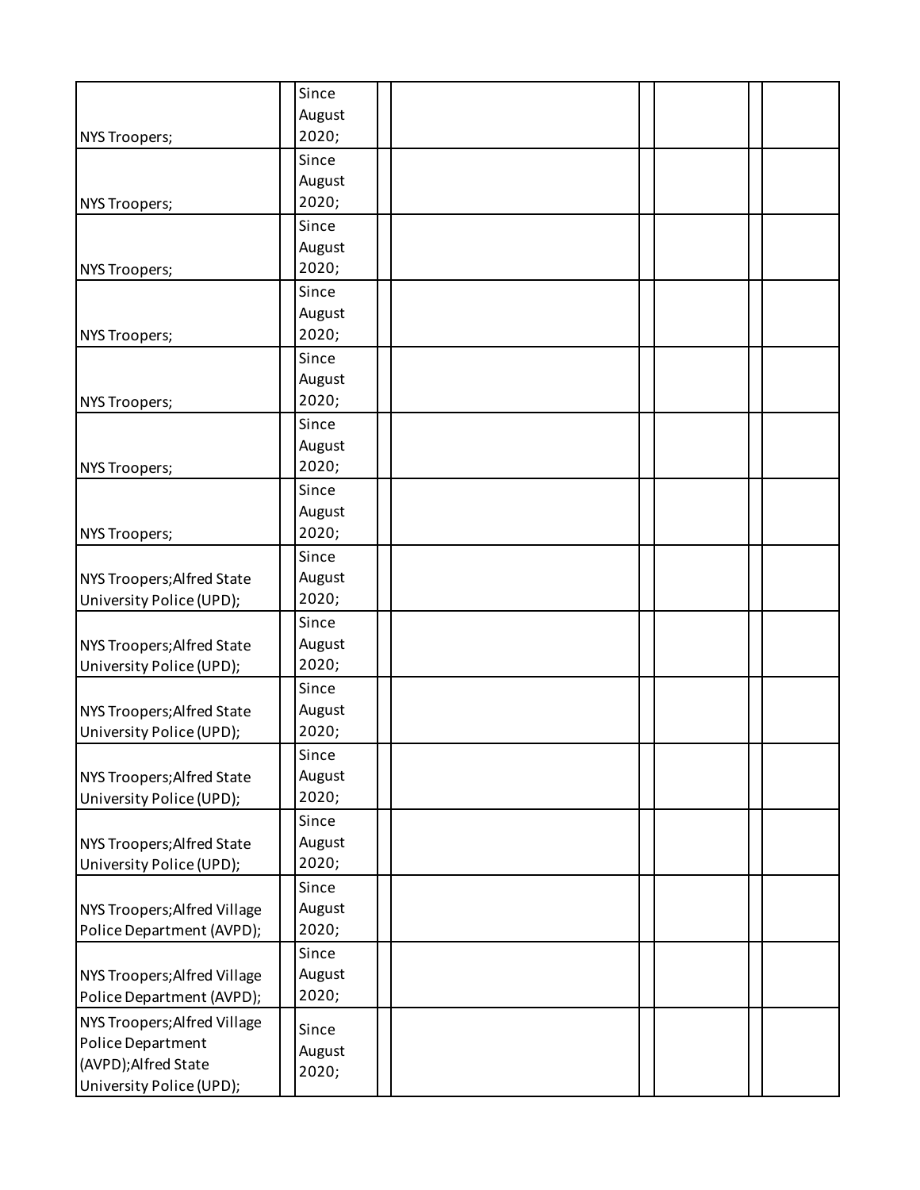| | | | | | | | | |
|---|---|---|---|---|---|---|---|---|
| NYS Troopers; | | Since August 2020; | | | | | | |
| NYS Troopers; | | Since August 2020; | | | | | | |
| NYS Troopers; | | Since August 2020; | | | | | | |
| NYS Troopers; | | Since August 2020; | | | | | | |
| NYS Troopers; | | Since August 2020; | | | | | | |
| NYS Troopers; | | Since August 2020; | | | | | | |
| NYS Troopers; | | Since August 2020; | | | | | | |
| NYS Troopers;Alfred State University Police (UPD); | | Since August 2020; | | | | | | |
| NYS Troopers;Alfred State University Police (UPD); | | Since August 2020; | | | | | | |
| NYS Troopers;Alfred State University Police (UPD); | | Since August 2020; | | | | | | |
| NYS Troopers;Alfred State University Police (UPD); | | Since August 2020; | | | | | | |
| NYS Troopers;Alfred State University Police (UPD); | | Since August 2020; | | | | | | |
| NYS Troopers;Alfred Village Police Department (AVPD); | | Since August 2020; | | | | | | |
| NYS Troopers;Alfred Village Police Department (AVPD); | | Since August 2020; | | | | | | |
| NYS Troopers;Alfred Village Police Department (AVPD);Alfred State University Police (UPD); | | Since August 2020; | | | | | | |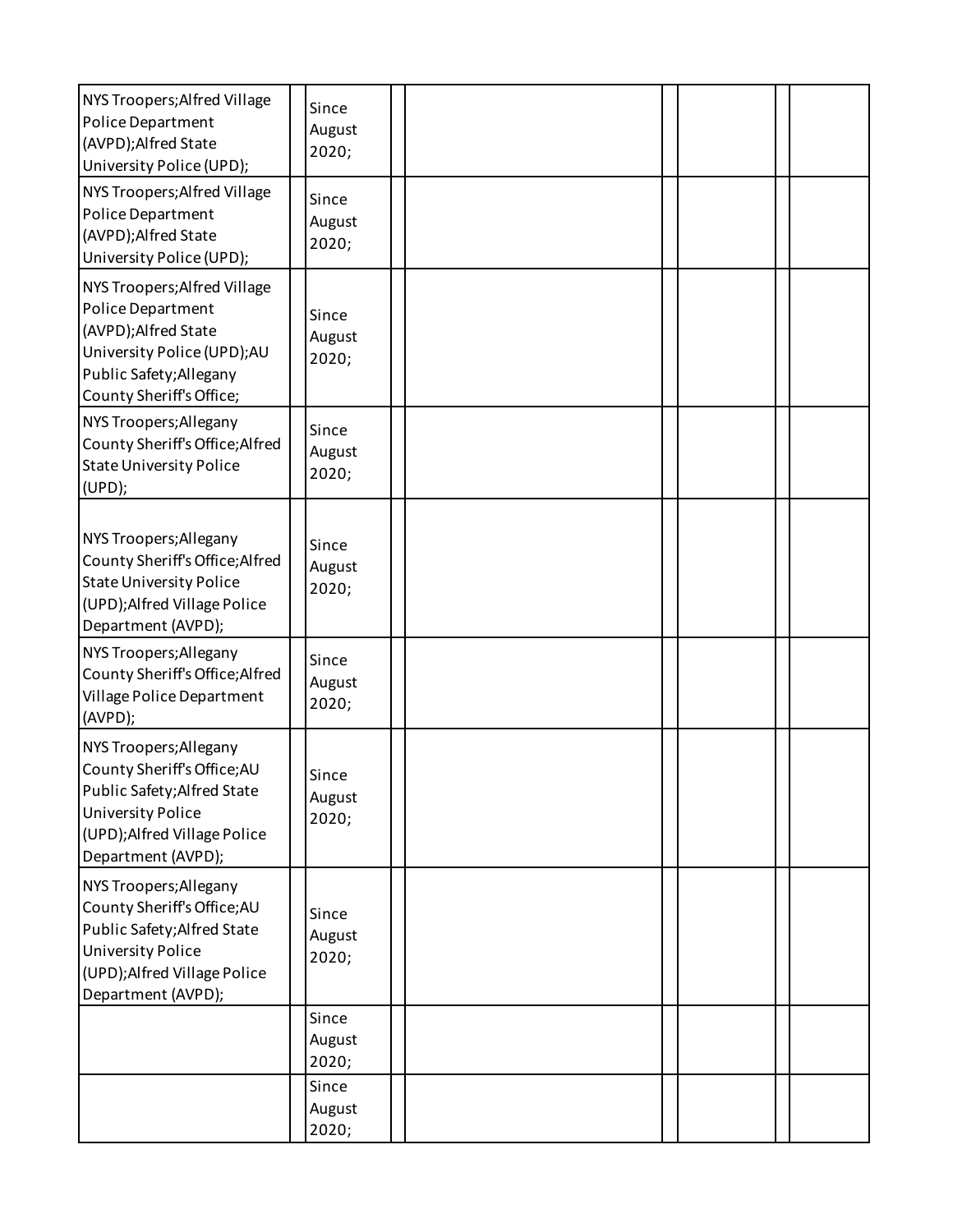| | | | | | | | | |
|---|---|---|---|---|---|---|---|---|
| NYS Troopers;Alfred Village Police Department (AVPD);Alfred State University Police (UPD); | | Since August 2020; | | | | | | |
| NYS Troopers;Alfred Village Police Department (AVPD);Alfred State University Police (UPD); | | Since August 2020; | | | | | | |
| NYS Troopers;Alfred Village Police Department (AVPD);Alfred State University Police (UPD);AU Public Safety;Allegany County Sheriff's Office; | | Since August 2020; | | | | | | |
| NYS Troopers;Allegany County Sheriff's Office;Alfred State University Police (UPD); | | Since August 2020; | | | | | | |
| NYS Troopers;Allegany County Sheriff's Office;Alfred State University Police (UPD);Alfred Village Police Department (AVPD); | | Since August 2020; | | | | | | |
| NYS Troopers;Allegany County Sheriff's Office;Alfred Village Police Department (AVPD); | | Since August 2020; | | | | | | |
| NYS Troopers;Allegany County Sheriff's Office;AU Public Safety;Alfred State University Police (UPD);Alfred Village Police Department (AVPD); | | Since August 2020; | | | | | | |
| NYS Troopers;Allegany County Sheriff's Office;AU Public Safety;Alfred State University Police (UPD);Alfred Village Police Department (AVPD); | | Since August 2020; | | | | | | |
| | | Since August 2020; | | | | | | |
| | | Since August 2020; | | | | | | |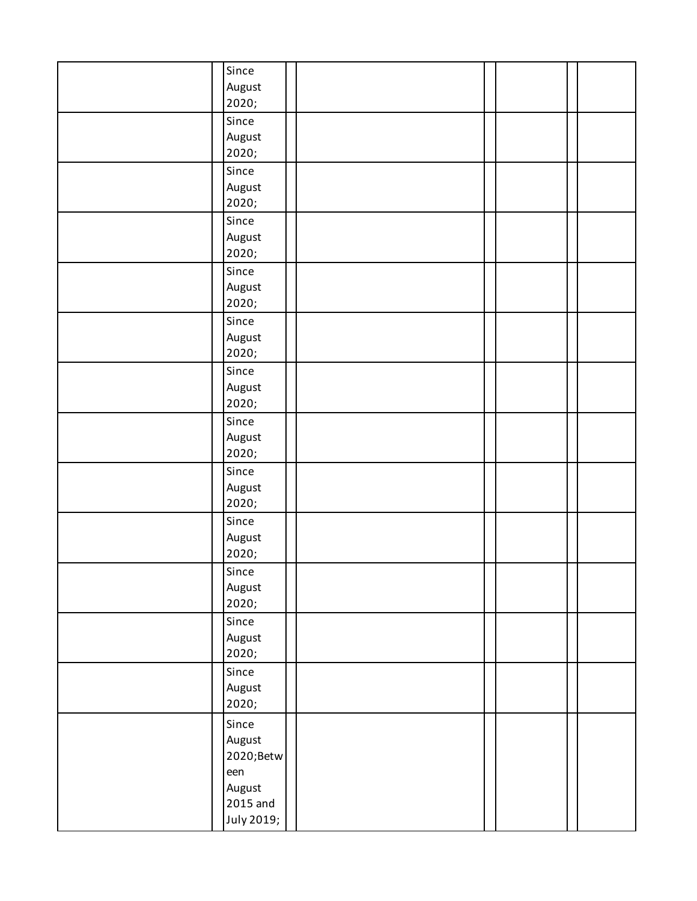| | | | | | | | | |
|---|---|---|---|---|---|---|---|---|
| | | Since August 2020; | | | | | | |
| | | Since August 2020; | | | | | | |
| | | Since August 2020; | | | | | | |
| | | Since August 2020; | | | | | | |
| | | Since August 2020; | | | | | | |
| | | Since August 2020; | | | | | | |
| | | Since August 2020; | | | | | | |
| | | Since August 2020; | | | | | | |
| | | Since August 2020; | | | | | | |
| | | Since August 2020; | | | | | | |
| | | Since August 2020; | | | | | | |
| | | Since August 2020; | | | | | | |
| | | Since August 2020; | | | | | | |
| | | Since August 2020;Between August 2015 and July 2019; | | | | | | |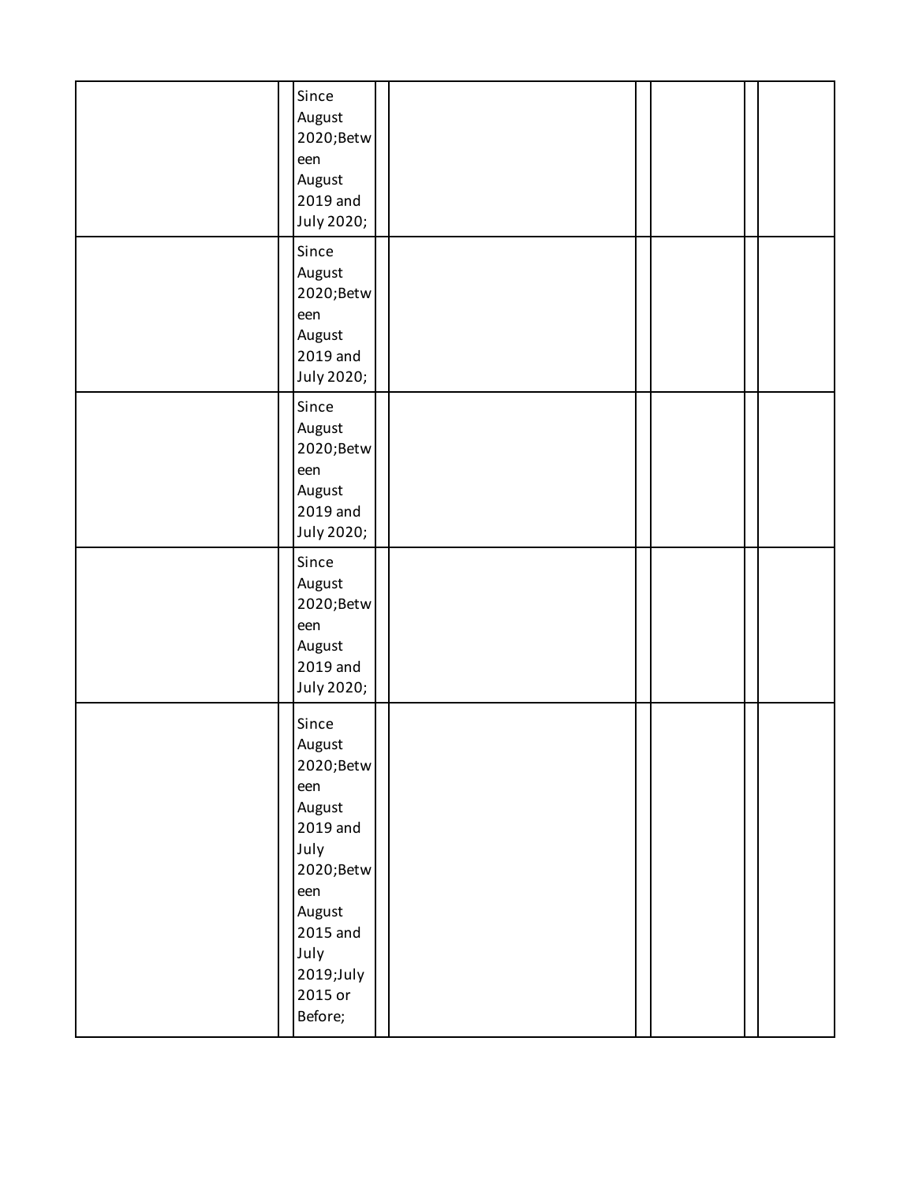| | | | | | | | | |
|---|---|---|---|---|---|---|---|---|
| | | Since August 2020;Between August 2019 and July 2020; | | | | | | |
| | | Since August 2020;Between August 2019 and July 2020; | | | | | | |
| | | Since August 2020;Between August 2019 and July 2020; | | | | | | |
| | | Since August 2020;Between August 2019 and July 2020; | | | | | | |
| | | Since August 2020;Between August 2019 and July 2020;Between August 2015 and July 2019;July 2015 or Before; | | | | | | |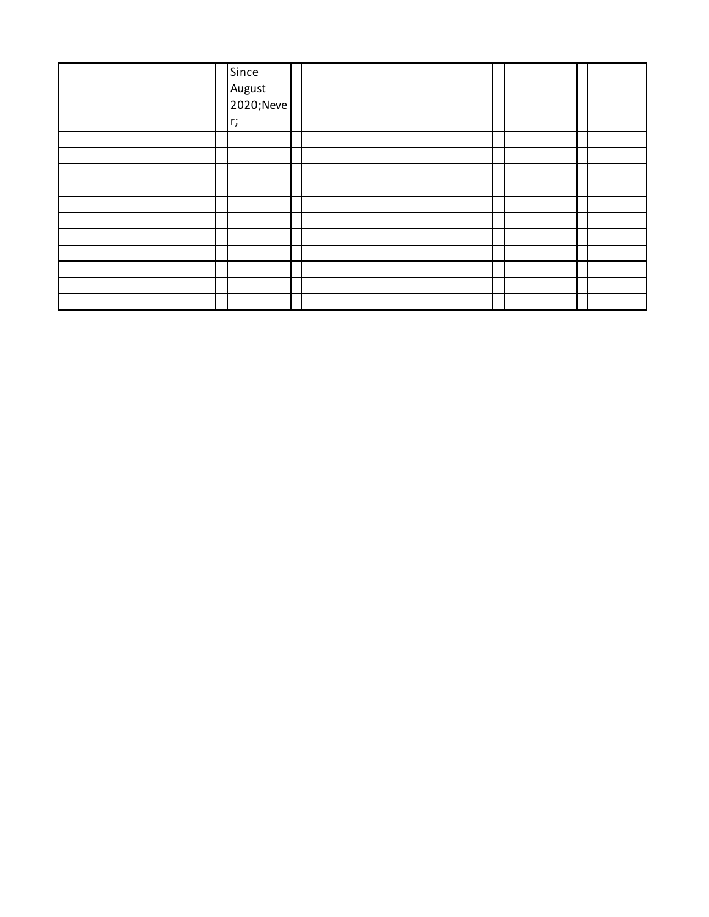| | | | | | | | | |
|---|---|---|---|---|---|---|---|---|
| | | Since August 2020;Never; | | | | | | |
| | | | | | | | | |
| | | | | | | | | |
| | | | | | | | | |
| | | | | | | | | |
| | | | | | | | | |
| | | | | | | | | |
| | | | | | | | | |
| | | | | | | | | |
| | | | | | | | | |
| | | | | | | | | |
| | | | | | | | | |